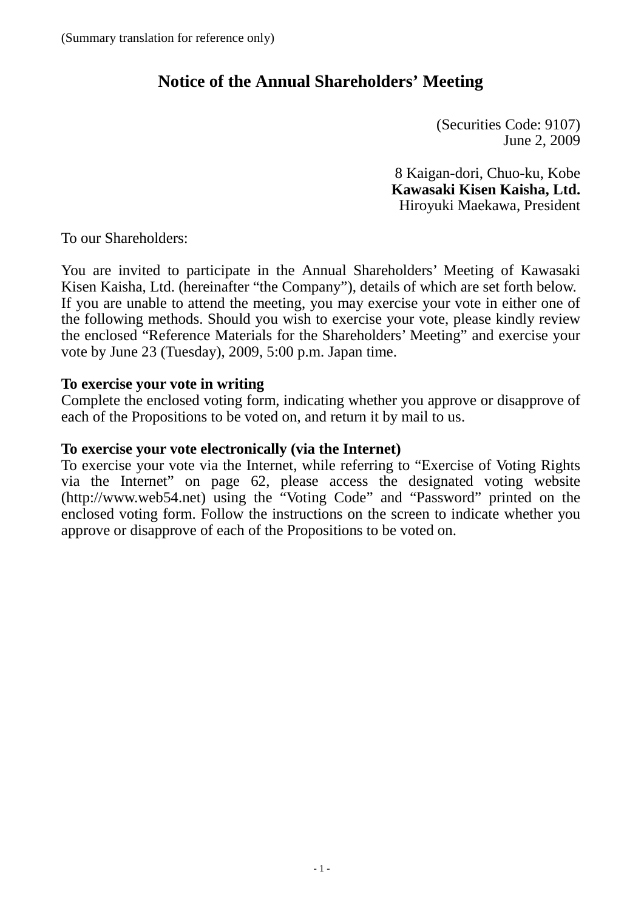(Summary translation for reference only)

# Notice of the Annual Shareholders' Meeting

(Securities Code: 9107)
June 2, 2009

8 Kaigan-dori, Chuo-ku, Kobe
**Kawasaki Kisen Kaisha, Ltd.**
Hiroyuki Maekawa, President

To our Shareholders:

You are invited to participate in the Annual Shareholders' Meeting of Kawasaki Kisen Kaisha, Ltd. (hereinafter "the Company"), details of which are set forth below.
If you are unable to attend the meeting, you may exercise your vote in either one of the following methods. Should you wish to exercise your vote, please kindly review the enclosed "Reference Materials for the Shareholders' Meeting" and exercise your vote by June 23 (Tuesday), 2009, 5:00 p.m. Japan time.

**To exercise your vote in writing**
Complete the enclosed voting form, indicating whether you approve or disapprove of each of the Propositions to be voted on, and return it by mail to us.

**To exercise your vote electronically (via the Internet)**
To exercise your vote via the Internet, while referring to "Exercise of Voting Rights via the Internet" on page 62, please access the designated voting website (http://www.web54.net) using the "Voting Code" and "Password" printed on the enclosed voting form. Follow the instructions on the screen to indicate whether you approve or disapprove of each of the Propositions to be voted on.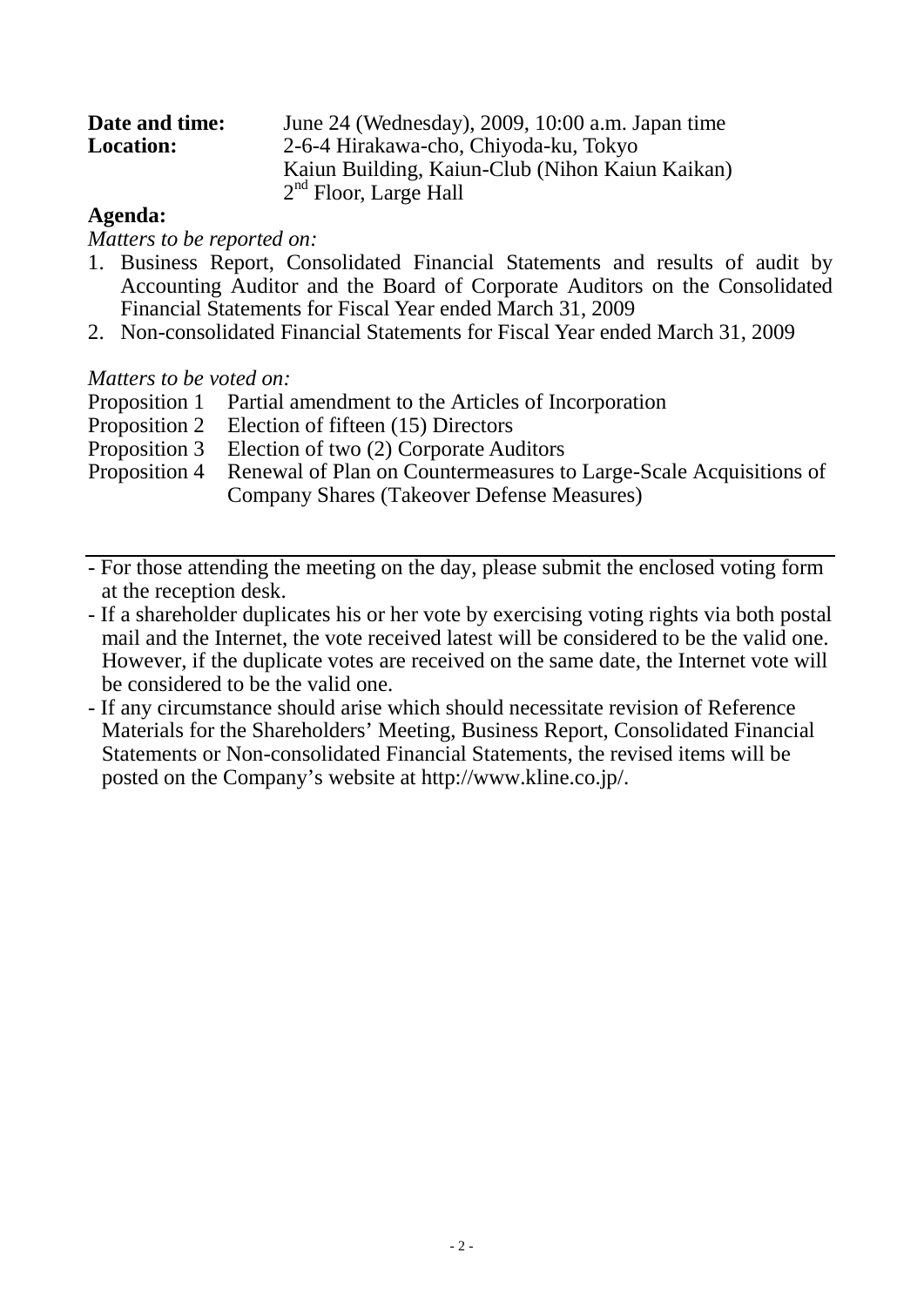**Date and time:** June 24 (Wednesday), 2009, 10:00 a.m. Japan time

**Location:** 2-6-4 Hirakawa-cho, Chiyoda-ku, Tokyo
Kaiun Building, Kaiun-Club (Nihon Kaiun Kaikan)
2nd Floor, Large Hall

**Agenda:**

*Matters to be reported on:*

1. Business Report, Consolidated Financial Statements and results of audit by Accounting Auditor and the Board of Corporate Auditors on the Consolidated Financial Statements for Fiscal Year ended March 31, 2009
2. Non-consolidated Financial Statements for Fiscal Year ended March 31, 2009

*Matters to be voted on:*

Proposition 1 Partial amendment to the Articles of Incorporation
Proposition 2 Election of fifteen (15) Directors
Proposition 3 Election of two (2) Corporate Auditors
Proposition 4 Renewal of Plan on Countermeasures to Large-Scale Acquisitions of Company Shares (Takeover Defense Measures)

---

- For those attending the meeting on the day, please submit the enclosed voting form at the reception desk.
- If a shareholder duplicates his or her vote by exercising voting rights via both postal mail and the Internet, the vote received latest will be considered to be the valid one. However, if the duplicate votes are received on the same date, the Internet vote will be considered to be the valid one.
- If any circumstance should arise which should necessitate revision of Reference Materials for the Shareholders' Meeting, Business Report, Consolidated Financial Statements or Non-consolidated Financial Statements, the revised items will be posted on the Company's website at http://www.kline.co.jp/.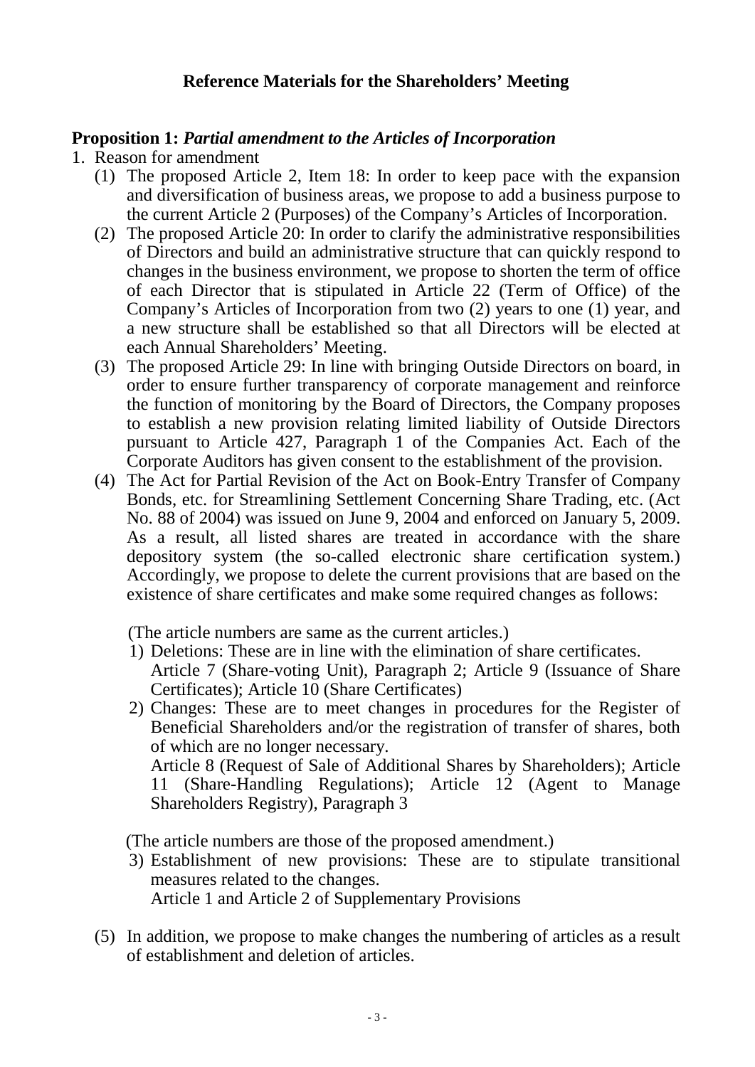## Reference Materials for the Shareholders' Meeting

**Proposition 1:** ***Partial amendment to the Articles of Incorporation***

1. Reason for amendment
   (1) The proposed Article 2, Item 18: In order to keep pace with the expansion and diversification of business areas, we propose to add a business purpose to the current Article 2 (Purposes) of the Company's Articles of Incorporation.
   (2) The proposed Article 20: In order to clarify the administrative responsibilities of Directors and build an administrative structure that can quickly respond to changes in the business environment, we propose to shorten the term of office of each Director that is stipulated in Article 22 (Term of Office) of the Company's Articles of Incorporation from two (2) years to one (1) year, and a new structure shall be established so that all Directors will be elected at each Annual Shareholders' Meeting.
   (3) The proposed Article 29: In line with bringing Outside Directors on board, in order to ensure further transparency of corporate management and reinforce the function of monitoring by the Board of Directors, the Company proposes to establish a new provision relating limited liability of Outside Directors pursuant to Article 427, Paragraph 1 of the Companies Act. Each of the Corporate Auditors has given consent to the establishment of the provision.
   (4) The Act for Partial Revision of the Act on Book-Entry Transfer of Company Bonds, etc. for Streamlining Settlement Concerning Share Trading, etc. (Act No. 88 of 2004) was issued on June 9, 2004 and enforced on January 5, 2009. As a result, all listed shares are treated in accordance with the share depository system (the so-called electronic share certification system.) Accordingly, we propose to delete the current provisions that are based on the existence of share certificates and make some required changes as follows:

   (The article numbers are same as the current articles.)
   1) Deletions: These are in line with the elimination of share certificates.
      Article 7 (Share-voting Unit), Paragraph 2; Article 9 (Issuance of Share Certificates); Article 10 (Share Certificates)
   2) Changes: These are to meet changes in procedures for the Register of Beneficial Shareholders and/or the registration of transfer of shares, both of which are no longer necessary.
      Article 8 (Request of Sale of Additional Shares by Shareholders); Article 11 (Share-Handling Regulations); Article 12 (Agent to Manage Shareholders Registry), Paragraph 3

   (The article numbers are those of the proposed amendment.)
   3) Establishment of new provisions: These are to stipulate transitional measures related to the changes.
      Article 1 and Article 2 of Supplementary Provisions

   (5) In addition, we propose to make changes the numbering of articles as a result of establishment and deletion of articles.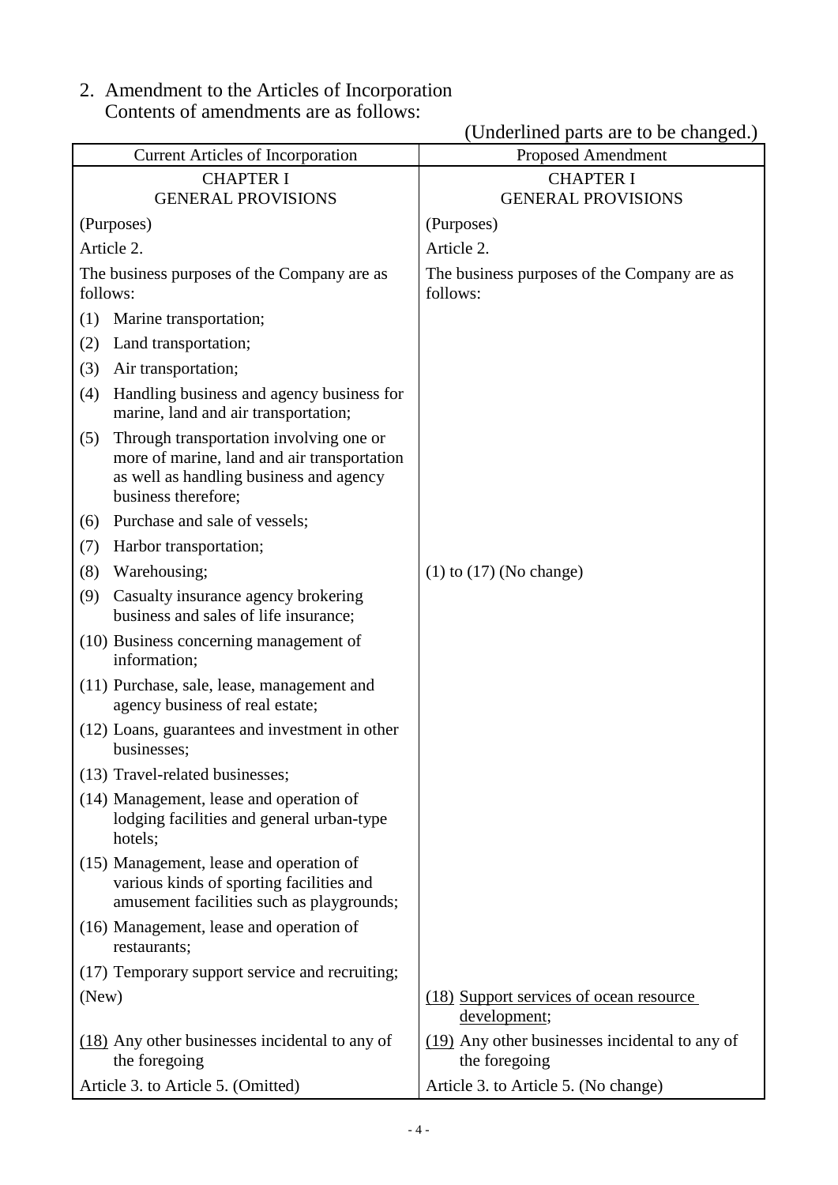2. Amendment to the Articles of Incorporation
   Contents of amendments are as follows:

(Underlined parts are to be changed.)

| Current Articles of Incorporation | Proposed Amendment |
|---|---|
| CHAPTER I<br>GENERAL PROVISIONS | CHAPTER I<br>GENERAL PROVISIONS |
| (Purposes) | (Purposes) |
| Article 2. | Article 2. |
| The business purposes of the Company are as follows: | The business purposes of the Company are as follows: |
| (1) Marine transportation;<br>(2) Land transportation;<br>(3) Air transportation;<br>(4) Handling business and agency business for marine, land and air transportation;<br>(5) Through transportation involving one or more of marine, land and air transportation as well as handling business and agency business therefore;<br>(6) Purchase and sale of vessels;<br>(7) Harbor transportation;<br>(8) Warehousing;<br>(9) Casualty insurance agency brokering business and sales of life insurance;<br>(10) Business concerning management of information;<br>(11) Purchase, sale, lease, management and agency business of real estate;<br>(12) Loans, guarantees and investment in other businesses;<br>(13) Travel-related businesses;<br>(14) Management, lease and operation of lodging facilities and general urban-type hotels;<br>(15) Management, lease and operation of various kinds of sporting facilities and amusement facilities such as playgrounds;<br>(16) Management, lease and operation of restaurants;<br>(17) Temporary support service and recruiting; | (1) to (17) (No change) |
| (New) | <u>(18) Support services of ocean resource development;</u> |
| <u>(18)</u> Any other businesses incidental to any of the foregoing | <u>(19)</u> Any other businesses incidental to any of the foregoing |
| Article 3. to Article 5. (Omitted) | Article 3. to Article 5. (No change) |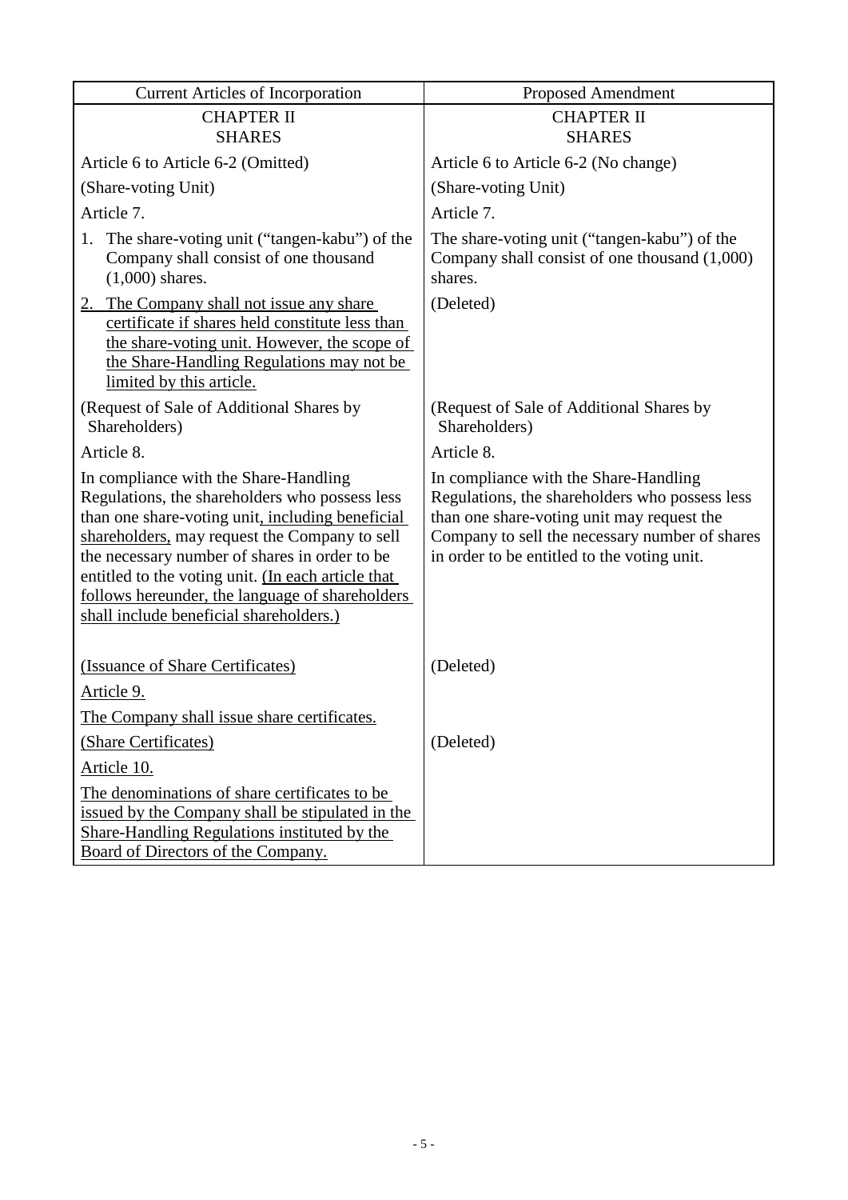| Current Articles of Incorporation | Proposed Amendment |
|---|---|
| CHAPTER II<br>SHARES | CHAPTER II<br>SHARES |
| Article 6 to Article 6-2 (Omitted) | Article 6 to Article 6-2 (No change) |
| (Share-voting Unit) | (Share-voting Unit) |
| Article 7. | Article 7. |
| 1. The share-voting unit ("tangen-kabu") of the Company shall consist of one thousand (1,000) shares. | The share-voting unit ("tangen-kabu") of the Company shall consist of one thousand (1,000) shares. |
| 2. The Company shall not issue any share certificate if shares held constitute less than the share-voting unit. However, the scope of the Share-Handling Regulations may not be limited by this article. | (Deleted) |
| (Request of Sale of Additional Shares by Shareholders) | (Request of Sale of Additional Shares by Shareholders) |
| Article 8. | Article 8. |
| In compliance with the Share-Handling Regulations, the shareholders who possess less than one share-voting unit, including beneficial shareholders, may request the Company to sell the necessary number of shares in order to be entitled to the voting unit. (In each article that follows hereunder, the language of shareholders shall include beneficial shareholders.) | In compliance with the Share-Handling Regulations, the shareholders who possess less than one share-voting unit may request the Company to sell the necessary number of shares in order to be entitled to the voting unit. |
| (Issuance of Share Certificates)<br>Article 9.<br>The Company shall issue share certificates. | (Deleted) |
| (Share Certificates)<br>Article 10.<br>The denominations of share certificates to be issued by the Company shall be stipulated in the Share-Handling Regulations instituted by the Board of Directors of the Company. | (Deleted) |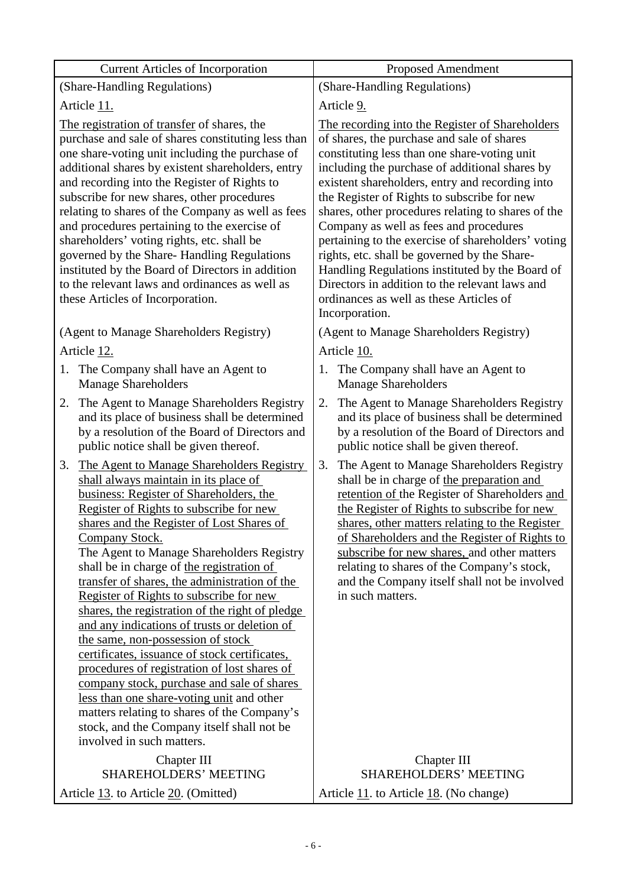| Current Articles of Incorporation | Proposed Amendment |
|---|---|
| (Share-Handling Regulations) | (Share-Handling Regulations) |
| Article 11. | Article 9. |
| The registration of transfer of shares, the purchase and sale of shares constituting less than one share-voting unit including the purchase of additional shares by existent shareholders, entry and recording into the Register of Rights to subscribe for new shares, other procedures relating to shares of the Company as well as fees and procedures pertaining to the exercise of shareholders' voting rights, etc. shall be governed by the Share- Handling Regulations instituted by the Board of Directors in addition to the relevant laws and ordinances as well as these Articles of Incorporation. | The recording into the Register of Shareholders of shares, the purchase and sale of shares constituting less than one share-voting unit including the purchase of additional shares by existent shareholders, entry and recording into the Register of Rights to subscribe for new shares, other procedures relating to shares of the Company as well as fees and procedures pertaining to the exercise of shareholders' voting rights, etc. shall be governed by the Share-Handling Regulations instituted by the Board of Directors in addition to the relevant laws and ordinances as well as these Articles of Incorporation. |
| (Agent to Manage Shareholders Registry) | (Agent to Manage Shareholders Registry) |
| Article 12. | Article 10. |
| 1. The Company shall have an Agent to Manage Shareholders | 1. The Company shall have an Agent to Manage Shareholders |
| 2. The Agent to Manage Shareholders Registry and its place of business shall be determined by a resolution of the Board of Directors and public notice shall be given thereof. | 2. The Agent to Manage Shareholders Registry and its place of business shall be determined by a resolution of the Board of Directors and public notice shall be given thereof. |
| 3. The Agent to Manage Shareholders Registry shall always maintain in its place of business: Register of Shareholders, the Register of Rights to subscribe for new shares and the Register of Lost Shares of Company Stock. The Agent to Manage Shareholders Registry shall be in charge of the registration of transfer of shares, the administration of the Register of Rights to subscribe for new shares, the registration of the right of pledge and any indications of trusts or deletion of the same, non-possession of stock certificates, issuance of stock certificates, procedures of registration of lost shares of company stock, purchase and sale of shares less than one share-voting unit and other matters relating to shares of the Company's stock, and the Company itself shall not be involved in such matters. | 3. The Agent to Manage Shareholders Registry shall be in charge of the preparation and retention of the Register of Shareholders and the Register of Rights to subscribe for new shares, other matters relating to the Register of Shareholders and the Register of Rights to subscribe for new shares, and other matters relating to shares of the Company's stock, and the Company itself shall not be involved in such matters. |
| Chapter III SHAREHOLDERS' MEETING | Chapter III SHAREHOLDERS' MEETING |
| Article 13. to Article 20. (Omitted) | Article 11. to Article 18. (No change) |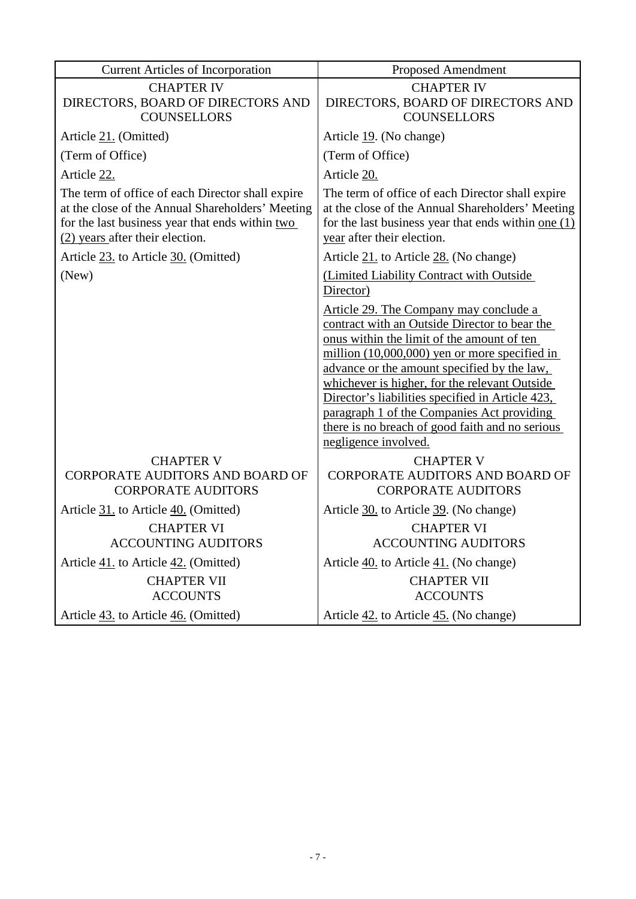| Current Articles of Incorporation | Proposed Amendment |
| --- | --- |
| CHAPTER IV<br>DIRECTORS, BOARD OF DIRECTORS AND COUNSELLORS | CHAPTER IV<br>DIRECTORS, BOARD OF DIRECTORS AND COUNSELLORS |
| Article 21. (Omitted) | Article 19. (No change) |
| (Term of Office) | (Term of Office) |
| Article 22. | Article 20. |
| The term of office of each Director shall expire at the close of the Annual Shareholders' Meeting for the last business year that ends within two (2) years after their election. | The term of office of each Director shall expire at the close of the Annual Shareholders' Meeting for the last business year that ends within one (1) year after their election. |
| Article 23. to Article 30. (Omitted) | Article 21. to Article 28. (No change) |
| (New) | (Limited Liability Contract with Outside Director)<br>Article 29. The Company may conclude a contract with an Outside Director to bear the onus within the limit of the amount of ten million (10,000,000) yen or more specified in advance or the amount specified by the law, whichever is higher, for the relevant Outside Director's liabilities specified in Article 423, paragraph 1 of the Companies Act providing there is no breach of good faith and no serious negligence involved. |
| CHAPTER V<br>CORPORATE AUDITORS AND BOARD OF CORPORATE AUDITORS | CHAPTER V<br>CORPORATE AUDITORS AND BOARD OF CORPORATE AUDITORS |
| Article 31. to Article 40. (Omitted) | Article 30. to Article 39. (No change) |
| CHAPTER VI<br>ACCOUNTING AUDITORS | CHAPTER VI<br>ACCOUNTING AUDITORS |
| Article 41. to Article 42. (Omitted) | Article 40. to Article 41. (No change) |
| CHAPTER VII<br>ACCOUNTS | CHAPTER VII<br>ACCOUNTS |
| Article 43. to Article 46. (Omitted) | Article 42. to Article 45. (No change) |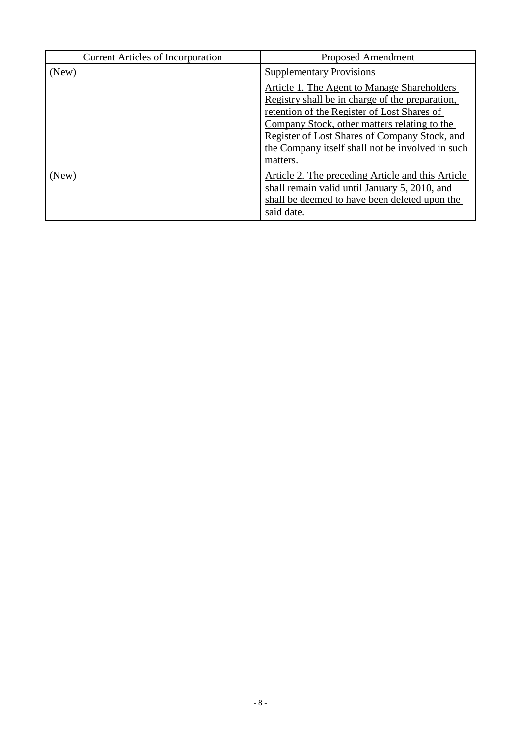| Current Articles of Incorporation | Proposed Amendment |
| --- | --- |
| (New) | Supplementary Provisions<br><br>Article 1. The Agent to Manage Shareholders Registry shall be in charge of the preparation, retention of the Register of Lost Shares of Company Stock, other matters relating to the Register of Lost Shares of Company Stock, and the Company itself shall not be involved in such matters. |
| (New) | Article 2. The preceding Article and this Article shall remain valid until January 5, 2010, and shall be deemed to have been deleted upon the said date. |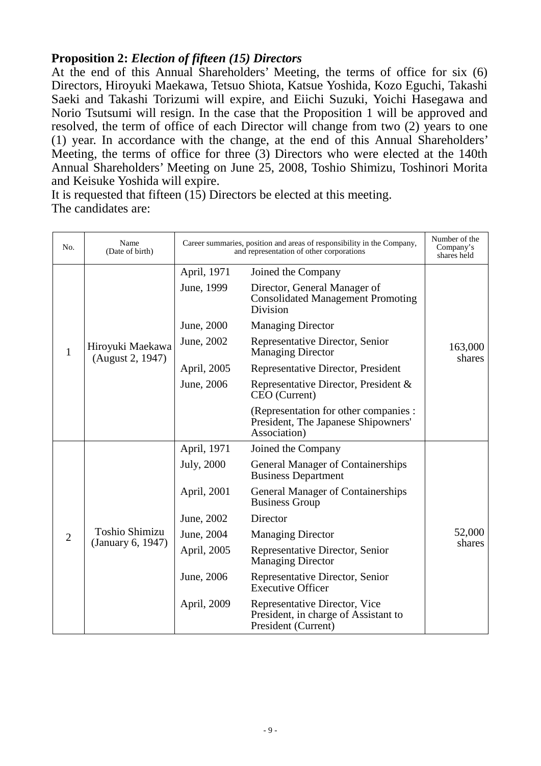**Proposition 2:** ***Election of fifteen (15) Directors***

At the end of this Annual Shareholders' Meeting, the terms of office for six (6) Directors, Hiroyuki Maekawa, Tetsuo Shiota, Katsue Yoshida, Kozo Eguchi, Takashi Saeki and Takashi Torizumi will expire, and Eiichi Suzuki, Yoichi Hasegawa and Norio Tsutsumi will resign. In the case that the Proposition 1 will be approved and resolved, the term of office of each Director will change from two (2) years to one (1) year. In accordance with the change, at the end of this Annual Shareholders' Meeting, the terms of office for three (3) Directors who were elected at the 140th Annual Shareholders' Meeting on June 25, 2008, Toshio Shimizu, Toshinori Morita and Keisuke Yoshida will expire.

It is requested that fifteen (15) Directors be elected at this meeting.

The candidates are:

| No. | Name (Date of birth) | Career summaries, position and areas of responsibility in the Company, and representation of other corporations | | Number of the Company's shares held |
|---|---|---|---|---|
| 1 | Hiroyuki Maekawa (August 2, 1947) | April, 1971 | Joined the Company | 163,000 shares |
| | | June, 1999 | Director, General Manager of Consolidated Management Promoting Division | |
| | | June, 2000 | Managing Director | |
| | | June, 2002 | Representative Director, Senior Managing Director | |
| | | April, 2005 | Representative Director, President | |
| | | June, 2006 | Representative Director, President & CEO (Current) | |
| | | | (Representation for other companies : President, The Japanese Shipowners' Association) | |
| 2 | Toshio Shimizu (January 6, 1947) | April, 1971 | Joined the Company | 52,000 shares |
| | | July, 2000 | General Manager of Containerships Business Department | |
| | | April, 2001 | General Manager of Containerships Business Group | |
| | | June, 2002 | Director | |
| | | June, 2004 | Managing Director | |
| | | April, 2005 | Representative Director, Senior Managing Director | |
| | | June, 2006 | Representative Director, Senior Executive Officer | |
| | | April, 2009 | Representative Director, Vice President, in charge of Assistant to President (Current) | |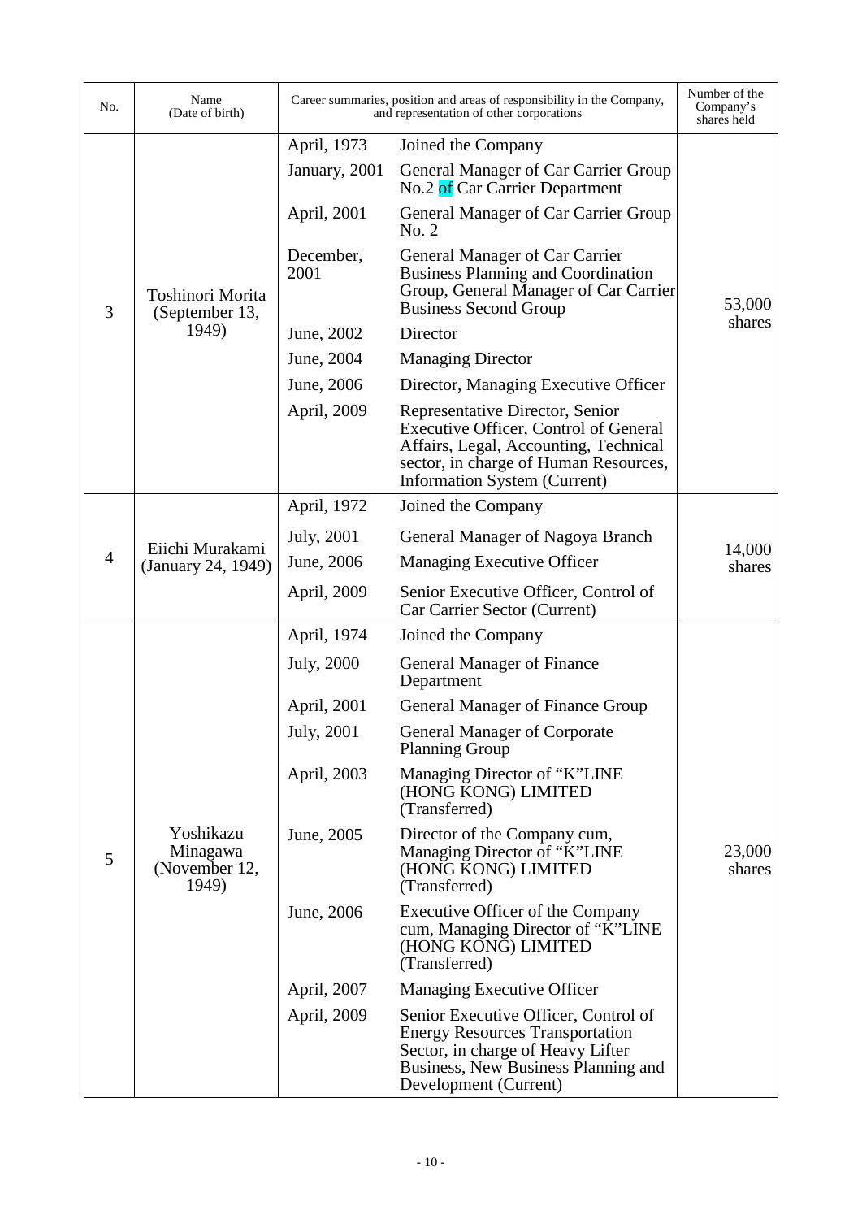| No. | Name (Date of birth) | Career summaries, position and areas of responsibility in the Company, and representation of other corporations | | Number of the Company's shares held |
|---|---|---|---|---|
| 3 | Toshinori Morita (September 13, 1949) | April, 1973 | Joined the Company | 53,000 shares |
| | | January, 2001 | General Manager of Car Carrier Group No.2 of Car Carrier Department | |
| | | April, 2001 | General Manager of Car Carrier Group No. 2 | |
| | | December, 2001 | General Manager of Car Carrier Business Planning and Coordination Group, General Manager of Car Carrier Business Second Group | |
| | | June, 2002 | Director | |
| | | June, 2004 | Managing Director | |
| | | June, 2006 | Director, Managing Executive Officer | |
| | | April, 2009 | Representative Director, Senior Executive Officer, Control of General Affairs, Legal, Accounting, Technical sector, in charge of Human Resources, Information System (Current) | |
| 4 | Eiichi Murakami (January 24, 1949) | April, 1972 | Joined the Company | 14,000 shares |
| | | July, 2001 | General Manager of Nagoya Branch | |
| | | June, 2006 | Managing Executive Officer | |
| | | April, 2009 | Senior Executive Officer, Control of Car Carrier Sector (Current) | |
| 5 | Yoshikazu Minagawa (November 12, 1949) | April, 1974 | Joined the Company | 23,000 shares |
| | | July, 2000 | General Manager of Finance Department | |
| | | April, 2001 | General Manager of Finance Group | |
| | | July, 2001 | General Manager of Corporate Planning Group | |
| | | April, 2003 | Managing Director of "K"LINE (HONG KONG) LIMITED (Transferred) | |
| | | June, 2005 | Director of the Company cum, Managing Director of "K"LINE (HONG KONG) LIMITED (Transferred) | |
| | | June, 2006 | Executive Officer of the Company cum, Managing Director of "K"LINE (HONG KONG) LIMITED (Transferred) | |
| | | April, 2007 | Managing Executive Officer | |
| | | April, 2009 | Senior Executive Officer, Control of Energy Resources Transportation Sector, in charge of Heavy Lifter Business, New Business Planning and Development (Current) | |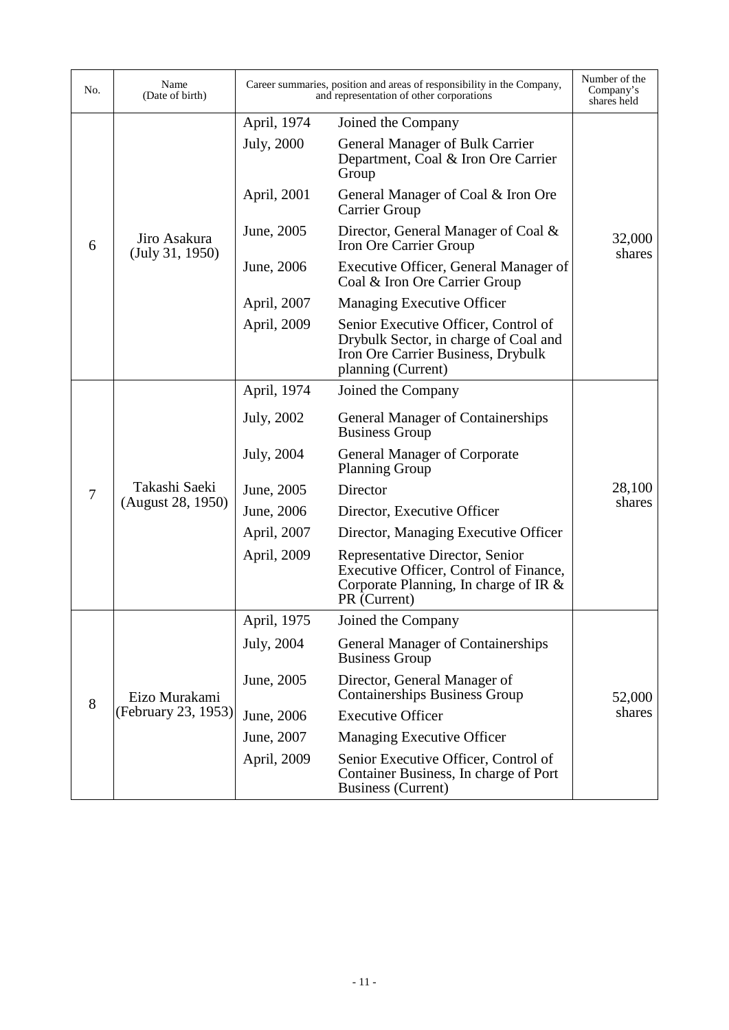| No. | Name (Date of birth) | Career summaries, position and areas of responsibility in the Company, and representation of other corporations | | Number of the Company's shares held |
|---|---|---|---|---|
| 6 | Jiro Asakura (July 31, 1950) | April, 1974 | Joined the Company | 32,000 shares |
| | | July, 2000 | General Manager of Bulk Carrier Department, Coal & Iron Ore Carrier Group | |
| | | April, 2001 | General Manager of Coal & Iron Ore Carrier Group | |
| | | June, 2005 | Director, General Manager of Coal & Iron Ore Carrier Group | |
| | | June, 2006 | Executive Officer, General Manager of Coal & Iron Ore Carrier Group | |
| | | April, 2007 | Managing Executive Officer | |
| | | April, 2009 | Senior Executive Officer, Control of Drybulk Sector, in charge of Coal and Iron Ore Carrier Business, Drybulk planning (Current) | |
| 7 | Takashi Saeki (August 28, 1950) | April, 1974 | Joined the Company | 28,100 shares |
| | | July, 2002 | General Manager of Containerships Business Group | |
| | | July, 2004 | General Manager of Corporate Planning Group | |
| | | June, 2005 | Director | |
| | | June, 2006 | Director, Executive Officer | |
| | | April, 2007 | Director, Managing Executive Officer | |
| | | April, 2009 | Representative Director, Senior Executive Officer, Control of Finance, Corporate Planning, In charge of IR & PR (Current) | |
| 8 | Eizo Murakami (February 23, 1953) | April, 1975 | Joined the Company | 52,000 shares |
| | | July, 2004 | General Manager of Containerships Business Group | |
| | | June, 2005 | Director, General Manager of Containerships Business Group | |
| | | June, 2006 | Executive Officer | |
| | | June, 2007 | Managing Executive Officer | |
| | | April, 2009 | Senior Executive Officer, Control of Container Business, In charge of Port Business (Current) | |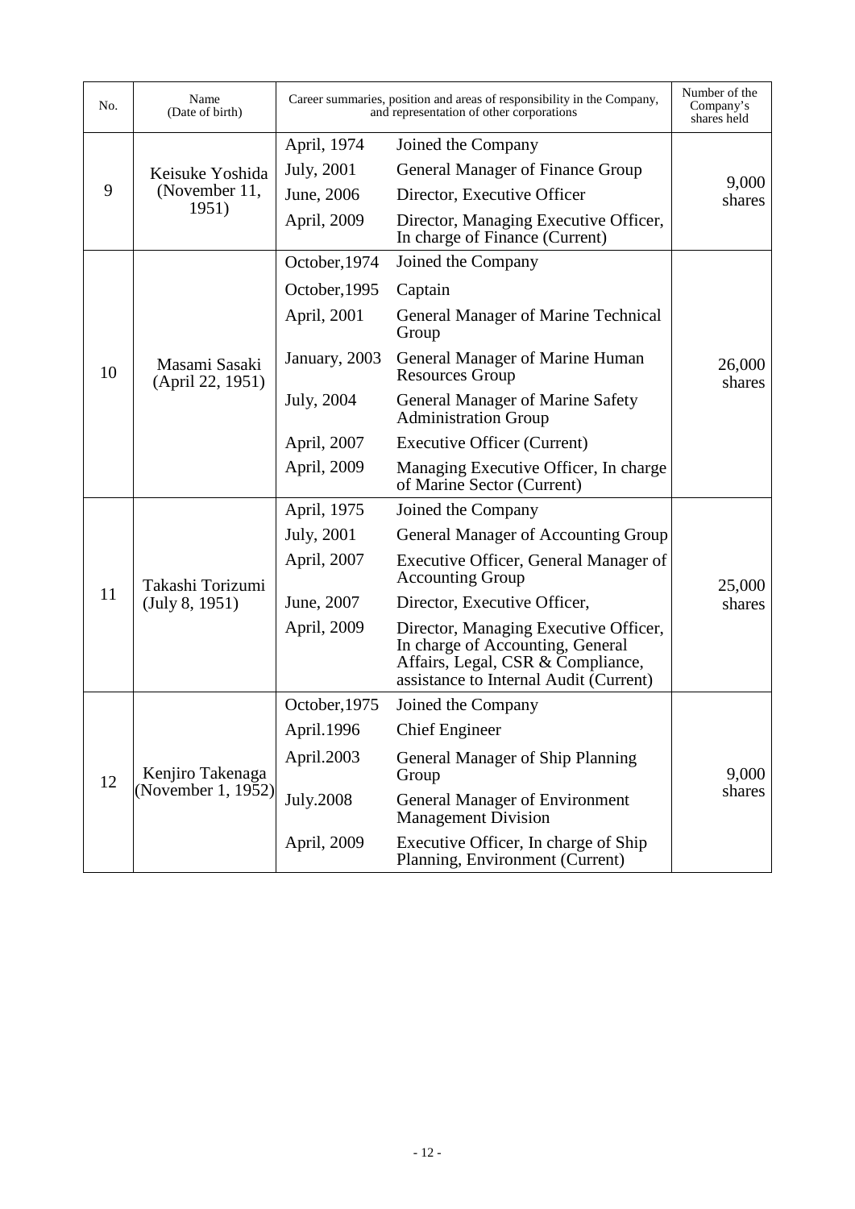| No. | Name (Date of birth) | Career summaries, position and areas of responsibility in the Company, and representation of other corporations | | Number of the Company's shares held |
|---|---|---|---|---|
| 9 | Keisuke Yoshida (November 11, 1951) | April, 1974 | Joined the Company | 9,000 shares |
| | | July, 2001 | General Manager of Finance Group | |
| | | June, 2006 | Director, Executive Officer | |
| | | April, 2009 | Director, Managing Executive Officer, In charge of Finance (Current) | |
| 10 | Masami Sasaki (April 22, 1951) | October,1974 | Joined the Company | 26,000 shares |
| | | October,1995 | Captain | |
| | | April, 2001 | General Manager of Marine Technical Group | |
| | | January, 2003 | General Manager of Marine Human Resources Group | |
| | | July, 2004 | General Manager of Marine Safety Administration Group | |
| | | April, 2007 | Executive Officer (Current) | |
| | | April, 2009 | Managing Executive Officer, In charge of Marine Sector (Current) | |
| 11 | Takashi Torizumi (July 8, 1951) | April, 1975 | Joined the Company | 25,000 shares |
| | | July, 2001 | General Manager of Accounting Group | |
| | | April, 2007 | Executive Officer, General Manager of Accounting Group | |
| | | June, 2007 | Director, Executive Officer, | |
| | | April, 2009 | Director, Managing Executive Officer, In charge of Accounting, General Affairs, Legal, CSR & Compliance, assistance to Internal Audit (Current) | |
| 12 | Kenjiro Takenaga (November 1, 1952) | October,1975 | Joined the Company | 9,000 shares |
| | | April.1996 | Chief Engineer | |
| | | April.2003 | General Manager of Ship Planning Group | |
| | | July.2008 | General Manager of Environment Management Division | |
| | | April, 2009 | Executive Officer, In charge of Ship Planning, Environment (Current) | |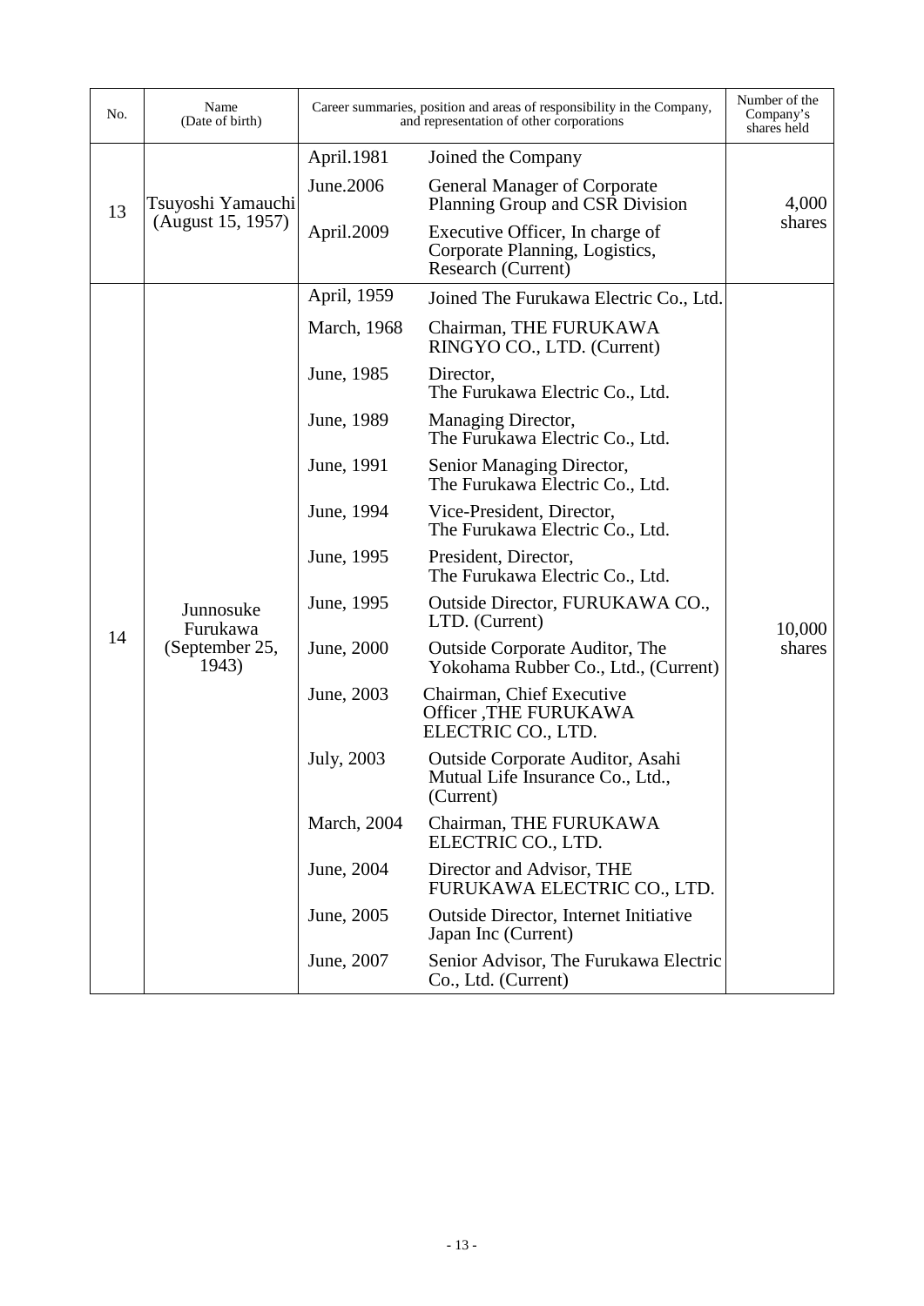| No. | Name (Date of birth) | Career summaries, position and areas of responsibility in the Company, and representation of other corporations | | Number of the Company's shares held |
|---|---|---|---|---|
| 13 | Tsuyoshi Yamauchi (August 15, 1957) | April.1981 | Joined the Company | 4,000 shares |
| | | June.2006 | General Manager of Corporate Planning Group and CSR Division | |
| | | April.2009 | Executive Officer, In charge of Corporate Planning, Logistics, Research (Current) | |
| 14 | Junnosuke Furukawa (September 25, 1943) | April, 1959 | Joined The Furukawa Electric Co., Ltd. | 10,000 shares |
| | | March, 1968 | Chairman, THE FURUKAWA RINGYO CO., LTD. (Current) | |
| | | June, 1985 | Director, The Furukawa Electric Co., Ltd. | |
| | | June, 1989 | Managing Director, The Furukawa Electric Co., Ltd. | |
| | | June, 1991 | Senior Managing Director, The Furukawa Electric Co., Ltd. | |
| | | June, 1994 | Vice-President, Director, The Furukawa Electric Co., Ltd. | |
| | | June, 1995 | President, Director, The Furukawa Electric Co., Ltd. | |
| | | June, 1995 | Outside Director, FURUKAWA CO., LTD. (Current) | |
| | | June, 2000 | Outside Corporate Auditor, The Yokohama Rubber Co., Ltd., (Current) | |
| | | June, 2003 | Chairman, Chief Executive Officer ,THE FURUKAWA ELECTRIC CO., LTD. | |
| | | July, 2003 | Outside Corporate Auditor, Asahi Mutual Life Insurance Co., Ltd., (Current) | |
| | | March, 2004 | Chairman, THE FURUKAWA ELECTRIC CO., LTD. | |
| | | June, 2004 | Director and Advisor, THE FURUKAWA ELECTRIC CO., LTD. | |
| | | June, 2005 | Outside Director, Internet Initiative Japan Inc (Current) | |
| | | June, 2007 | Senior Advisor, The Furukawa Electric Co., Ltd. (Current) | |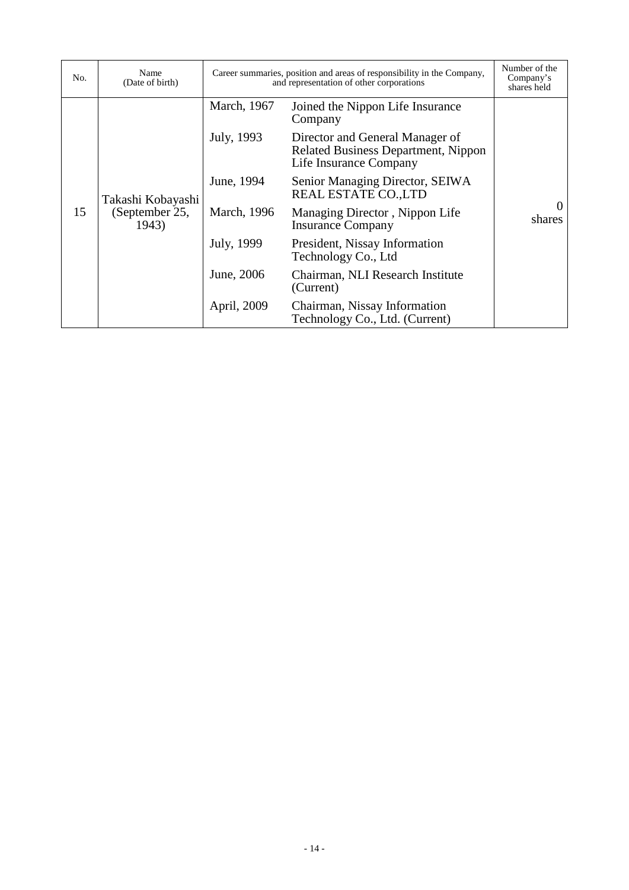| No. | Name (Date of birth) | Career summaries, position and areas of responsibility in the Company, and representation of other corporations | | Number of the Company's shares held |
|---|---|---|---|---|
| 15 | Takashi Kobayashi (September 25, 1943) | March, 1967 | Joined the Nippon Life Insurance Company | 0 shares |
| | | July, 1993 | Director and General Manager of Related Business Department, Nippon Life Insurance Company | |
| | | June, 1994 | Senior Managing Director, SEIWA REAL ESTATE CO.,LTD | |
| | | March, 1996 | Managing Director , Nippon Life Insurance Company | |
| | | July, 1999 | President, Nissay Information Technology Co., Ltd | |
| | | June, 2006 | Chairman, NLI Research Institute (Current) | |
| | | April, 2009 | Chairman, Nissay Information Technology Co., Ltd. (Current) | |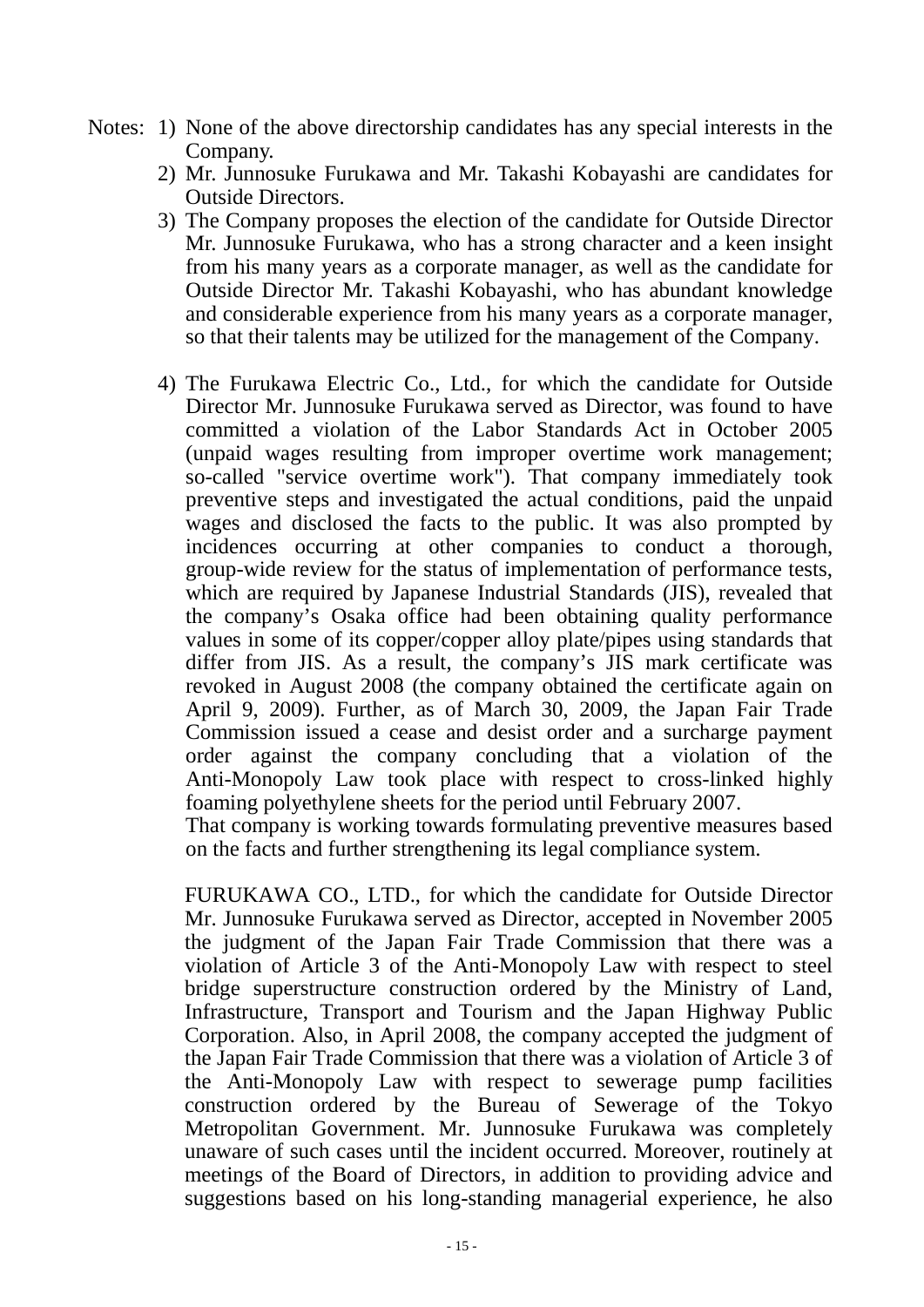Notes:

1) None of the above directorship candidates has any special interests in the Company.
2) Mr. Junnosuke Furukawa and Mr. Takashi Kobayashi are candidates for Outside Directors.
3) The Company proposes the election of the candidate for Outside Director Mr. Junnosuke Furukawa, who has a strong character and a keen insight from his many years as a corporate manager, as well as the candidate for Outside Director Mr. Takashi Kobayashi, who has abundant knowledge and considerable experience from his many years as a corporate manager, so that their talents may be utilized for the management of the Company.
4) The Furukawa Electric Co., Ltd., for which the candidate for Outside Director Mr. Junnosuke Furukawa served as Director, was found to have committed a violation of the Labor Standards Act in October 2005 (unpaid wages resulting from improper overtime work management; so-called "service overtime work"). That company immediately took preventive steps and investigated the actual conditions, paid the unpaid wages and disclosed the facts to the public. It was also prompted by incidences occurring at other companies to conduct a thorough, group-wide review for the status of implementation of performance tests, which are required by Japanese Industrial Standards (JIS), revealed that the company's Osaka office had been obtaining quality performance values in some of its copper/copper alloy plate/pipes using standards that differ from JIS. As a result, the company's JIS mark certificate was revoked in August 2008 (the company obtained the certificate again on April 9, 2009). Further, as of March 30, 2009, the Japan Fair Trade Commission issued a cease and desist order and a surcharge payment order against the company concluding that a violation of the Anti-Monopoly Law took place with respect to cross-linked highly foaming polyethylene sheets for the period until February 2007.
   That company is working towards formulating preventive measures based on the facts and further strengthening its legal compliance system.

   FURUKAWA CO., LTD., for which the candidate for Outside Director Mr. Junnosuke Furukawa served as Director, accepted in November 2005 the judgment of the Japan Fair Trade Commission that there was a violation of Article 3 of the Anti-Monopoly Law with respect to steel bridge superstructure construction ordered by the Ministry of Land, Infrastructure, Transport and Tourism and the Japan Highway Public Corporation. Also, in April 2008, the company accepted the judgment of the Japan Fair Trade Commission that there was a violation of Article 3 of the Anti-Monopoly Law with respect to sewerage pump facilities construction ordered by the Bureau of Sewerage of the Tokyo Metropolitan Government. Mr. Junnosuke Furukawa was completely unaware of such cases until the incident occurred. Moreover, routinely at meetings of the Board of Directors, in addition to providing advice and suggestions based on his long-standing managerial experience, he also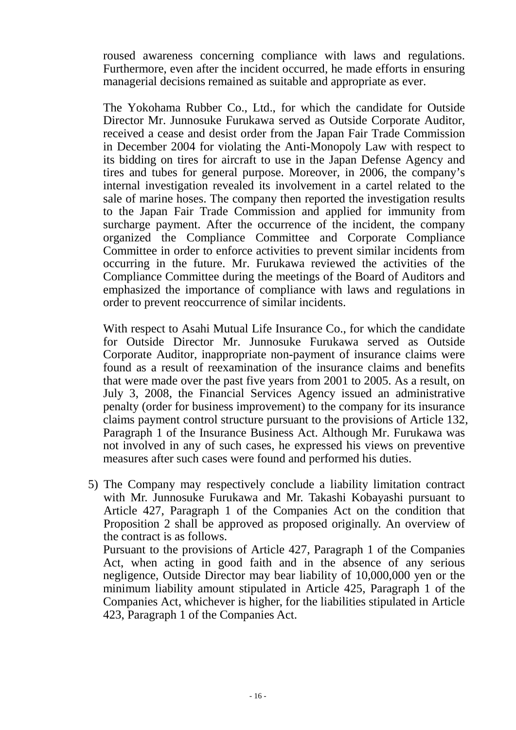roused awareness concerning compliance with laws and regulations. Furthermore, even after the incident occurred, he made efforts in ensuring managerial decisions remained as suitable and appropriate as ever.

The Yokohama Rubber Co., Ltd., for which the candidate for Outside Director Mr. Junnosuke Furukawa served as Outside Corporate Auditor, received a cease and desist order from the Japan Fair Trade Commission in December 2004 for violating the Anti-Monopoly Law with respect to its bidding on tires for aircraft to use in the Japan Defense Agency and tires and tubes for general purpose. Moreover, in 2006, the company's internal investigation revealed its involvement in a cartel related to the sale of marine hoses. The company then reported the investigation results to the Japan Fair Trade Commission and applied for immunity from surcharge payment. After the occurrence of the incident, the company organized the Compliance Committee and Corporate Compliance Committee in order to enforce activities to prevent similar incidents from occurring in the future. Mr. Furukawa reviewed the activities of the Compliance Committee during the meetings of the Board of Auditors and emphasized the importance of compliance with laws and regulations in order to prevent reoccurrence of similar incidents.

With respect to Asahi Mutual Life Insurance Co., for which the candidate for Outside Director Mr. Junnosuke Furukawa served as Outside Corporate Auditor, inappropriate non-payment of insurance claims were found as a result of reexamination of the insurance claims and benefits that were made over the past five years from 2001 to 2005. As a result, on July 3, 2008, the Financial Services Agency issued an administrative penalty (order for business improvement) to the company for its insurance claims payment control structure pursuant to the provisions of Article 132, Paragraph 1 of the Insurance Business Act. Although Mr. Furukawa was not involved in any of such cases, he expressed his views on preventive measures after such cases were found and performed his duties.

5) The Company may respectively conclude a liability limitation contract with Mr. Junnosuke Furukawa and Mr. Takashi Kobayashi pursuant to Article 427, Paragraph 1 of the Companies Act on the condition that Proposition 2 shall be approved as proposed originally. An overview of the contract is as follows.
   Pursuant to the provisions of Article 427, Paragraph 1 of the Companies Act, when acting in good faith and in the absence of any serious negligence, Outside Director may bear liability of 10,000,000 yen or the minimum liability amount stipulated in Article 425, Paragraph 1 of the Companies Act, whichever is higher, for the liabilities stipulated in Article 423, Paragraph 1 of the Companies Act.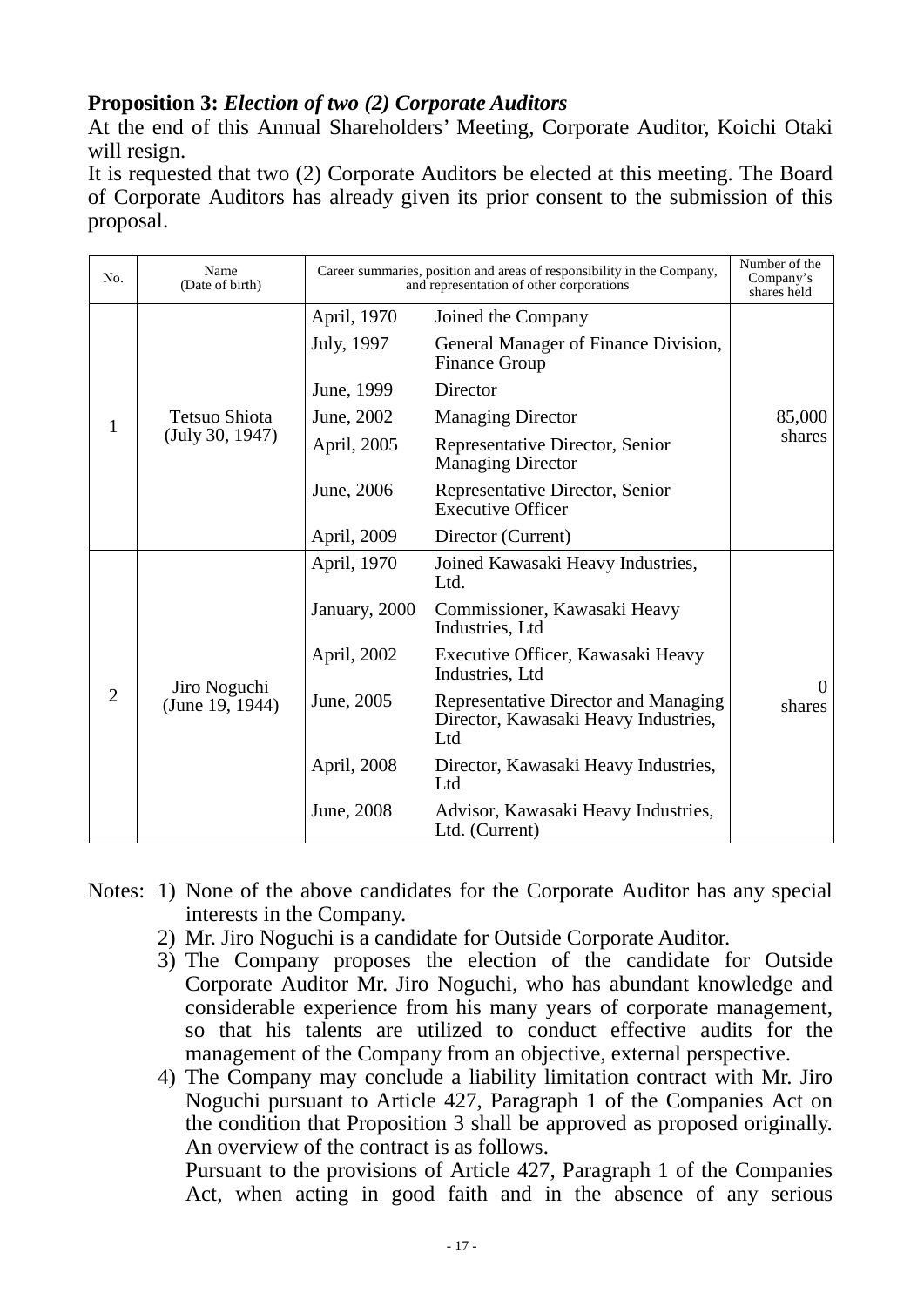**Proposition 3:** ***Election of two (2) Corporate Auditors***

At the end of this Annual Shareholders' Meeting, Corporate Auditor, Koichi Otaki will resign.

It is requested that two (2) Corporate Auditors be elected at this meeting. The Board of Corporate Auditors has already given its prior consent to the submission of this proposal.

| No. | Name (Date of birth) | Career summaries, position and areas of responsibility in the Company, and representation of other corporations | | Number of the Company's shares held |
|---|---|---|---|---|
| 1 | Tetsuo Shiota (July 30, 1947) | April, 1970 | Joined the Company | 85,000 shares |
| | | July, 1997 | General Manager of Finance Division, Finance Group | |
| | | June, 1999 | Director | |
| | | June, 2002 | Managing Director | |
| | | April, 2005 | Representative Director, Senior Managing Director | |
| | | June, 2006 | Representative Director, Senior Executive Officer | |
| | | April, 2009 | Director (Current) | |
| 2 | Jiro Noguchi (June 19, 1944) | April, 1970 | Joined Kawasaki Heavy Industries, Ltd. | 0 shares |
| | | January, 2000 | Commissioner, Kawasaki Heavy Industries, Ltd | |
| | | April, 2002 | Executive Officer, Kawasaki Heavy Industries, Ltd | |
| | | June, 2005 | Representative Director and Managing Director, Kawasaki Heavy Industries, Ltd | |
| | | April, 2008 | Director, Kawasaki Heavy Industries, Ltd | |
| | | June, 2008 | Advisor, Kawasaki Heavy Industries, Ltd. (Current) | |

Notes:
1) None of the above candidates for the Corporate Auditor has any special interests in the Company.
2) Mr. Jiro Noguchi is a candidate for Outside Corporate Auditor.
3) The Company proposes the election of the candidate for Outside Corporate Auditor Mr. Jiro Noguchi, who has abundant knowledge and considerable experience from his many years of corporate management, so that his talents are utilized to conduct effective audits for the management of the Company from an objective, external perspective.
4) The Company may conclude a liability limitation contract with Mr. Jiro Noguchi pursuant to Article 427, Paragraph 1 of the Companies Act on the condition that Proposition 3 shall be approved as proposed originally. An overview of the contract is as follows.

   Pursuant to the provisions of Article 427, Paragraph 1 of the Companies Act, when acting in good faith and in the absence of any serious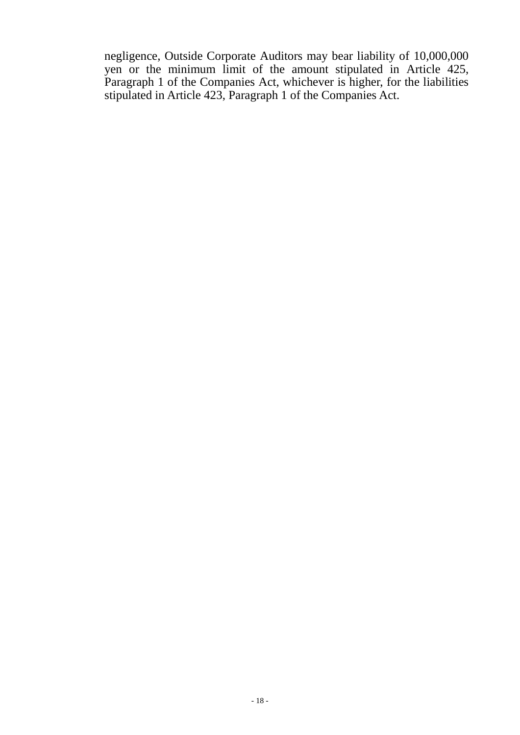negligence, Outside Corporate Auditors may bear liability of 10,000,000 yen or the minimum limit of the amount stipulated in Article 425, Paragraph 1 of the Companies Act, whichever is higher, for the liabilities stipulated in Article 423, Paragraph 1 of the Companies Act.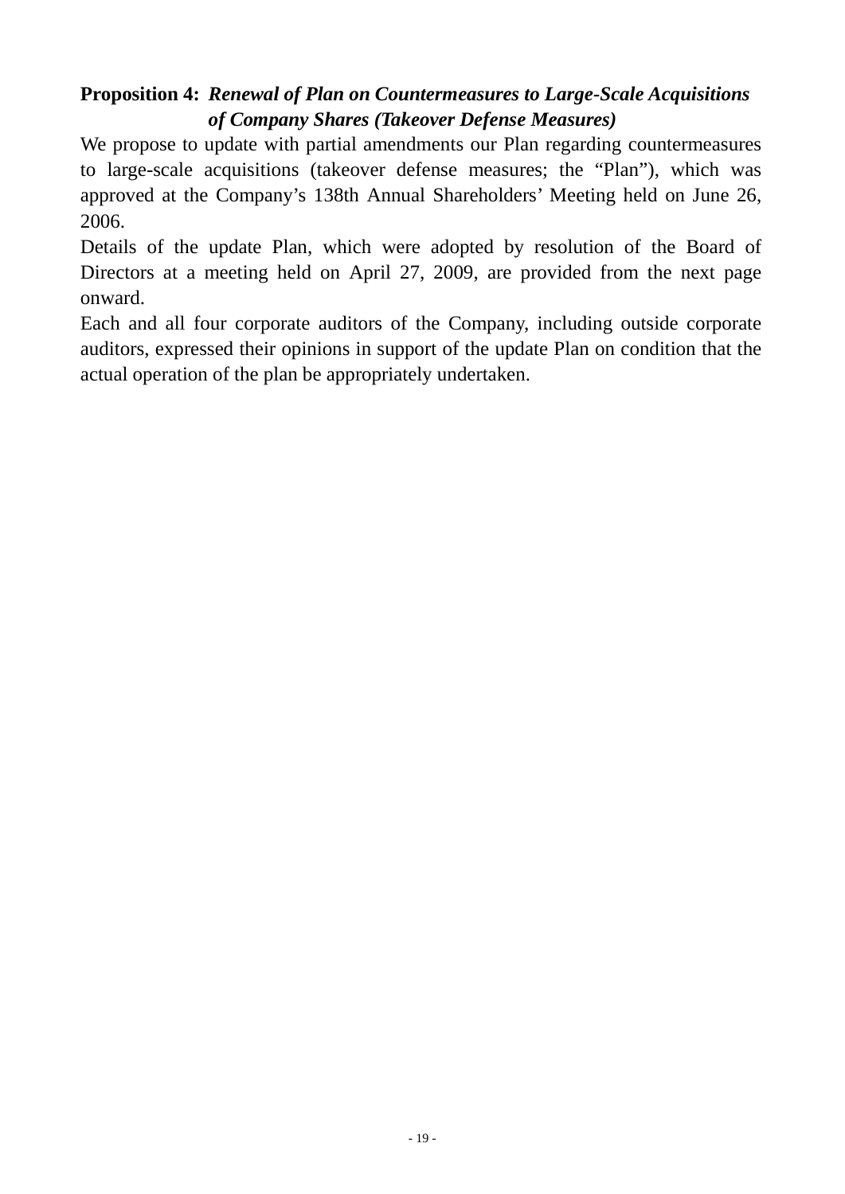**Proposition 4:** ***Renewal of Plan on Countermeasures to Large-Scale Acquisitions of Company Shares (Takeover Defense Measures)***

We propose to update with partial amendments our Plan regarding countermeasures to large-scale acquisitions (takeover defense measures; the "Plan"), which was approved at the Company's 138th Annual Shareholders' Meeting held on June 26, 2006.

Details of the update Plan, which were adopted by resolution of the Board of Directors at a meeting held on April 27, 2009, are provided from the next page onward.

Each and all four corporate auditors of the Company, including outside corporate auditors, expressed their opinions in support of the update Plan on condition that the actual operation of the plan be appropriately undertaken.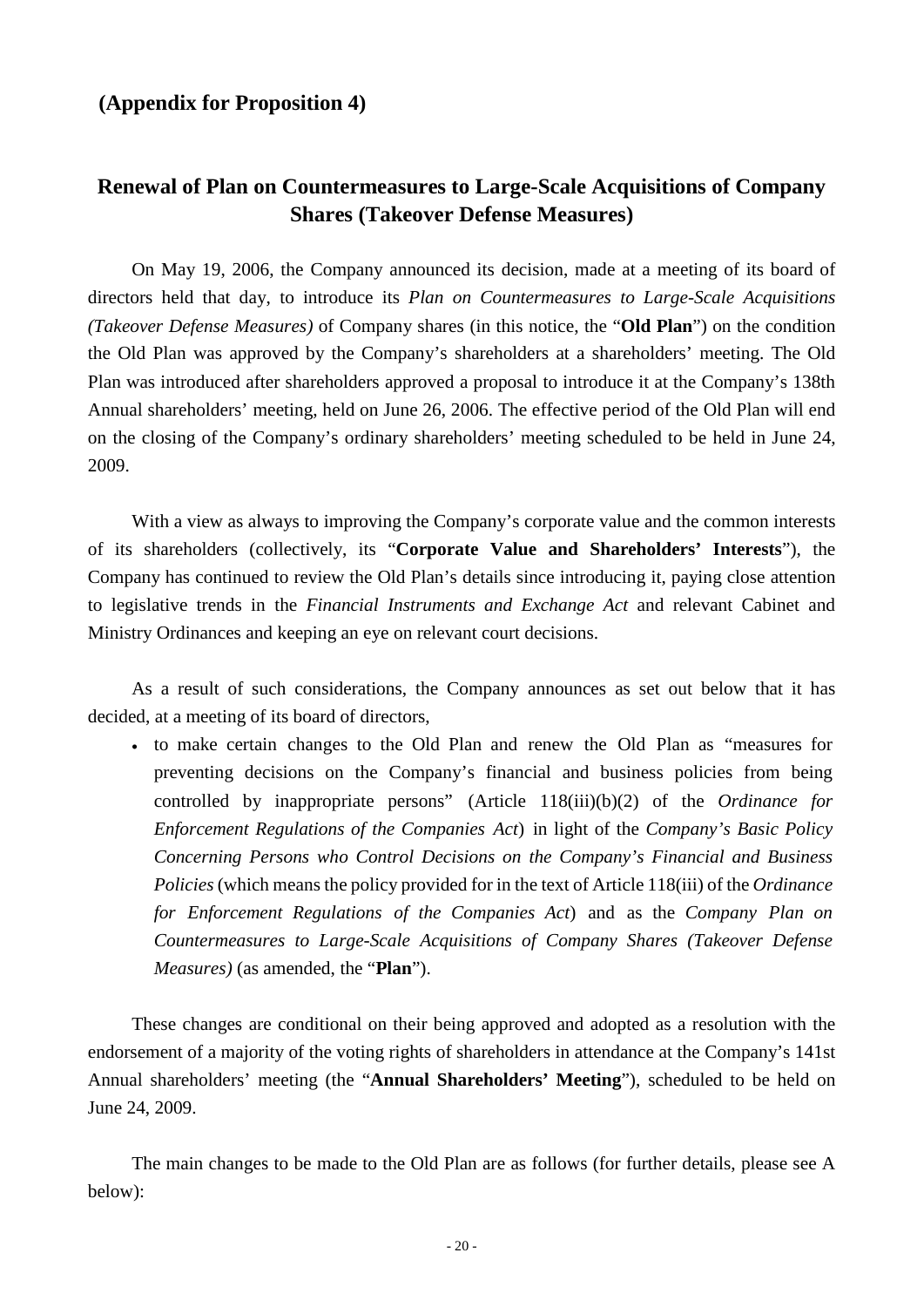## (Appendix for Proposition 4)

## Renewal of Plan on Countermeasures to Large-Scale Acquisitions of Company Shares (Takeover Defense Measures)

On May 19, 2006, the Company announced its decision, made at a meeting of its board of directors held that day, to introduce its *Plan on Countermeasures to Large-Scale Acquisitions (Takeover Defense Measures)* of Company shares (in this notice, the "**Old Plan**") on the condition the Old Plan was approved by the Company's shareholders at a shareholders' meeting. The Old Plan was introduced after shareholders approved a proposal to introduce it at the Company's 138th Annual shareholders' meeting, held on June 26, 2006. The effective period of the Old Plan will end on the closing of the Company's ordinary shareholders' meeting scheduled to be held in June 24, 2009.

With a view as always to improving the Company's corporate value and the common interests of its shareholders (collectively, its "**Corporate Value and Shareholders' Interests**"), the Company has continued to review the Old Plan's details since introducing it, paying close attention to legislative trends in the *Financial Instruments and Exchange Act* and relevant Cabinet and Ministry Ordinances and keeping an eye on relevant court decisions.

As a result of such considerations, the Company announces as set out below that it has decided, at a meeting of its board of directors,

- to make certain changes to the Old Plan and renew the Old Plan as "measures for preventing decisions on the Company's financial and business policies from being controlled by inappropriate persons" (Article 118(iii)(b)(2) of the *Ordinance for Enforcement Regulations of the Companies Act*) in light of the *Company's Basic Policy Concerning Persons who Control Decisions on the Company's Financial and Business Policies* (which means the policy provided for in the text of Article 118(iii) of the *Ordinance for Enforcement Regulations of the Companies Act*) and as the *Company Plan on Countermeasures to Large-Scale Acquisitions of Company Shares (Takeover Defense Measures)* (as amended, the "**Plan**").

These changes are conditional on their being approved and adopted as a resolution with the endorsement of a majority of the voting rights of shareholders in attendance at the Company's 141st Annual shareholders' meeting (the "**Annual Shareholders' Meeting**"), scheduled to be held on June 24, 2009.

The main changes to be made to the Old Plan are as follows (for further details, please see A below):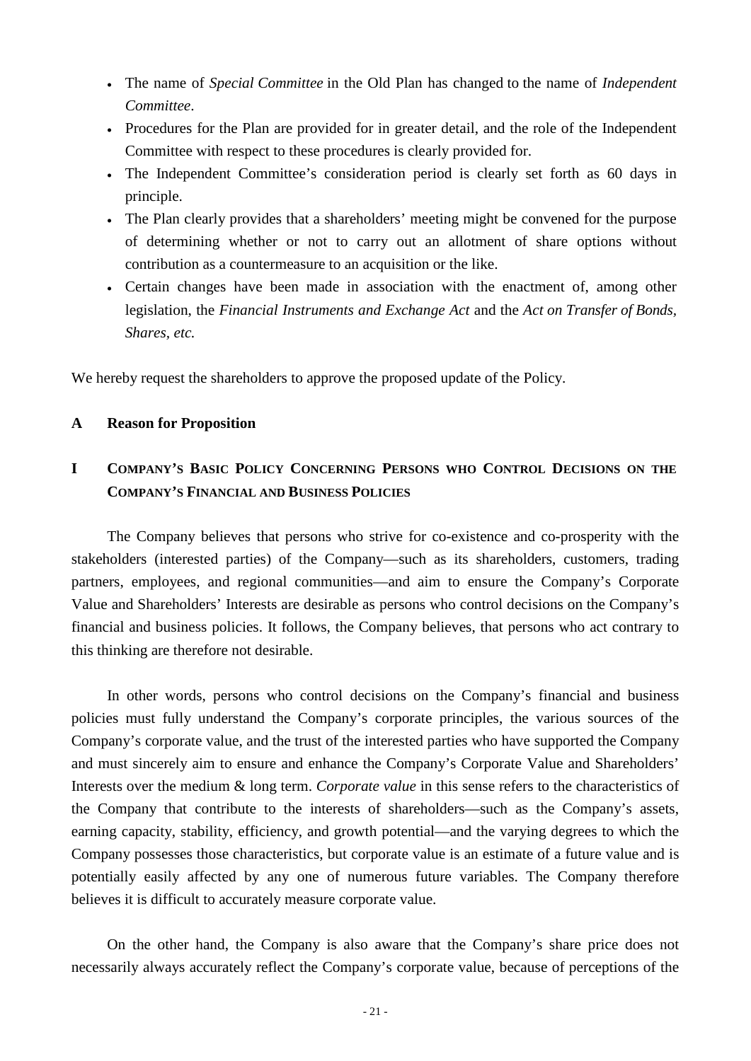- The name of *Special Committee* in the Old Plan has changed to the name of *Independent Committee*.
- Procedures for the Plan are provided for in greater detail, and the role of the Independent Committee with respect to these procedures is clearly provided for.
- The Independent Committee's consideration period is clearly set forth as 60 days in principle.
- The Plan clearly provides that a shareholders' meeting might be convened for the purpose of determining whether or not to carry out an allotment of share options without contribution as a countermeasure to an acquisition or the like.
- Certain changes have been made in association with the enactment of, among other legislation, the *Financial Instruments and Exchange Act* and the *Act on Transfer of Bonds, Shares, etc.*

We hereby request the shareholders to approve the proposed update of the Policy.

## A Reason for Proposition

### I COMPANY'S BASIC POLICY CONCERNING PERSONS WHO CONTROL DECISIONS ON THE COMPANY'S FINANCIAL AND BUSINESS POLICIES

The Company believes that persons who strive for co-existence and co-prosperity with the stakeholders (interested parties) of the Company—such as its shareholders, customers, trading partners, employees, and regional communities—and aim to ensure the Company's Corporate Value and Shareholders' Interests are desirable as persons who control decisions on the Company's financial and business policies. It follows, the Company believes, that persons who act contrary to this thinking are therefore not desirable.

In other words, persons who control decisions on the Company's financial and business policies must fully understand the Company's corporate principles, the various sources of the Company's corporate value, and the trust of the interested parties who have supported the Company and must sincerely aim to ensure and enhance the Company's Corporate Value and Shareholders' Interests over the medium & long term. *Corporate value* in this sense refers to the characteristics of the Company that contribute to the interests of shareholders—such as the Company's assets, earning capacity, stability, efficiency, and growth potential—and the varying degrees to which the Company possesses those characteristics, but corporate value is an estimate of a future value and is potentially easily affected by any one of numerous future variables. The Company therefore believes it is difficult to accurately measure corporate value.

On the other hand, the Company is also aware that the Company's share price does not necessarily always accurately reflect the Company's corporate value, because of perceptions of the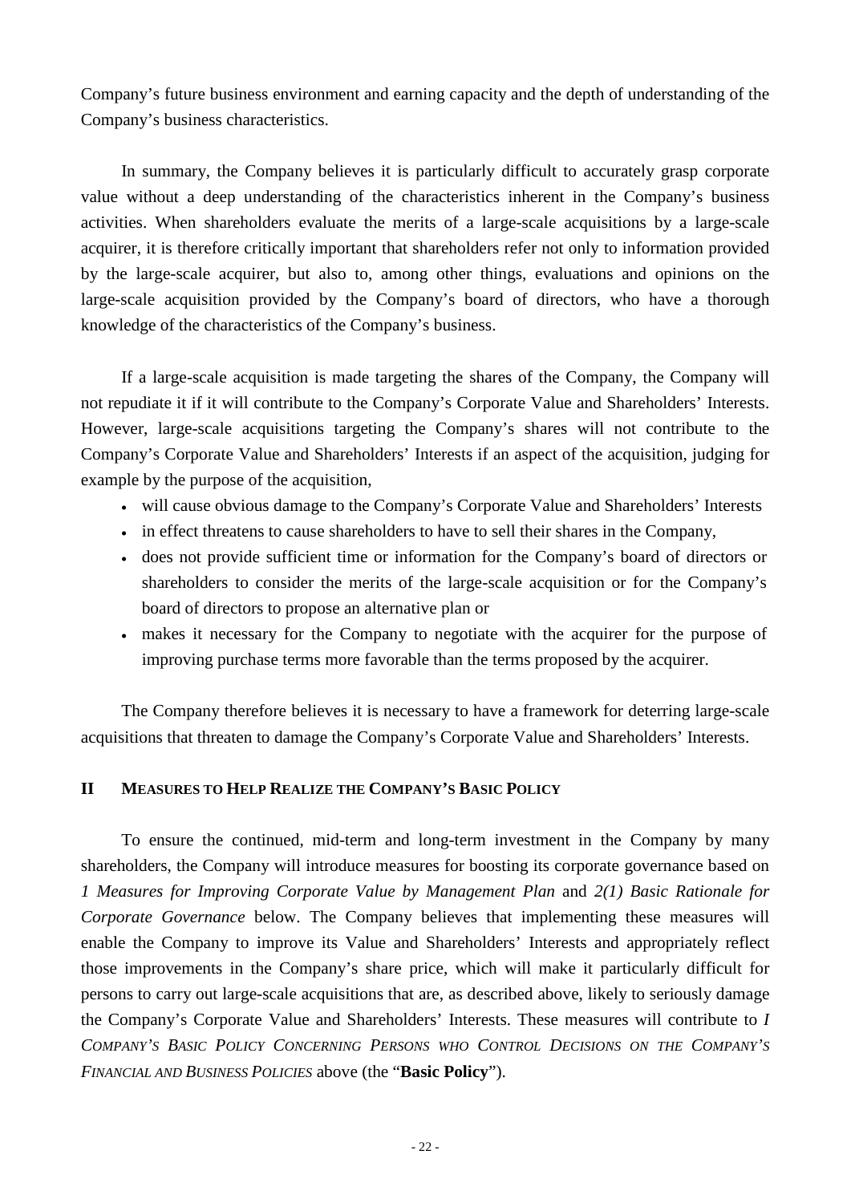Company's future business environment and earning capacity and the depth of understanding of the Company's business characteristics.

In summary, the Company believes it is particularly difficult to accurately grasp corporate value without a deep understanding of the characteristics inherent in the Company's business activities. When shareholders evaluate the merits of a large-scale acquisitions by a large-scale acquirer, it is therefore critically important that shareholders refer not only to information provided by the large-scale acquirer, but also to, among other things, evaluations and opinions on the large-scale acquisition provided by the Company's board of directors, who have a thorough knowledge of the characteristics of the Company's business.

If a large-scale acquisition is made targeting the shares of the Company, the Company will not repudiate it if it will contribute to the Company's Corporate Value and Shareholders' Interests. However, large-scale acquisitions targeting the Company's shares will not contribute to the Company's Corporate Value and Shareholders' Interests if an aspect of the acquisition, judging for example by the purpose of the acquisition,

- will cause obvious damage to the Company's Corporate Value and Shareholders' Interests
- in effect threatens to cause shareholders to have to sell their shares in the Company,
- does not provide sufficient time or information for the Company's board of directors or shareholders to consider the merits of the large-scale acquisition or for the Company's board of directors to propose an alternative plan or
- makes it necessary for the Company to negotiate with the acquirer for the purpose of improving purchase terms more favorable than the terms proposed by the acquirer.

The Company therefore believes it is necessary to have a framework for deterring large-scale acquisitions that threaten to damage the Company's Corporate Value and Shareholders' Interests.

## II MEASURES TO HELP REALIZE THE COMPANY'S BASIC POLICY

To ensure the continued, mid-term and long-term investment in the Company by many shareholders, the Company will introduce measures for boosting its corporate governance based on *1 Measures for Improving Corporate Value by Management Plan* and *2(1) Basic Rationale for Corporate Governance* below. The Company believes that implementing these measures will enable the Company to improve its Value and Shareholders' Interests and appropriately reflect those improvements in the Company's share price, which will make it particularly difficult for persons to carry out large-scale acquisitions that are, as described above, likely to seriously damage the Company's Corporate Value and Shareholders' Interests. These measures will contribute to *I COMPANY'S BASIC POLICY CONCERNING PERSONS WHO CONTROL DECISIONS ON THE COMPANY'S FINANCIAL AND BUSINESS POLICIES* above (the "**Basic Policy**").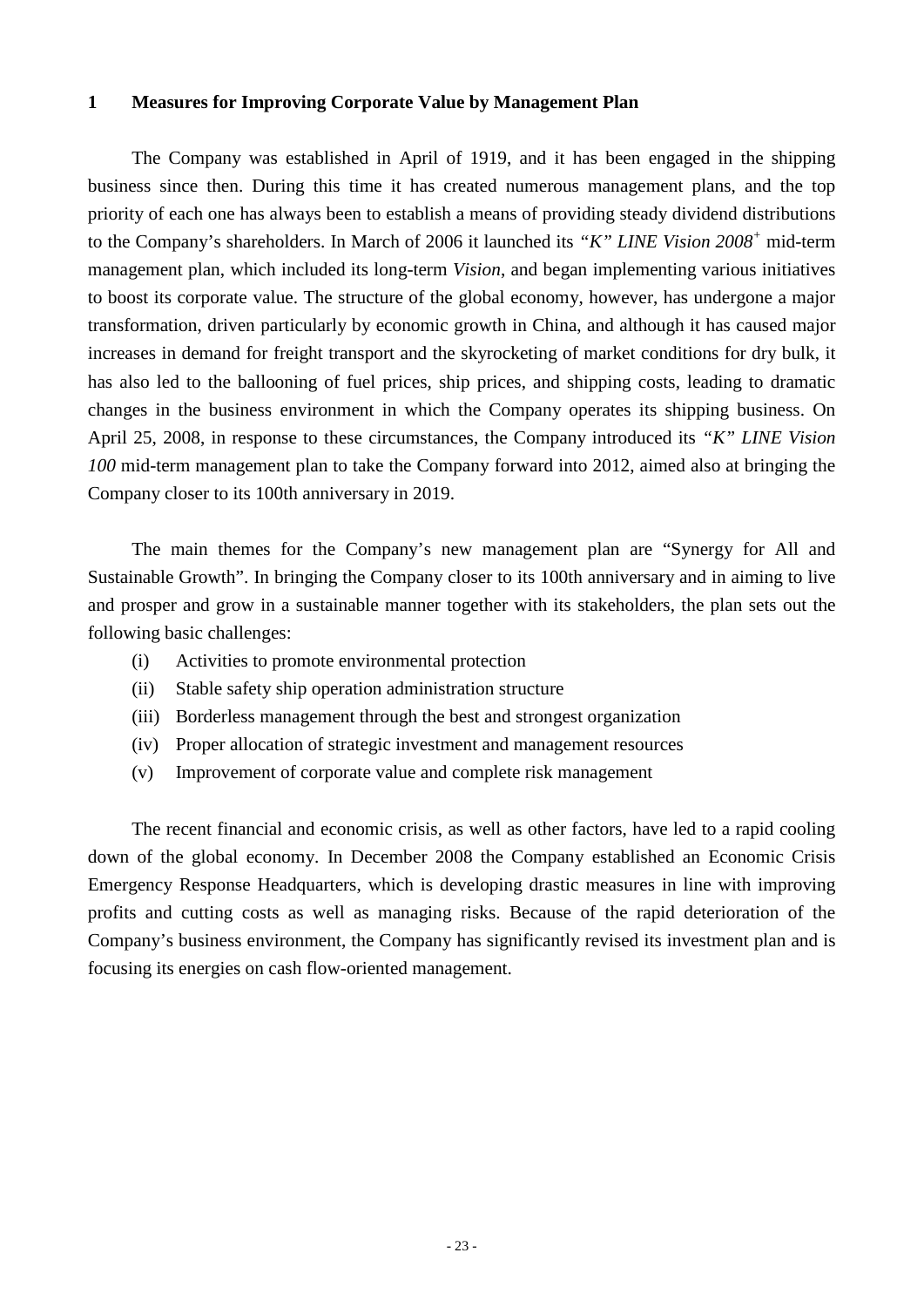## 1 Measures for Improving Corporate Value by Management Plan

The Company was established in April of 1919, and it has been engaged in the shipping business since then. During this time it has created numerous management plans, and the top priority of each one has always been to establish a means of providing steady dividend distributions to the Company's shareholders. In March of 2006 it launched its *"K" LINE Vision 2008*+ mid-term management plan, which included its long-term *Vision*, and began implementing various initiatives to boost its corporate value. The structure of the global economy, however, has undergone a major transformation, driven particularly by economic growth in China, and although it has caused major increases in demand for freight transport and the skyrocketing of market conditions for dry bulk, it has also led to the ballooning of fuel prices, ship prices, and shipping costs, leading to dramatic changes in the business environment in which the Company operates its shipping business. On April 25, 2008, in response to these circumstances, the Company introduced its *"K" LINE Vision 100* mid-term management plan to take the Company forward into 2012, aimed also at bringing the Company closer to its 100th anniversary in 2019.

The main themes for the Company's new management plan are "Synergy for All and Sustainable Growth". In bringing the Company closer to its 100th anniversary and in aiming to live and prosper and grow in a sustainable manner together with its stakeholders, the plan sets out the following basic challenges:

(i) Activities to promote environmental protection
(ii) Stable safety ship operation administration structure
(iii) Borderless management through the best and strongest organization
(iv) Proper allocation of strategic investment and management resources
(v) Improvement of corporate value and complete risk management

The recent financial and economic crisis, as well as other factors, have led to a rapid cooling down of the global economy. In December 2008 the Company established an Economic Crisis Emergency Response Headquarters, which is developing drastic measures in line with improving profits and cutting costs as well as managing risks. Because of the rapid deterioration of the Company's business environment, the Company has significantly revised its investment plan and is focusing its energies on cash flow-oriented management.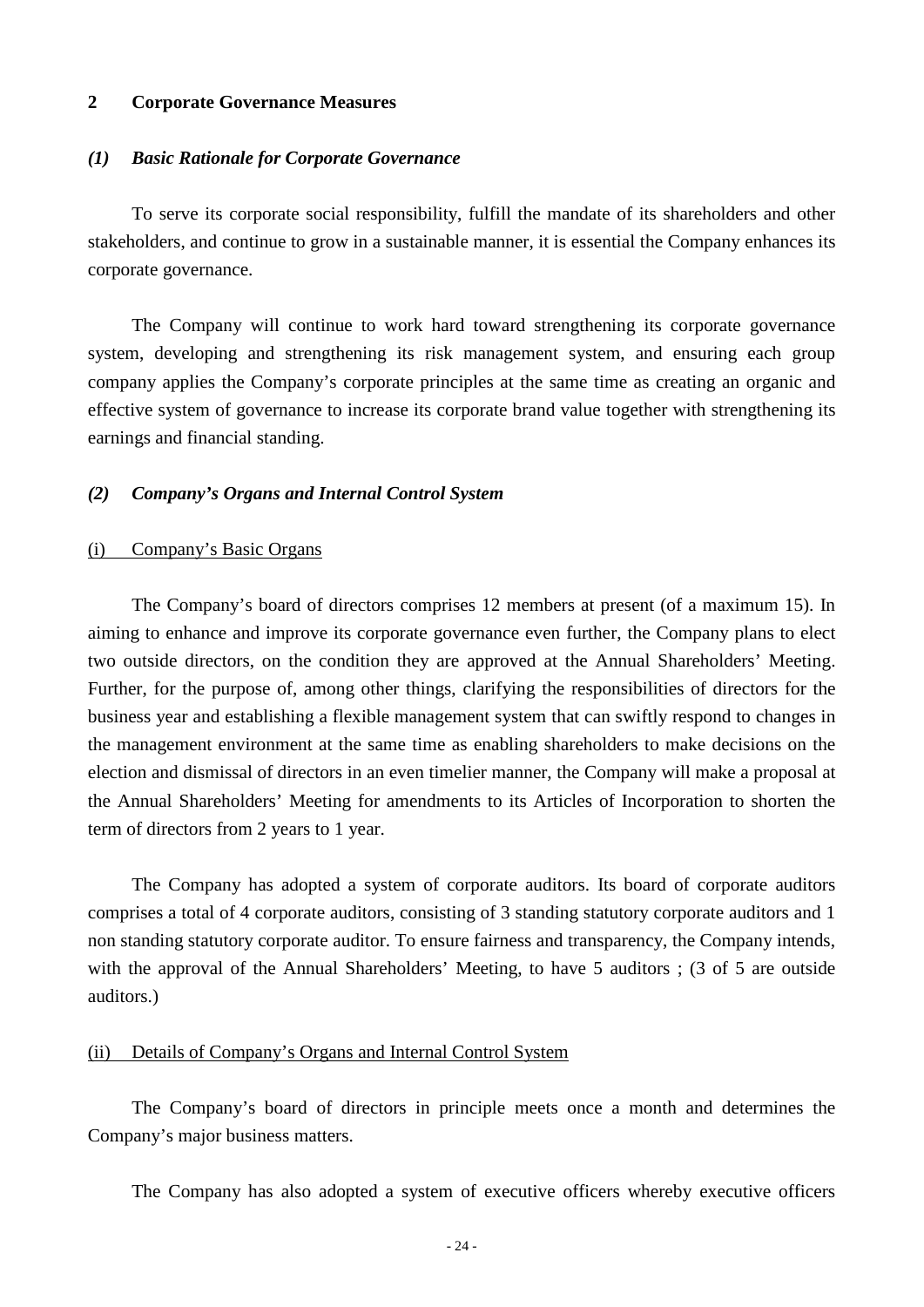## 2 Corporate Governance Measures

### *(1) Basic Rationale for Corporate Governance*

To serve its corporate social responsibility, fulfill the mandate of its shareholders and other stakeholders, and continue to grow in a sustainable manner, it is essential the Company enhances its corporate governance.

The Company will continue to work hard toward strengthening its corporate governance system, developing and strengthening its risk management system, and ensuring each group company applies the Company's corporate principles at the same time as creating an organic and effective system of governance to increase its corporate brand value together with strengthening its earnings and financial standing.

### *(2) Company's Organs and Internal Control System*

#### (i) Company's Basic Organs

The Company's board of directors comprises 12 members at present (of a maximum 15). In aiming to enhance and improve its corporate governance even further, the Company plans to elect two outside directors, on the condition they are approved at the Annual Shareholders' Meeting. Further, for the purpose of, among other things, clarifying the responsibilities of directors for the business year and establishing a flexible management system that can swiftly respond to changes in the management environment at the same time as enabling shareholders to make decisions on the election and dismissal of directors in an even timelier manner, the Company will make a proposal at the Annual Shareholders' Meeting for amendments to its Articles of Incorporation to shorten the term of directors from 2 years to 1 year.

The Company has adopted a system of corporate auditors. Its board of corporate auditors comprises a total of 4 corporate auditors, consisting of 3 standing statutory corporate auditors and 1 non standing statutory corporate auditor. To ensure fairness and transparency, the Company intends, with the approval of the Annual Shareholders' Meeting, to have 5 auditors ; (3 of 5 are outside auditors.)

#### (ii) Details of Company's Organs and Internal Control System

The Company's board of directors in principle meets once a month and determines the Company's major business matters.

The Company has also adopted a system of executive officers whereby executive officers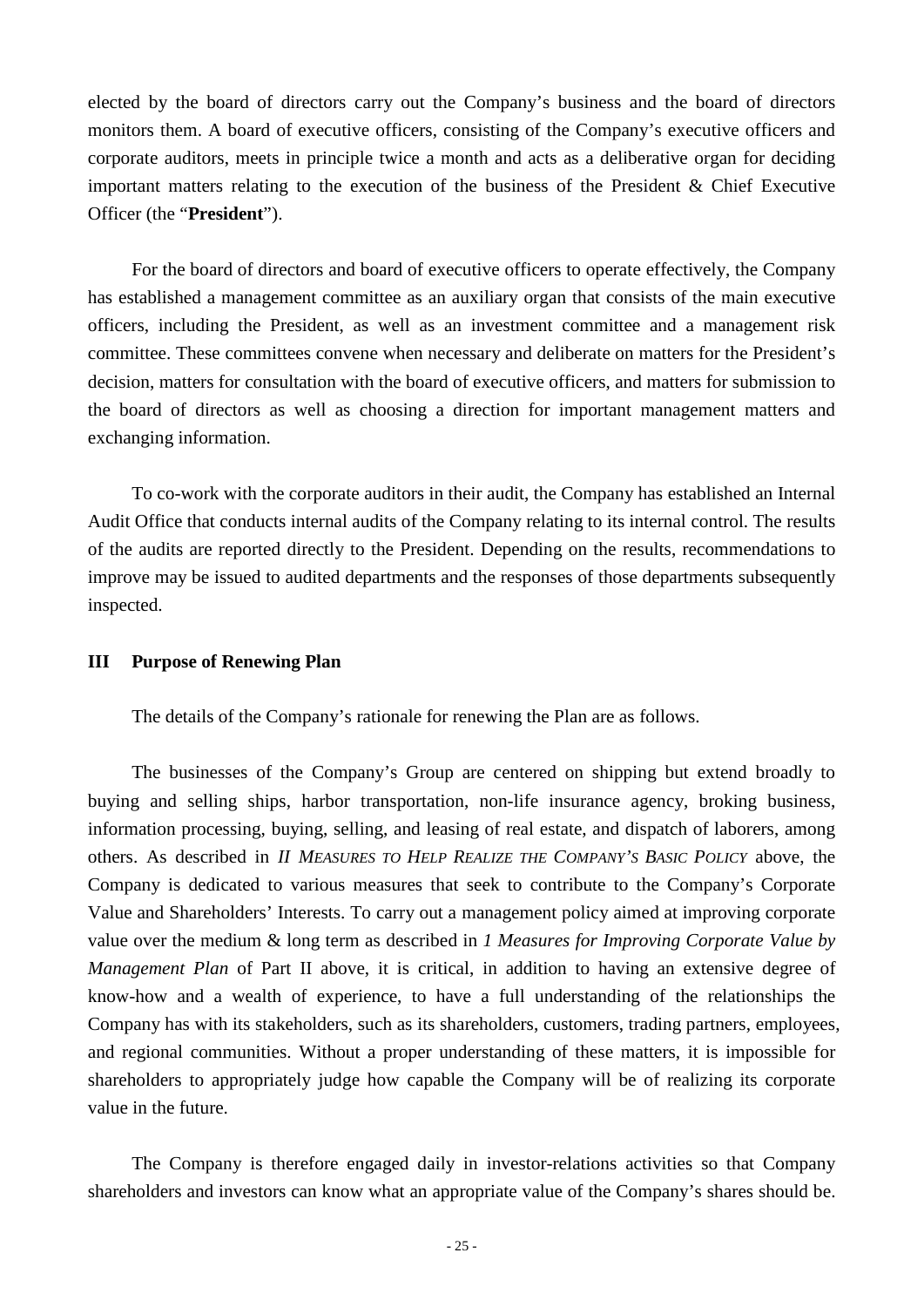elected by the board of directors carry out the Company's business and the board of directors monitors them. A board of executive officers, consisting of the Company's executive officers and corporate auditors, meets in principle twice a month and acts as a deliberative organ for deciding important matters relating to the execution of the business of the President & Chief Executive Officer (the "**President**").

For the board of directors and board of executive officers to operate effectively, the Company has established a management committee as an auxiliary organ that consists of the main executive officers, including the President, as well as an investment committee and a management risk committee. These committees convene when necessary and deliberate on matters for the President's decision, matters for consultation with the board of executive officers, and matters for submission to the board of directors as well as choosing a direction for important management matters and exchanging information.

To co-work with the corporate auditors in their audit, the Company has established an Internal Audit Office that conducts internal audits of the Company relating to its internal control. The results of the audits are reported directly to the President. Depending on the results, recommendations to improve may be issued to audited departments and the responses of those departments subsequently inspected.

## III Purpose of Renewing Plan

The details of the Company's rationale for renewing the Plan are as follows.

The businesses of the Company's Group are centered on shipping but extend broadly to buying and selling ships, harbor transportation, non-life insurance agency, broking business, information processing, buying, selling, and leasing of real estate, and dispatch of laborers, among others. As described in *II Measures to Help Realize the Company's Basic Policy* above, the Company is dedicated to various measures that seek to contribute to the Company's Corporate Value and Shareholders' Interests. To carry out a management policy aimed at improving corporate value over the medium & long term as described in *1 Measures for Improving Corporate Value by Management Plan* of Part II above, it is critical, in addition to having an extensive degree of know-how and a wealth of experience, to have a full understanding of the relationships the Company has with its stakeholders, such as its shareholders, customers, trading partners, employees, and regional communities. Without a proper understanding of these matters, it is impossible for shareholders to appropriately judge how capable the Company will be of realizing its corporate value in the future.

The Company is therefore engaged daily in investor-relations activities so that Company shareholders and investors can know what an appropriate value of the Company's shares should be.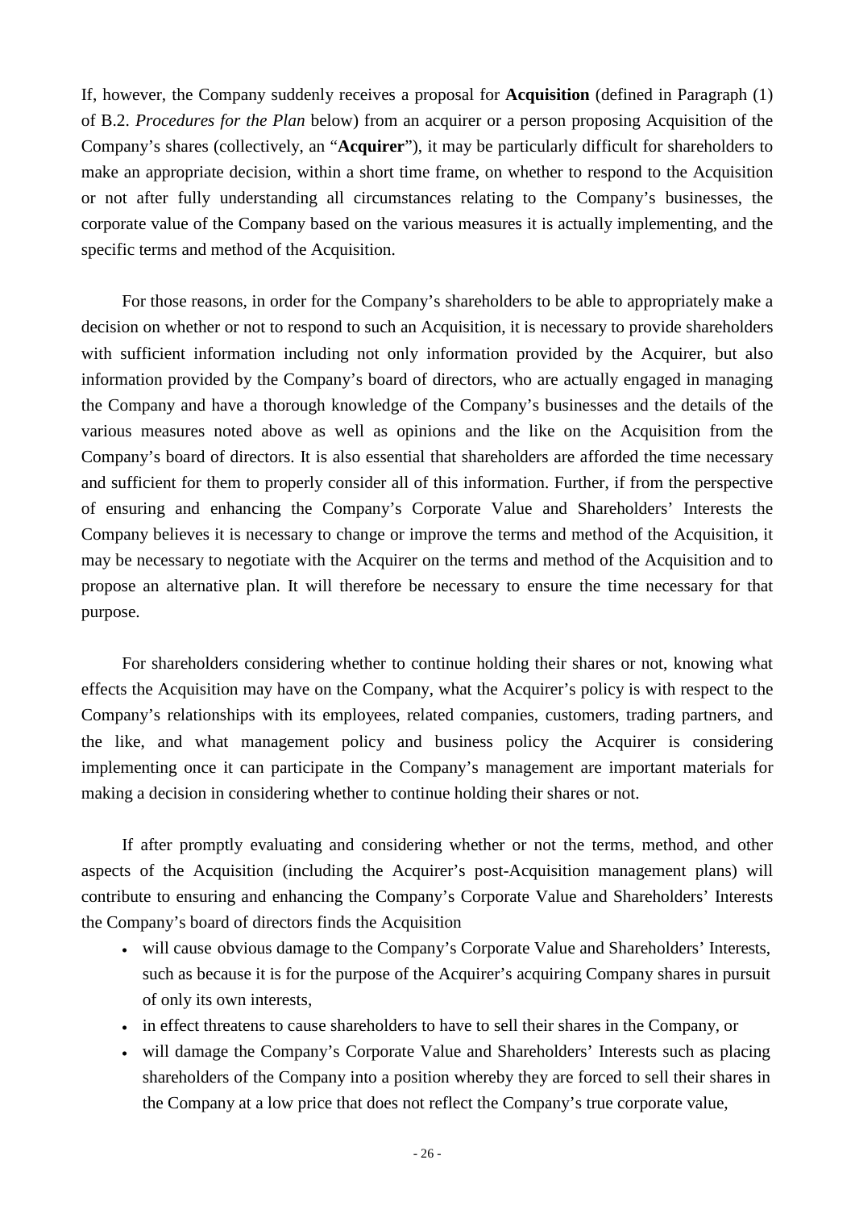If, however, the Company suddenly receives a proposal for **Acquisition** (defined in Paragraph (1) of B.2. *Procedures for the Plan* below) from an acquirer or a person proposing Acquisition of the Company's shares (collectively, an "**Acquirer**"), it may be particularly difficult for shareholders to make an appropriate decision, within a short time frame, on whether to respond to the Acquisition or not after fully understanding all circumstances relating to the Company's businesses, the corporate value of the Company based on the various measures it is actually implementing, and the specific terms and method of the Acquisition.

For those reasons, in order for the Company's shareholders to be able to appropriately make a decision on whether or not to respond to such an Acquisition, it is necessary to provide shareholders with sufficient information including not only information provided by the Acquirer, but also information provided by the Company's board of directors, who are actually engaged in managing the Company and have a thorough knowledge of the Company's businesses and the details of the various measures noted above as well as opinions and the like on the Acquisition from the Company's board of directors. It is also essential that shareholders are afforded the time necessary and sufficient for them to properly consider all of this information. Further, if from the perspective of ensuring and enhancing the Company's Corporate Value and Shareholders' Interests the Company believes it is necessary to change or improve the terms and method of the Acquisition, it may be necessary to negotiate with the Acquirer on the terms and method of the Acquisition and to propose an alternative plan. It will therefore be necessary to ensure the time necessary for that purpose.

For shareholders considering whether to continue holding their shares or not, knowing what effects the Acquisition may have on the Company, what the Acquirer's policy is with respect to the Company's relationships with its employees, related companies, customers, trading partners, and the like, and what management policy and business policy the Acquirer is considering implementing once it can participate in the Company's management are important materials for making a decision in considering whether to continue holding their shares or not.

If after promptly evaluating and considering whether or not the terms, method, and other aspects of the Acquisition (including the Acquirer's post-Acquisition management plans) will contribute to ensuring and enhancing the Company's Corporate Value and Shareholders' Interests the Company's board of directors finds the Acquisition

- will cause obvious damage to the Company's Corporate Value and Shareholders' Interests, such as because it is for the purpose of the Acquirer's acquiring Company shares in pursuit of only its own interests,
- in effect threatens to cause shareholders to have to sell their shares in the Company, or
- will damage the Company's Corporate Value and Shareholders' Interests such as placing shareholders of the Company into a position whereby they are forced to sell their shares in the Company at a low price that does not reflect the Company's true corporate value,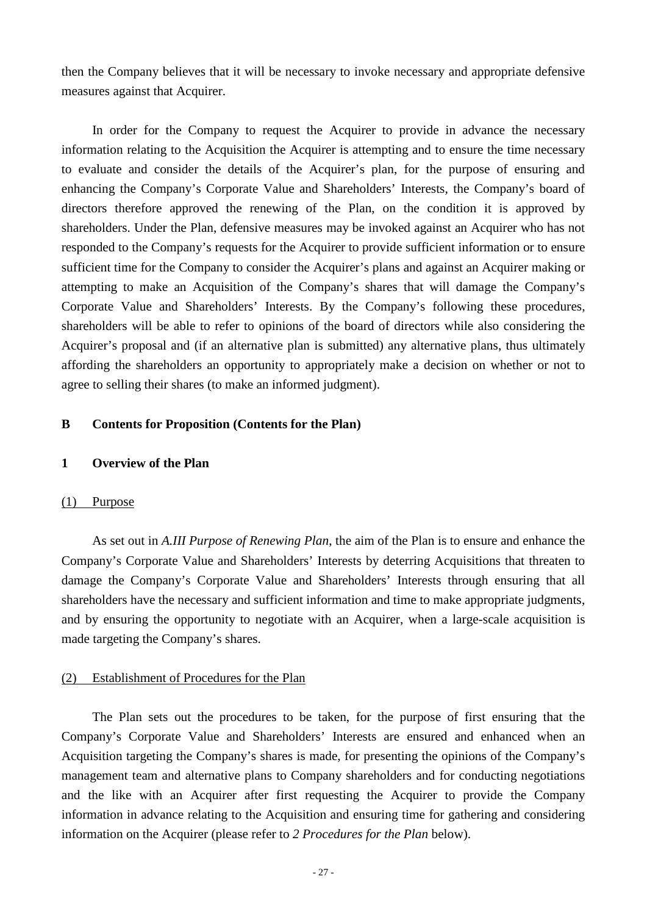then the Company believes that it will be necessary to invoke necessary and appropriate defensive measures against that Acquirer.

In order for the Company to request the Acquirer to provide in advance the necessary information relating to the Acquisition the Acquirer is attempting and to ensure the time necessary to evaluate and consider the details of the Acquirer's plan, for the purpose of ensuring and enhancing the Company's Corporate Value and Shareholders' Interests, the Company's board of directors therefore approved the renewing of the Plan, on the condition it is approved by shareholders. Under the Plan, defensive measures may be invoked against an Acquirer who has not responded to the Company's requests for the Acquirer to provide sufficient information or to ensure sufficient time for the Company to consider the Acquirer's plans and against an Acquirer making or attempting to make an Acquisition of the Company's shares that will damage the Company's Corporate Value and Shareholders' Interests. By the Company's following these procedures, shareholders will be able to refer to opinions of the board of directors while also considering the Acquirer's proposal and (if an alternative plan is submitted) any alternative plans, thus ultimately affording the shareholders an opportunity to appropriately make a decision on whether or not to agree to selling their shares (to make an informed judgment).

## B Contents for Proposition (Contents for the Plan)

### 1 Overview of the Plan

#### (1) Purpose

As set out in *A.III Purpose of Renewing Plan*, the aim of the Plan is to ensure and enhance the Company's Corporate Value and Shareholders' Interests by deterring Acquisitions that threaten to damage the Company's Corporate Value and Shareholders' Interests through ensuring that all shareholders have the necessary and sufficient information and time to make appropriate judgments, and by ensuring the opportunity to negotiate with an Acquirer, when a large-scale acquisition is made targeting the Company's shares.

#### (2) Establishment of Procedures for the Plan

The Plan sets out the procedures to be taken, for the purpose of first ensuring that the Company's Corporate Value and Shareholders' Interests are ensured and enhanced when an Acquisition targeting the Company's shares is made, for presenting the opinions of the Company's management team and alternative plans to Company shareholders and for conducting negotiations and the like with an Acquirer after first requesting the Acquirer to provide the Company information in advance relating to the Acquisition and ensuring time for gathering and considering information on the Acquirer (please refer to *2 Procedures for the Plan* below).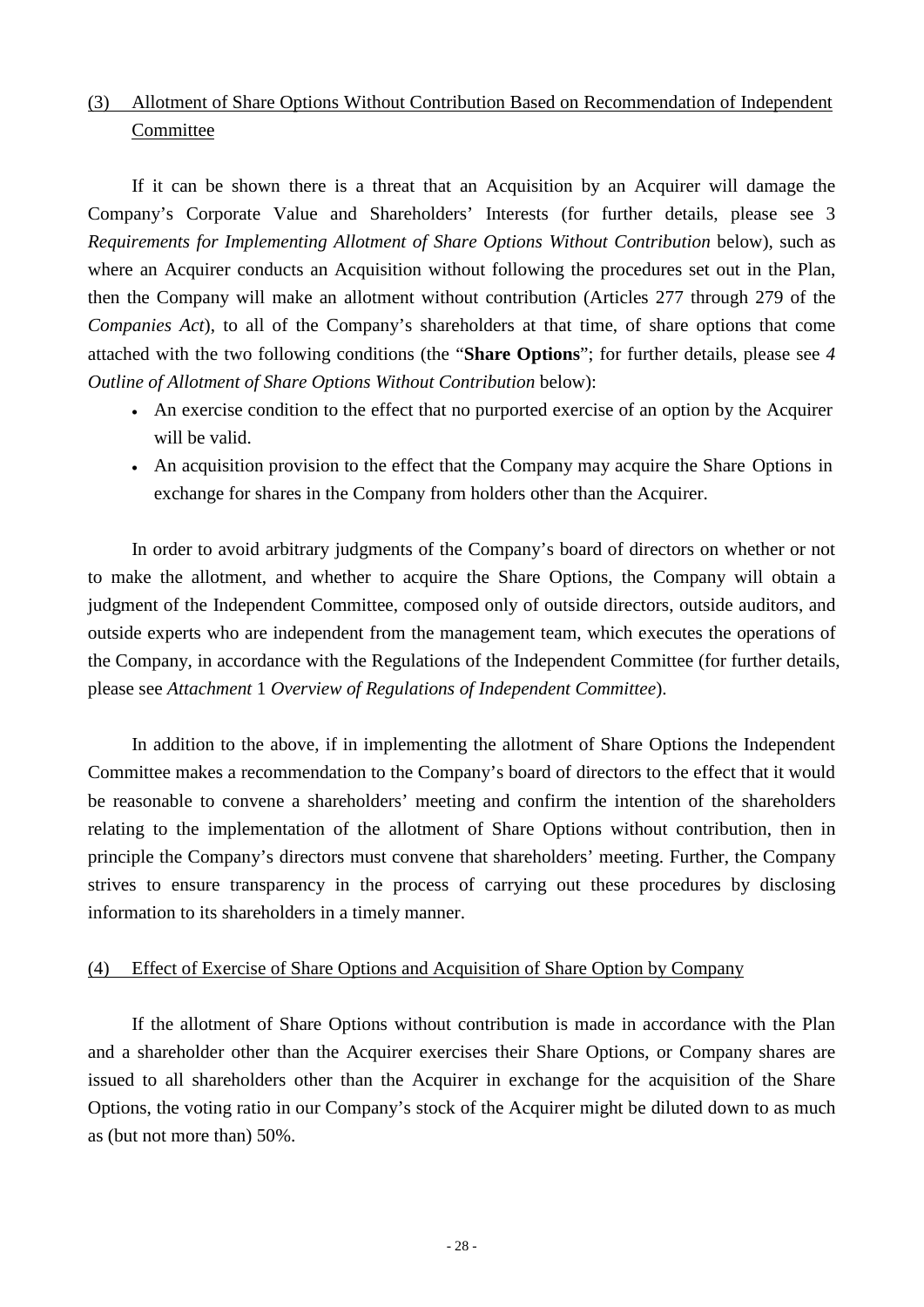### (3) Allotment of Share Options Without Contribution Based on Recommendation of Independent Committee

If it can be shown there is a threat that an Acquisition by an Acquirer will damage the Company's Corporate Value and Shareholders' Interests (for further details, please see 3 *Requirements for Implementing Allotment of Share Options Without Contribution* below), such as where an Acquirer conducts an Acquisition without following the procedures set out in the Plan, then the Company will make an allotment without contribution (Articles 277 through 279 of the *Companies Act*), to all of the Company's shareholders at that time, of share options that come attached with the two following conditions (the "**Share Options**"; for further details, please see *4 Outline of Allotment of Share Options Without Contribution* below):

- An exercise condition to the effect that no purported exercise of an option by the Acquirer will be valid.
- An acquisition provision to the effect that the Company may acquire the Share Options in exchange for shares in the Company from holders other than the Acquirer.

In order to avoid arbitrary judgments of the Company's board of directors on whether or not to make the allotment, and whether to acquire the Share Options, the Company will obtain a judgment of the Independent Committee, composed only of outside directors, outside auditors, and outside experts who are independent from the management team, which executes the operations of the Company, in accordance with the Regulations of the Independent Committee (for further details, please see *Attachment* 1 *Overview of Regulations of Independent Committee*).

In addition to the above, if in implementing the allotment of Share Options the Independent Committee makes a recommendation to the Company's board of directors to the effect that it would be reasonable to convene a shareholders' meeting and confirm the intention of the shareholders relating to the implementation of the allotment of Share Options without contribution, then in principle the Company's directors must convene that shareholders' meeting. Further, the Company strives to ensure transparency in the process of carrying out these procedures by disclosing information to its shareholders in a timely manner.

### (4) Effect of Exercise of Share Options and Acquisition of Share Option by Company

If the allotment of Share Options without contribution is made in accordance with the Plan and a shareholder other than the Acquirer exercises their Share Options, or Company shares are issued to all shareholders other than the Acquirer in exchange for the acquisition of the Share Options, the voting ratio in our Company's stock of the Acquirer might be diluted down to as much as (but not more than) 50%.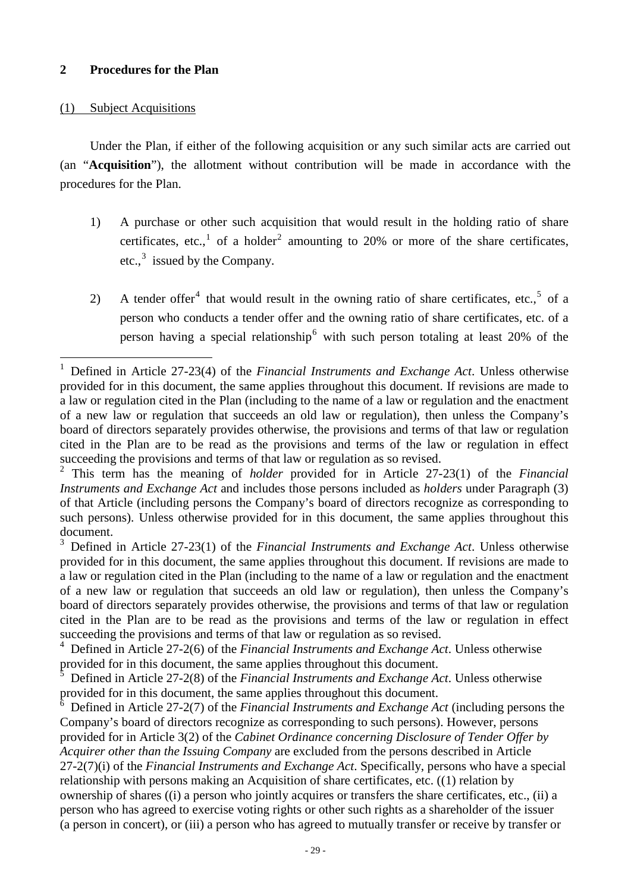## 2 Procedures for the Plan

### (1) Subject Acquisitions

Under the Plan, if either of the following acquisition or any such similar acts are carried out (an "**Acquisition**"), the allotment without contribution will be made in accordance with the procedures for the Plan.

1) A purchase or other such acquisition that would result in the holding ratio of share certificates, etc.,[1] of a holder[2] amounting to 20% or more of the share certificates, etc.,[3] issued by the Company.

2) A tender offer[4] that would result in the owning ratio of share certificates, etc.,[5] of a person who conducts a tender offer and the owning ratio of share certificates, etc. of a person having a special relationship[6] with such person totaling at least 20% of the

---

[1] Defined in Article 27-23(4) of the *Financial Instruments and Exchange Act*. Unless otherwise provided for in this document, the same applies throughout this document. If revisions are made to a law or regulation cited in the Plan (including to the name of a law or regulation and the enactment of a new law or regulation that succeeds an old law or regulation), then unless the Company's board of directors separately provides otherwise, the provisions and terms of that law or regulation cited in the Plan are to be read as the provisions and terms of the law or regulation in effect succeeding the provisions and terms of that law or regulation as so revised.

[2] This term has the meaning of *holder* provided for in Article 27-23(1) of the *Financial Instruments and Exchange Act* and includes those persons included as *holders* under Paragraph (3) of that Article (including persons the Company's board of directors recognize as corresponding to such persons). Unless otherwise provided for in this document, the same applies throughout this document.

[3] Defined in Article 27-23(1) of the *Financial Instruments and Exchange Act*. Unless otherwise provided for in this document, the same applies throughout this document. If revisions are made to a law or regulation cited in the Plan (including to the name of a law or regulation and the enactment of a new law or regulation that succeeds an old law or regulation), then unless the Company's board of directors separately provides otherwise, the provisions and terms of that law or regulation cited in the Plan are to be read as the provisions and terms of the law or regulation in effect succeeding the provisions and terms of that law or regulation as so revised.

[4] Defined in Article 27-2(6) of the *Financial Instruments and Exchange Act*. Unless otherwise provided for in this document, the same applies throughout this document.

[5] Defined in Article 27-2(8) of the *Financial Instruments and Exchange Act*. Unless otherwise provided for in this document, the same applies throughout this document.

[6] Defined in Article 27-2(7) of the *Financial Instruments and Exchange Act* (including persons the Company's board of directors recognize as corresponding to such persons). However, persons provided for in Article 3(2) of the *Cabinet Ordinance concerning Disclosure of Tender Offer by Acquirer other than the Issuing Company* are excluded from the persons described in Article 27-2(7)(i) of the *Financial Instruments and Exchange Act*. Specifically, persons who have a special relationship with persons making an Acquisition of share certificates, etc. ((1) relation by ownership of shares ((i) a person who jointly acquires or transfers the share certificates, etc., (ii) a person who has agreed to exercise voting rights or other such rights as a shareholder of the issuer (a person in concert), or (iii) a person who has agreed to mutually transfer or receive by transfer or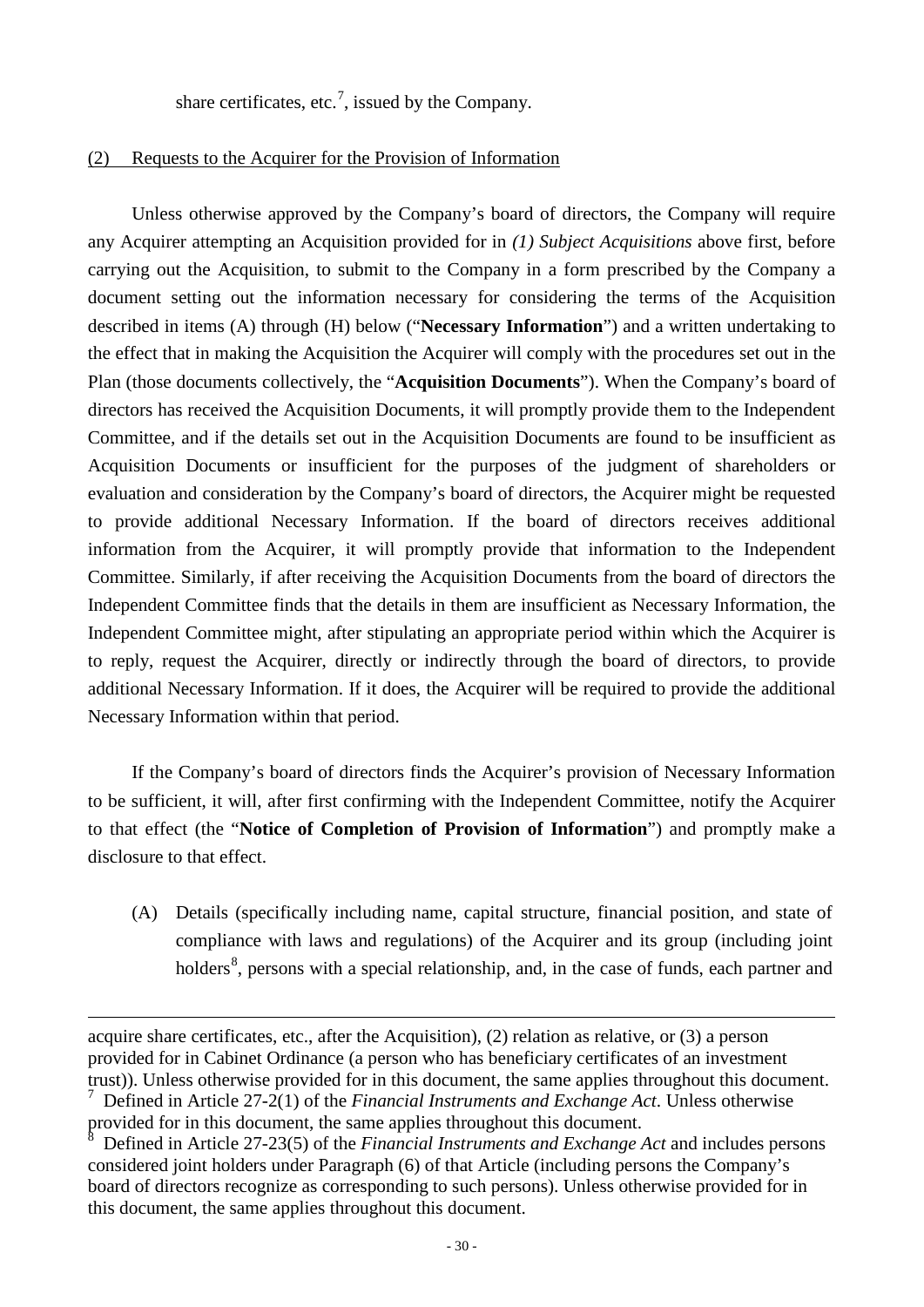share certificates, etc.[7], issued by the Company.

(2) Requests to the Acquirer for the Provision of Information

Unless otherwise approved by the Company's board of directors, the Company will require any Acquirer attempting an Acquisition provided for in *(1) Subject Acquisitions* above first, before carrying out the Acquisition, to submit to the Company in a form prescribed by the Company a document setting out the information necessary for considering the terms of the Acquisition described in items (A) through (H) below ("**Necessary Information**") and a written undertaking to the effect that in making the Acquisition the Acquirer will comply with the procedures set out in the Plan (those documents collectively, the "**Acquisition Documents**"). When the Company's board of directors has received the Acquisition Documents, it will promptly provide them to the Independent Committee, and if the details set out in the Acquisition Documents are found to be insufficient as Acquisition Documents or insufficient for the purposes of the judgment of shareholders or evaluation and consideration by the Company's board of directors, the Acquirer might be requested to provide additional Necessary Information. If the board of directors receives additional information from the Acquirer, it will promptly provide that information to the Independent Committee. Similarly, if after receiving the Acquisition Documents from the board of directors the Independent Committee finds that the details in them are insufficient as Necessary Information, the Independent Committee might, after stipulating an appropriate period within which the Acquirer is to reply, request the Acquirer, directly or indirectly through the board of directors, to provide additional Necessary Information. If it does, the Acquirer will be required to provide the additional Necessary Information within that period.

If the Company's board of directors finds the Acquirer's provision of Necessary Information to be sufficient, it will, after first confirming with the Independent Committee, notify the Acquirer to that effect (the "**Notice of Completion of Provision of Information**") and promptly make a disclosure to that effect.

(A) Details (specifically including name, capital structure, financial position, and state of compliance with laws and regulations) of the Acquirer and its group (including joint holders[8], persons with a special relationship, and, in the case of funds, each partner and

---

acquire share certificates, etc., after the Acquisition), (2) relation as relative, or (3) a person provided for in Cabinet Ordinance (a person who has beneficiary certificates of an investment trust)). Unless otherwise provided for in this document, the same applies throughout this document.

[7] Defined in Article 27-2(1) of the *Financial Instruments and Exchange Act*. Unless otherwise provided for in this document, the same applies throughout this document.

[8] Defined in Article 27-23(5) of the *Financial Instruments and Exchange Act* and includes persons considered joint holders under Paragraph (6) of that Article (including persons the Company's board of directors recognize as corresponding to such persons). Unless otherwise provided for in this document, the same applies throughout this document.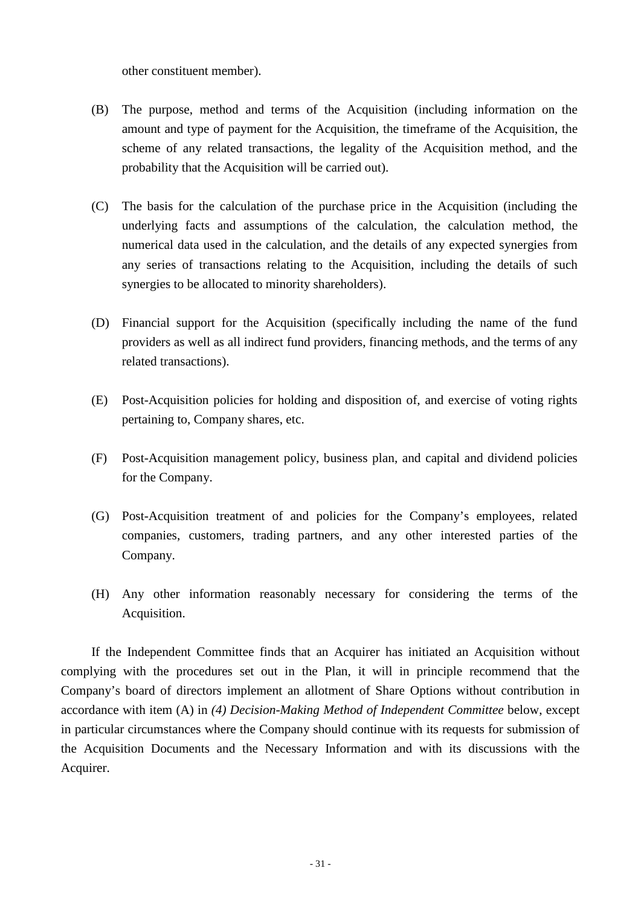other constituent member).

(B) The purpose, method and terms of the Acquisition (including information on the amount and type of payment for the Acquisition, the timeframe of the Acquisition, the scheme of any related transactions, the legality of the Acquisition method, and the probability that the Acquisition will be carried out).

(C) The basis for the calculation of the purchase price in the Acquisition (including the underlying facts and assumptions of the calculation, the calculation method, the numerical data used in the calculation, and the details of any expected synergies from any series of transactions relating to the Acquisition, including the details of such synergies to be allocated to minority shareholders).

(D) Financial support for the Acquisition (specifically including the name of the fund providers as well as all indirect fund providers, financing methods, and the terms of any related transactions).

(E) Post-Acquisition policies for holding and disposition of, and exercise of voting rights pertaining to, Company shares, etc.

(F) Post-Acquisition management policy, business plan, and capital and dividend policies for the Company.

(G) Post-Acquisition treatment of and policies for the Company's employees, related companies, customers, trading partners, and any other interested parties of the Company.

(H) Any other information reasonably necessary for considering the terms of the Acquisition.

If the Independent Committee finds that an Acquirer has initiated an Acquisition without complying with the procedures set out in the Plan, it will in principle recommend that the Company's board of directors implement an allotment of Share Options without contribution in accordance with item (A) in *(4) Decision-Making Method of Independent Committee* below, except in particular circumstances where the Company should continue with its requests for submission of the Acquisition Documents and the Necessary Information and with its discussions with the Acquirer.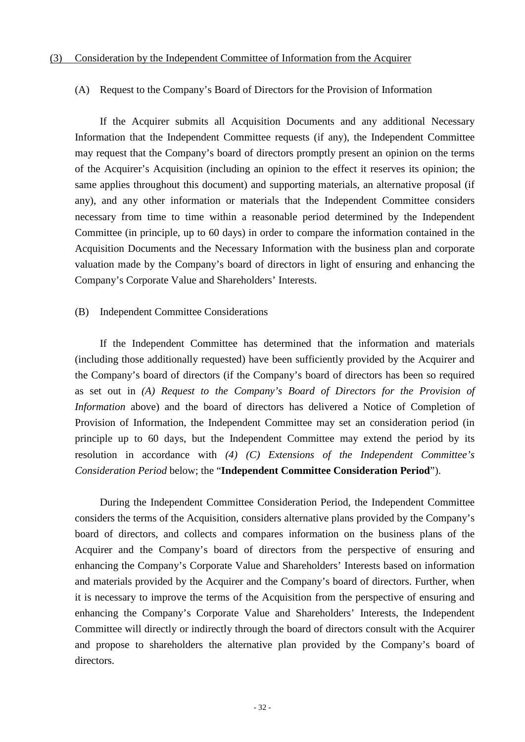<u>(3) Consideration by the Independent Committee of Information from the Acquirer</u>

(A) Request to the Company's Board of Directors for the Provision of Information

If the Acquirer submits all Acquisition Documents and any additional Necessary Information that the Independent Committee requests (if any), the Independent Committee may request that the Company's board of directors promptly present an opinion on the terms of the Acquirer's Acquisition (including an opinion to the effect it reserves its opinion; the same applies throughout this document) and supporting materials, an alternative proposal (if any), and any other information or materials that the Independent Committee considers necessary from time to time within a reasonable period determined by the Independent Committee (in principle, up to 60 days) in order to compare the information contained in the Acquisition Documents and the Necessary Information with the business plan and corporate valuation made by the Company's board of directors in light of ensuring and enhancing the Company's Corporate Value and Shareholders' Interests.

(B) Independent Committee Considerations

If the Independent Committee has determined that the information and materials (including those additionally requested) have been sufficiently provided by the Acquirer and the Company's board of directors (if the Company's board of directors has been so required as set out in *(A) Request to the Company's Board of Directors for the Provision of Information* above) and the board of directors has delivered a Notice of Completion of Provision of Information, the Independent Committee may set an consideration period (in principle up to 60 days, but the Independent Committee may extend the period by its resolution in accordance with *(4) (C) Extensions of the Independent Committee's Consideration Period* below; the "**Independent Committee Consideration Period**").

During the Independent Committee Consideration Period, the Independent Committee considers the terms of the Acquisition, considers alternative plans provided by the Company's board of directors, and collects and compares information on the business plans of the Acquirer and the Company's board of directors from the perspective of ensuring and enhancing the Company's Corporate Value and Shareholders' Interests based on information and materials provided by the Acquirer and the Company's board of directors. Further, when it is necessary to improve the terms of the Acquisition from the perspective of ensuring and enhancing the Company's Corporate Value and Shareholders' Interests, the Independent Committee will directly or indirectly through the board of directors consult with the Acquirer and propose to shareholders the alternative plan provided by the Company's board of directors.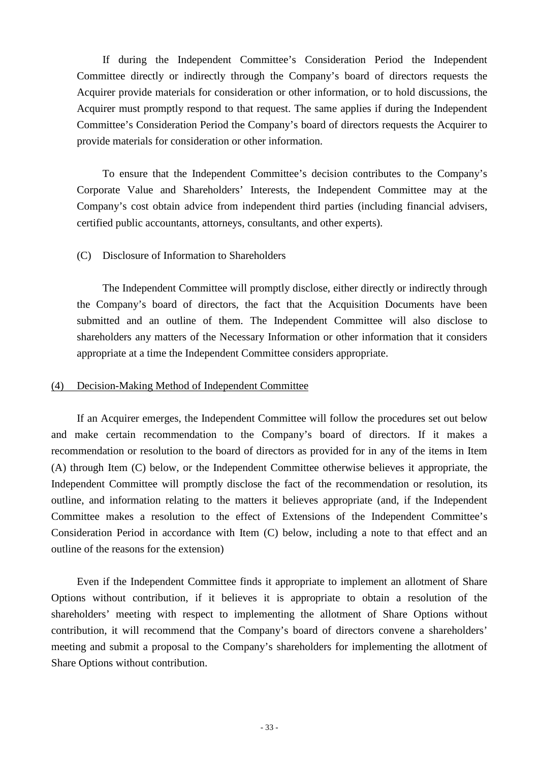If during the Independent Committee's Consideration Period the Independent Committee directly or indirectly through the Company's board of directors requests the Acquirer provide materials for consideration or other information, or to hold discussions, the Acquirer must promptly respond to that request. The same applies if during the Independent Committee's Consideration Period the Company's board of directors requests the Acquirer to provide materials for consideration or other information.

To ensure that the Independent Committee's decision contributes to the Company's Corporate Value and Shareholders' Interests, the Independent Committee may at the Company's cost obtain advice from independent third parties (including financial advisers, certified public accountants, attorneys, consultants, and other experts).

(C) Disclosure of Information to Shareholders

The Independent Committee will promptly disclose, either directly or indirectly through the Company's board of directors, the fact that the Acquisition Documents have been submitted and an outline of them. The Independent Committee will also disclose to shareholders any matters of the Necessary Information or other information that it considers appropriate at a time the Independent Committee considers appropriate.

<u>(4) Decision-Making Method of Independent Committee</u>

If an Acquirer emerges, the Independent Committee will follow the procedures set out below and make certain recommendation to the Company's board of directors. If it makes a recommendation or resolution to the board of directors as provided for in any of the items in Item (A) through Item (C) below, or the Independent Committee otherwise believes it appropriate, the Independent Committee will promptly disclose the fact of the recommendation or resolution, its outline, and information relating to the matters it believes appropriate (and, if the Independent Committee makes a resolution to the effect of Extensions of the Independent Committee's Consideration Period in accordance with Item (C) below, including a note to that effect and an outline of the reasons for the extension)

Even if the Independent Committee finds it appropriate to implement an allotment of Share Options without contribution, if it believes it is appropriate to obtain a resolution of the shareholders' meeting with respect to implementing the allotment of Share Options without contribution, it will recommend that the Company's board of directors convene a shareholders' meeting and submit a proposal to the Company's shareholders for implementing the allotment of Share Options without contribution.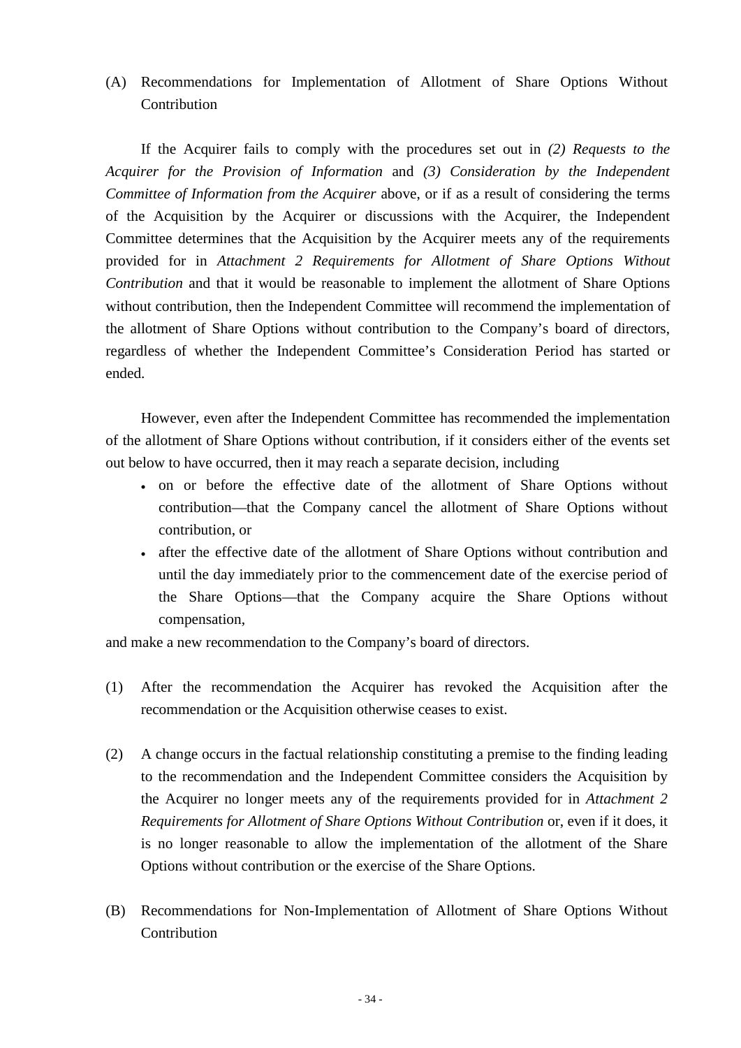(A) Recommendations for Implementation of Allotment of Share Options Without Contribution

If the Acquirer fails to comply with the procedures set out in *(2) Requests to the Acquirer for the Provision of Information* and *(3) Consideration by the Independent Committee of Information from the Acquirer* above, or if as a result of considering the terms of the Acquisition by the Acquirer or discussions with the Acquirer, the Independent Committee determines that the Acquisition by the Acquirer meets any of the requirements provided for in *Attachment 2 Requirements for Allotment of Share Options Without Contribution* and that it would be reasonable to implement the allotment of Share Options without contribution, then the Independent Committee will recommend the implementation of the allotment of Share Options without contribution to the Company's board of directors, regardless of whether the Independent Committee's Consideration Period has started or ended.

However, even after the Independent Committee has recommended the implementation of the allotment of Share Options without contribution, if it considers either of the events set out below to have occurred, then it may reach a separate decision, including

- on or before the effective date of the allotment of Share Options without contribution—that the Company cancel the allotment of Share Options without contribution, or
- after the effective date of the allotment of Share Options without contribution and until the day immediately prior to the commencement date of the exercise period of the Share Options—that the Company acquire the Share Options without compensation,

and make a new recommendation to the Company's board of directors.

(1) After the recommendation the Acquirer has revoked the Acquisition after the recommendation or the Acquisition otherwise ceases to exist.

(2) A change occurs in the factual relationship constituting a premise to the finding leading to the recommendation and the Independent Committee considers the Acquisition by the Acquirer no longer meets any of the requirements provided for in *Attachment 2 Requirements for Allotment of Share Options Without Contribution* or, even if it does, it is no longer reasonable to allow the implementation of the allotment of the Share Options without contribution or the exercise of the Share Options.

(B) Recommendations for Non-Implementation of Allotment of Share Options Without Contribution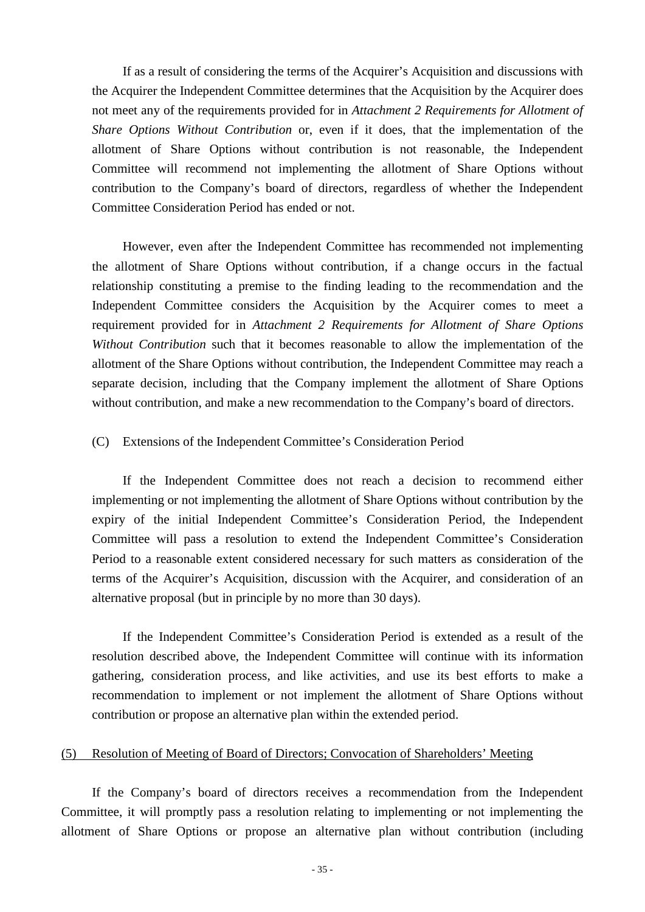If as a result of considering the terms of the Acquirer's Acquisition and discussions with the Acquirer the Independent Committee determines that the Acquisition by the Acquirer does not meet any of the requirements provided for in *Attachment 2 Requirements for Allotment of Share Options Without Contribution* or, even if it does, that the implementation of the allotment of Share Options without contribution is not reasonable, the Independent Committee will recommend not implementing the allotment of Share Options without contribution to the Company's board of directors, regardless of whether the Independent Committee Consideration Period has ended or not.

However, even after the Independent Committee has recommended not implementing the allotment of Share Options without contribution, if a change occurs in the factual relationship constituting a premise to the finding leading to the recommendation and the Independent Committee considers the Acquisition by the Acquirer comes to meet a requirement provided for in *Attachment 2 Requirements for Allotment of Share Options Without Contribution* such that it becomes reasonable to allow the implementation of the allotment of the Share Options without contribution, the Independent Committee may reach a separate decision, including that the Company implement the allotment of Share Options without contribution, and make a new recommendation to the Company's board of directors.

(C) Extensions of the Independent Committee's Consideration Period

If the Independent Committee does not reach a decision to recommend either implementing or not implementing the allotment of Share Options without contribution by the expiry of the initial Independent Committee's Consideration Period, the Independent Committee will pass a resolution to extend the Independent Committee's Consideration Period to a reasonable extent considered necessary for such matters as consideration of the terms of the Acquirer's Acquisition, discussion with the Acquirer, and consideration of an alternative proposal (but in principle by no more than 30 days).

If the Independent Committee's Consideration Period is extended as a result of the resolution described above, the Independent Committee will continue with its information gathering, consideration process, and like activities, and use its best efforts to make a recommendation to implement or not implement the allotment of Share Options without contribution or propose an alternative plan within the extended period.

(5) Resolution of Meeting of Board of Directors; Convocation of Shareholders' Meeting

If the Company's board of directors receives a recommendation from the Independent Committee, it will promptly pass a resolution relating to implementing or not implementing the allotment of Share Options or propose an alternative plan without contribution (including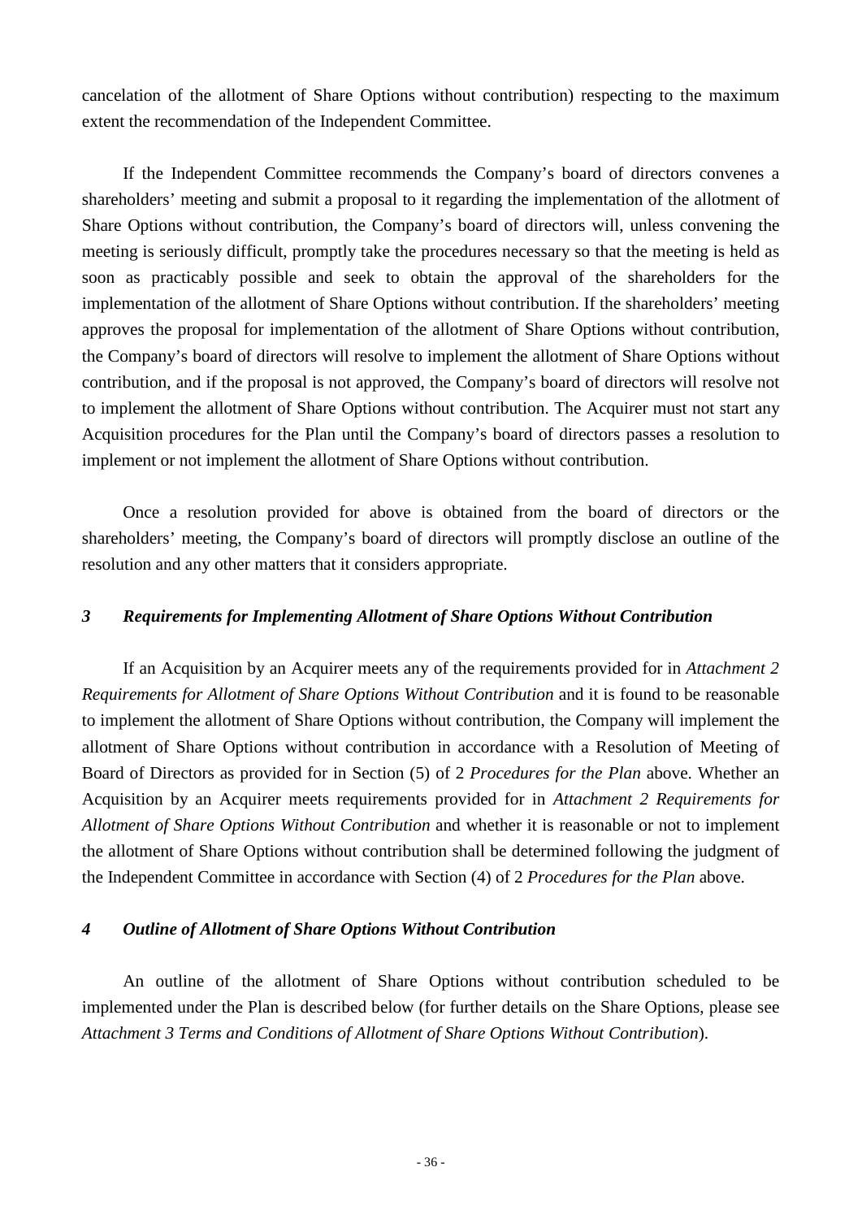cancelation of the allotment of Share Options without contribution) respecting to the maximum extent the recommendation of the Independent Committee.

If the Independent Committee recommends the Company's board of directors convenes a shareholders' meeting and submit a proposal to it regarding the implementation of the allotment of Share Options without contribution, the Company's board of directors will, unless convening the meeting is seriously difficult, promptly take the procedures necessary so that the meeting is held as soon as practicably possible and seek to obtain the approval of the shareholders for the implementation of the allotment of Share Options without contribution. If the shareholders' meeting approves the proposal for implementation of the allotment of Share Options without contribution, the Company's board of directors will resolve to implement the allotment of Share Options without contribution, and if the proposal is not approved, the Company's board of directors will resolve not to implement the allotment of Share Options without contribution. The Acquirer must not start any Acquisition procedures for the Plan until the Company's board of directors passes a resolution to implement or not implement the allotment of Share Options without contribution.

Once a resolution provided for above is obtained from the board of directors or the shareholders' meeting, the Company's board of directors will promptly disclose an outline of the resolution and any other matters that it considers appropriate.

### *3 Requirements for Implementing Allotment of Share Options Without Contribution*

If an Acquisition by an Acquirer meets any of the requirements provided for in *Attachment 2 Requirements for Allotment of Share Options Without Contribution* and it is found to be reasonable to implement the allotment of Share Options without contribution, the Company will implement the allotment of Share Options without contribution in accordance with a Resolution of Meeting of Board of Directors as provided for in Section (5) of 2 *Procedures for the Plan* above. Whether an Acquisition by an Acquirer meets requirements provided for in *Attachment 2 Requirements for Allotment of Share Options Without Contribution* and whether it is reasonable or not to implement the allotment of Share Options without contribution shall be determined following the judgment of the Independent Committee in accordance with Section (4) of 2 *Procedures for the Plan* above.

### *4 Outline of Allotment of Share Options Without Contribution*

An outline of the allotment of Share Options without contribution scheduled to be implemented under the Plan is described below (for further details on the Share Options, please see *Attachment 3 Terms and Conditions of Allotment of Share Options Without Contribution*).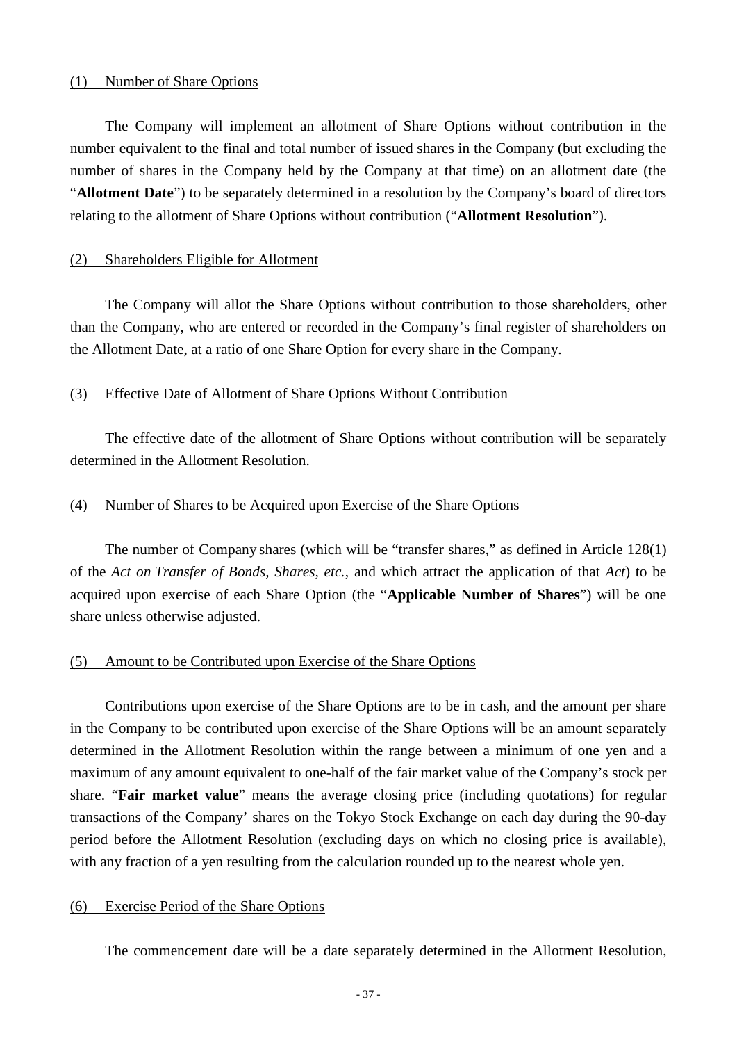(1) <u>Number of Share Options</u>

The Company will implement an allotment of Share Options without contribution in the number equivalent to the final and total number of issued shares in the Company (but excluding the number of shares in the Company held by the Company at that time) on an allotment date (the "**Allotment Date**") to be separately determined in a resolution by the Company's board of directors relating to the allotment of Share Options without contribution ("**Allotment Resolution**").

(2) <u>Shareholders Eligible for Allotment</u>

The Company will allot the Share Options without contribution to those shareholders, other than the Company, who are entered or recorded in the Company's final register of shareholders on the Allotment Date, at a ratio of one Share Option for every share in the Company.

(3) <u>Effective Date of Allotment of Share Options Without Contribution</u>

The effective date of the allotment of Share Options without contribution will be separately determined in the Allotment Resolution.

(4) <u>Number of Shares to be Acquired upon Exercise of the Share Options</u>

The number of Company shares (which will be "transfer shares," as defined in Article 128(1) of the *Act on Transfer of Bonds, Shares, etc.*, and which attract the application of that *Act*) to be acquired upon exercise of each Share Option (the "**Applicable Number of Shares**") will be one share unless otherwise adjusted.

(5) <u>Amount to be Contributed upon Exercise of the Share Options</u>

Contributions upon exercise of the Share Options are to be in cash, and the amount per share in the Company to be contributed upon exercise of the Share Options will be an amount separately determined in the Allotment Resolution within the range between a minimum of one yen and a maximum of any amount equivalent to one-half of the fair market value of the Company's stock per share. "**Fair market value**" means the average closing price (including quotations) for regular transactions of the Company' shares on the Tokyo Stock Exchange on each day during the 90-day period before the Allotment Resolution (excluding days on which no closing price is available), with any fraction of a yen resulting from the calculation rounded up to the nearest whole yen.

(6) <u>Exercise Period of the Share Options</u>

The commencement date will be a date separately determined in the Allotment Resolution,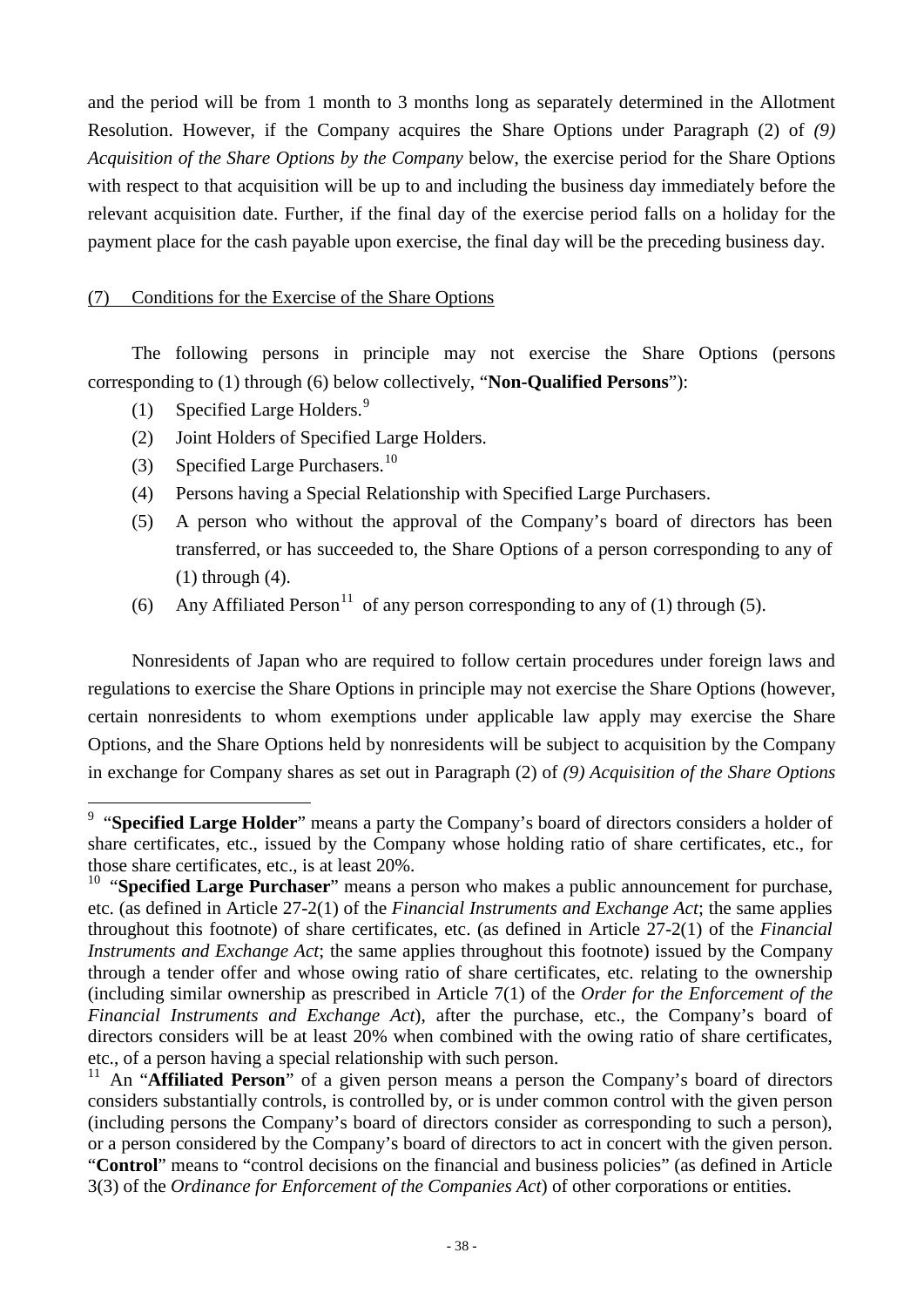and the period will be from 1 month to 3 months long as separately determined in the Allotment Resolution. However, if the Company acquires the Share Options under Paragraph (2) of *(9) Acquisition of the Share Options by the Company* below, the exercise period for the Share Options with respect to that acquisition will be up to and including the business day immediately before the relevant acquisition date. Further, if the final day of the exercise period falls on a holiday for the payment place for the cash payable upon exercise, the final day will be the preceding business day.

(7) Conditions for the Exercise of the Share Options

The following persons in principle may not exercise the Share Options (persons corresponding to (1) through (6) below collectively, "**Non-Qualified Persons**"):

(1) Specified Large Holders.[9]

(2) Joint Holders of Specified Large Holders.

(3) Specified Large Purchasers.[10]

(4) Persons having a Special Relationship with Specified Large Purchasers.

(5) A person who without the approval of the Company's board of directors has been transferred, or has succeeded to, the Share Options of a person corresponding to any of (1) through (4).

(6) Any Affiliated Person[11] of any person corresponding to any of (1) through (5).

Nonresidents of Japan who are required to follow certain procedures under foreign laws and regulations to exercise the Share Options in principle may not exercise the Share Options (however, certain nonresidents to whom exemptions under applicable law apply may exercise the Share Options, and the Share Options held by nonresidents will be subject to acquisition by the Company in exchange for Company shares as set out in Paragraph (2) of *(9) Acquisition of the Share Options*

---

[9] "**Specified Large Holder**" means a party the Company's board of directors considers a holder of share certificates, etc., issued by the Company whose holding ratio of share certificates, etc., for those share certificates, etc., is at least 20%.

[10] "**Specified Large Purchaser**" means a person who makes a public announcement for purchase, etc. (as defined in Article 27-2(1) of the *Financial Instruments and Exchange Act*; the same applies throughout this footnote) of share certificates, etc. (as defined in Article 27-2(1) of the *Financial Instruments and Exchange Act*; the same applies throughout this footnote) issued by the Company through a tender offer and whose owing ratio of share certificates, etc. relating to the ownership (including similar ownership as prescribed in Article 7(1) of the *Order for the Enforcement of the Financial Instruments and Exchange Act*), after the purchase, etc., the Company's board of directors considers will be at least 20% when combined with the owing ratio of share certificates, etc., of a person having a special relationship with such person.

[11] An "**Affiliated Person**" of a given person means a person the Company's board of directors considers substantially controls, is controlled by, or is under common control with the given person (including persons the Company's board of directors consider as corresponding to such a person), or a person considered by the Company's board of directors to act in concert with the given person. "**Control**" means to "control decisions on the financial and business policies" (as defined in Article 3(3) of the *Ordinance for Enforcement of the Companies Act*) of other corporations or entities.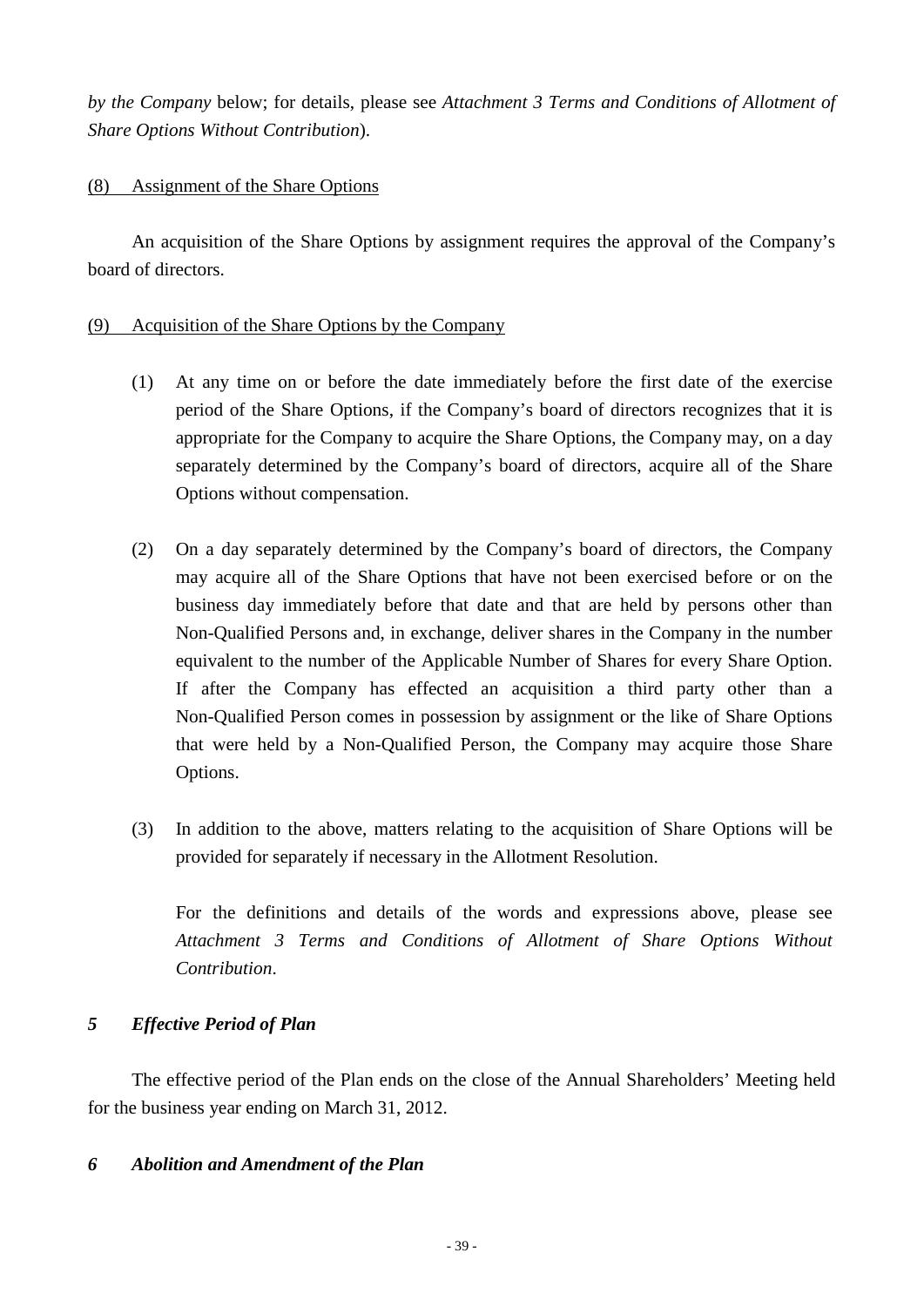*by the Company* below; for details, please see *Attachment 3 Terms and Conditions of Allotment of Share Options Without Contribution*).

(8) Assignment of the Share Options

An acquisition of the Share Options by assignment requires the approval of the Company's board of directors.

(9) Acquisition of the Share Options by the Company

(1) At any time on or before the date immediately before the first date of the exercise period of the Share Options, if the Company's board of directors recognizes that it is appropriate for the Company to acquire the Share Options, the Company may, on a day separately determined by the Company's board of directors, acquire all of the Share Options without compensation.

(2) On a day separately determined by the Company's board of directors, the Company may acquire all of the Share Options that have not been exercised before or on the business day immediately before that date and that are held by persons other than Non-Qualified Persons and, in exchange, deliver shares in the Company in the number equivalent to the number of the Applicable Number of Shares for every Share Option. If after the Company has effected an acquisition a third party other than a Non-Qualified Person comes in possession by assignment or the like of Share Options that were held by a Non-Qualified Person, the Company may acquire those Share Options.

(3) In addition to the above, matters relating to the acquisition of Share Options will be provided for separately if necessary in the Allotment Resolution.

For the definitions and details of the words and expressions above, please see *Attachment 3 Terms and Conditions of Allotment of Share Options Without Contribution*.

### *5 Effective Period of Plan*

The effective period of the Plan ends on the close of the Annual Shareholders' Meeting held for the business year ending on March 31, 2012.

### *6 Abolition and Amendment of the Plan*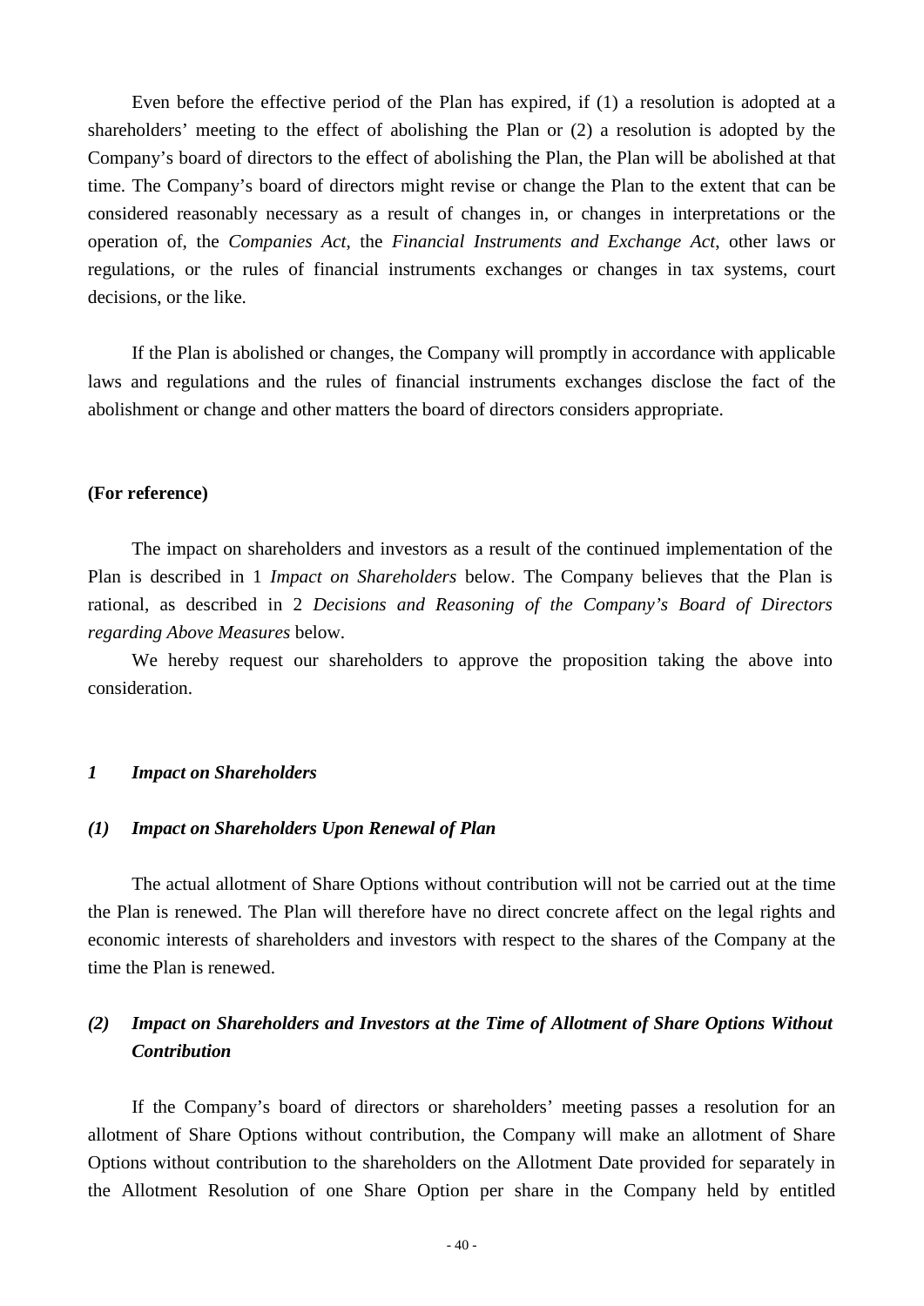Even before the effective period of the Plan has expired, if (1) a resolution is adopted at a shareholders' meeting to the effect of abolishing the Plan or (2) a resolution is adopted by the Company's board of directors to the effect of abolishing the Plan, the Plan will be abolished at that time. The Company's board of directors might revise or change the Plan to the extent that can be considered reasonably necessary as a result of changes in, or changes in interpretations or the operation of, the *Companies Act*, the *Financial Instruments and Exchange Act*, other laws or regulations, or the rules of financial instruments exchanges or changes in tax systems, court decisions, or the like.

If the Plan is abolished or changes, the Company will promptly in accordance with applicable laws and regulations and the rules of financial instruments exchanges disclose the fact of the abolishment or change and other matters the board of directors considers appropriate.

**(For reference)**

The impact on shareholders and investors as a result of the continued implementation of the Plan is described in 1 *Impact on Shareholders* below. The Company believes that the Plan is rational, as described in 2 *Decisions and Reasoning of the Company's Board of Directors regarding Above Measures* below.

We hereby request our shareholders to approve the proposition taking the above into consideration.

### *1 Impact on Shareholders*

#### *(1) Impact on Shareholders Upon Renewal of Plan*

The actual allotment of Share Options without contribution will not be carried out at the time the Plan is renewed. The Plan will therefore have no direct concrete affect on the legal rights and economic interests of shareholders and investors with respect to the shares of the Company at the time the Plan is renewed.

#### *(2) Impact on Shareholders and Investors at the Time of Allotment of Share Options Without Contribution*

If the Company's board of directors or shareholders' meeting passes a resolution for an allotment of Share Options without contribution, the Company will make an allotment of Share Options without contribution to the shareholders on the Allotment Date provided for separately in the Allotment Resolution of one Share Option per share in the Company held by entitled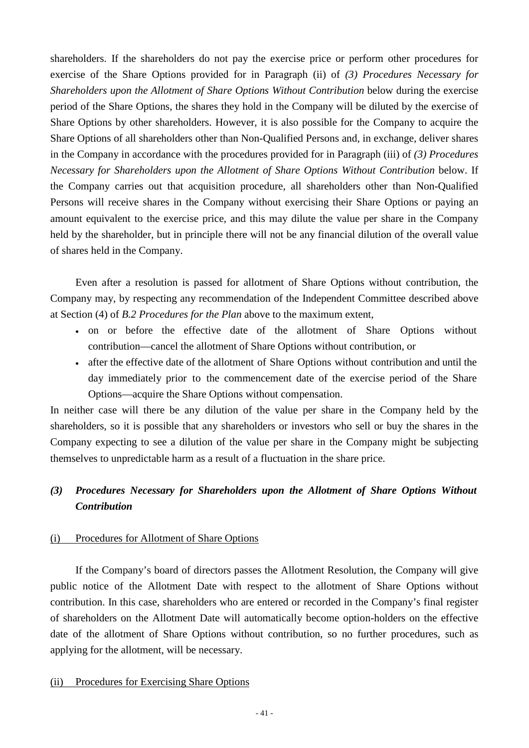shareholders. If the shareholders do not pay the exercise price or perform other procedures for exercise of the Share Options provided for in Paragraph (ii) of *(3) Procedures Necessary for Shareholders upon the Allotment of Share Options Without Contribution* below during the exercise period of the Share Options, the shares they hold in the Company will be diluted by the exercise of Share Options by other shareholders. However, it is also possible for the Company to acquire the Share Options of all shareholders other than Non-Qualified Persons and, in exchange, deliver shares in the Company in accordance with the procedures provided for in Paragraph (iii) of *(3) Procedures Necessary for Shareholders upon the Allotment of Share Options Without Contribution* below. If the Company carries out that acquisition procedure, all shareholders other than Non-Qualified Persons will receive shares in the Company without exercising their Share Options or paying an amount equivalent to the exercise price, and this may dilute the value per share in the Company held by the shareholder, but in principle there will not be any financial dilution of the overall value of shares held in the Company.

Even after a resolution is passed for allotment of Share Options without contribution, the Company may, by respecting any recommendation of the Independent Committee described above at Section (4) of *B.2 Procedures for the Plan* above to the maximum extent,

- on or before the effective date of the allotment of Share Options without contribution—cancel the allotment of Share Options without contribution, or
- after the effective date of the allotment of Share Options without contribution and until the day immediately prior to the commencement date of the exercise period of the Share Options—acquire the Share Options without compensation.

In neither case will there be any dilution of the value per share in the Company held by the shareholders, so it is possible that any shareholders or investors who sell or buy the shares in the Company expecting to see a dilution of the value per share in the Company might be subjecting themselves to unpredictable harm as a result of a fluctuation in the share price.

### *(3) Procedures Necessary for Shareholders upon the Allotment of Share Options Without Contribution*

(i) Procedures for Allotment of Share Options

If the Company's board of directors passes the Allotment Resolution, the Company will give public notice of the Allotment Date with respect to the allotment of Share Options without contribution. In this case, shareholders who are entered or recorded in the Company's final register of shareholders on the Allotment Date will automatically become option-holders on the effective date of the allotment of Share Options without contribution, so no further procedures, such as applying for the allotment, will be necessary.

(ii) Procedures for Exercising Share Options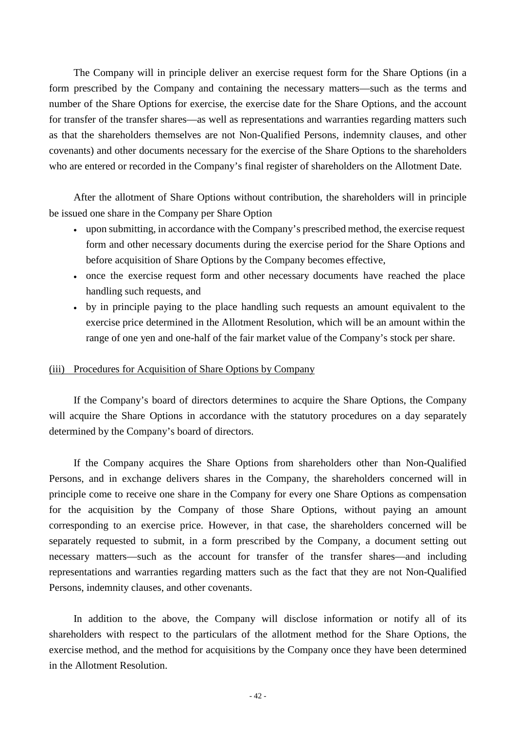The Company will in principle deliver an exercise request form for the Share Options (in a form prescribed by the Company and containing the necessary matters—such as the terms and number of the Share Options for exercise, the exercise date for the Share Options, and the account for transfer of the transfer shares—as well as representations and warranties regarding matters such as that the shareholders themselves are not Non-Qualified Persons, indemnity clauses, and other covenants) and other documents necessary for the exercise of the Share Options to the shareholders who are entered or recorded in the Company's final register of shareholders on the Allotment Date.

After the allotment of Share Options without contribution, the shareholders will in principle be issued one share in the Company per Share Option

- upon submitting, in accordance with the Company's prescribed method, the exercise request form and other necessary documents during the exercise period for the Share Options and before acquisition of Share Options by the Company becomes effective,
- once the exercise request form and other necessary documents have reached the place handling such requests, and
- by in principle paying to the place handling such requests an amount equivalent to the exercise price determined in the Allotment Resolution, which will be an amount within the range of one yen and one-half of the fair market value of the Company's stock per share.

<u>(iii) Procedures for Acquisition of Share Options by Company</u>

If the Company's board of directors determines to acquire the Share Options, the Company will acquire the Share Options in accordance with the statutory procedures on a day separately determined by the Company's board of directors.

If the Company acquires the Share Options from shareholders other than Non-Qualified Persons, and in exchange delivers shares in the Company, the shareholders concerned will in principle come to receive one share in the Company for every one Share Options as compensation for the acquisition by the Company of those Share Options, without paying an amount corresponding to an exercise price. However, in that case, the shareholders concerned will be separately requested to submit, in a form prescribed by the Company, a document setting out necessary matters—such as the account for transfer of the transfer shares—and including representations and warranties regarding matters such as the fact that they are not Non-Qualified Persons, indemnity clauses, and other covenants.

In addition to the above, the Company will disclose information or notify all of its shareholders with respect to the particulars of the allotment method for the Share Options, the exercise method, and the method for acquisitions by the Company once they have been determined in the Allotment Resolution.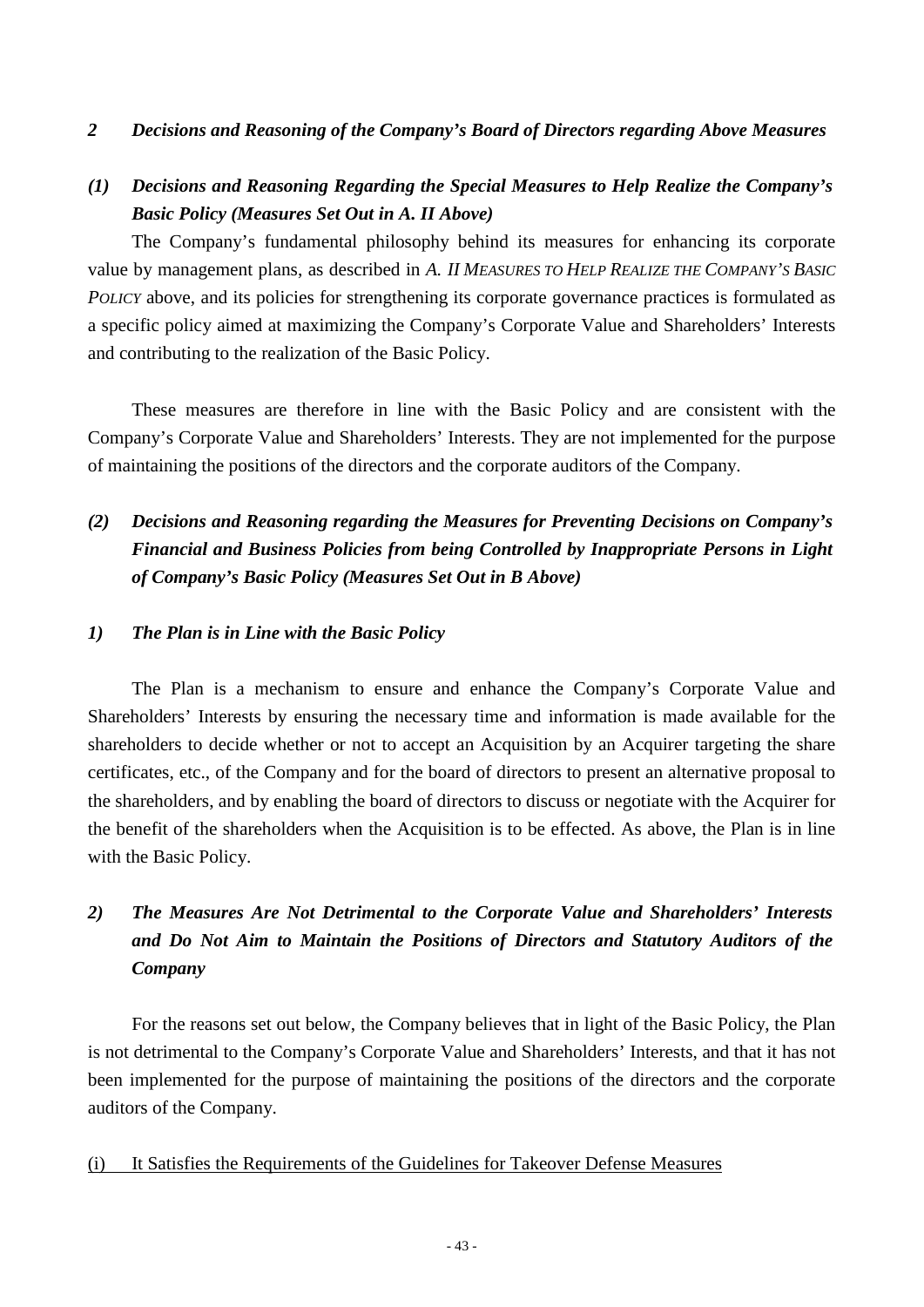## *2 Decisions and Reasoning of the Company's Board of Directors regarding Above Measures*

### *(1) Decisions and Reasoning Regarding the Special Measures to Help Realize the Company's Basic Policy (Measures Set Out in A. II Above)*

The Company's fundamental philosophy behind its measures for enhancing its corporate value by management plans, as described in *A. II MEASURES TO HELP REALIZE THE COMPANY'S BASIC POLICY* above, and its policies for strengthening its corporate governance practices is formulated as a specific policy aimed at maximizing the Company's Corporate Value and Shareholders' Interests and contributing to the realization of the Basic Policy.

These measures are therefore in line with the Basic Policy and are consistent with the Company's Corporate Value and Shareholders' Interests. They are not implemented for the purpose of maintaining the positions of the directors and the corporate auditors of the Company.

### *(2) Decisions and Reasoning regarding the Measures for Preventing Decisions on Company's Financial and Business Policies from being Controlled by Inappropriate Persons in Light of Company's Basic Policy (Measures Set Out in B Above)*

#### *1) The Plan is in Line with the Basic Policy*

The Plan is a mechanism to ensure and enhance the Company's Corporate Value and Shareholders' Interests by ensuring the necessary time and information is made available for the shareholders to decide whether or not to accept an Acquisition by an Acquirer targeting the share certificates, etc., of the Company and for the board of directors to present an alternative proposal to the shareholders, and by enabling the board of directors to discuss or negotiate with the Acquirer for the benefit of the shareholders when the Acquisition is to be effected. As above, the Plan is in line with the Basic Policy.

#### *2) The Measures Are Not Detrimental to the Corporate Value and Shareholders' Interests and Do Not Aim to Maintain the Positions of Directors and Statutory Auditors of the Company*

For the reasons set out below, the Company believes that in light of the Basic Policy, the Plan is not detrimental to the Company's Corporate Value and Shareholders' Interests, and that it has not been implemented for the purpose of maintaining the positions of the directors and the corporate auditors of the Company.

(i) It Satisfies the Requirements of the Guidelines for Takeover Defense Measures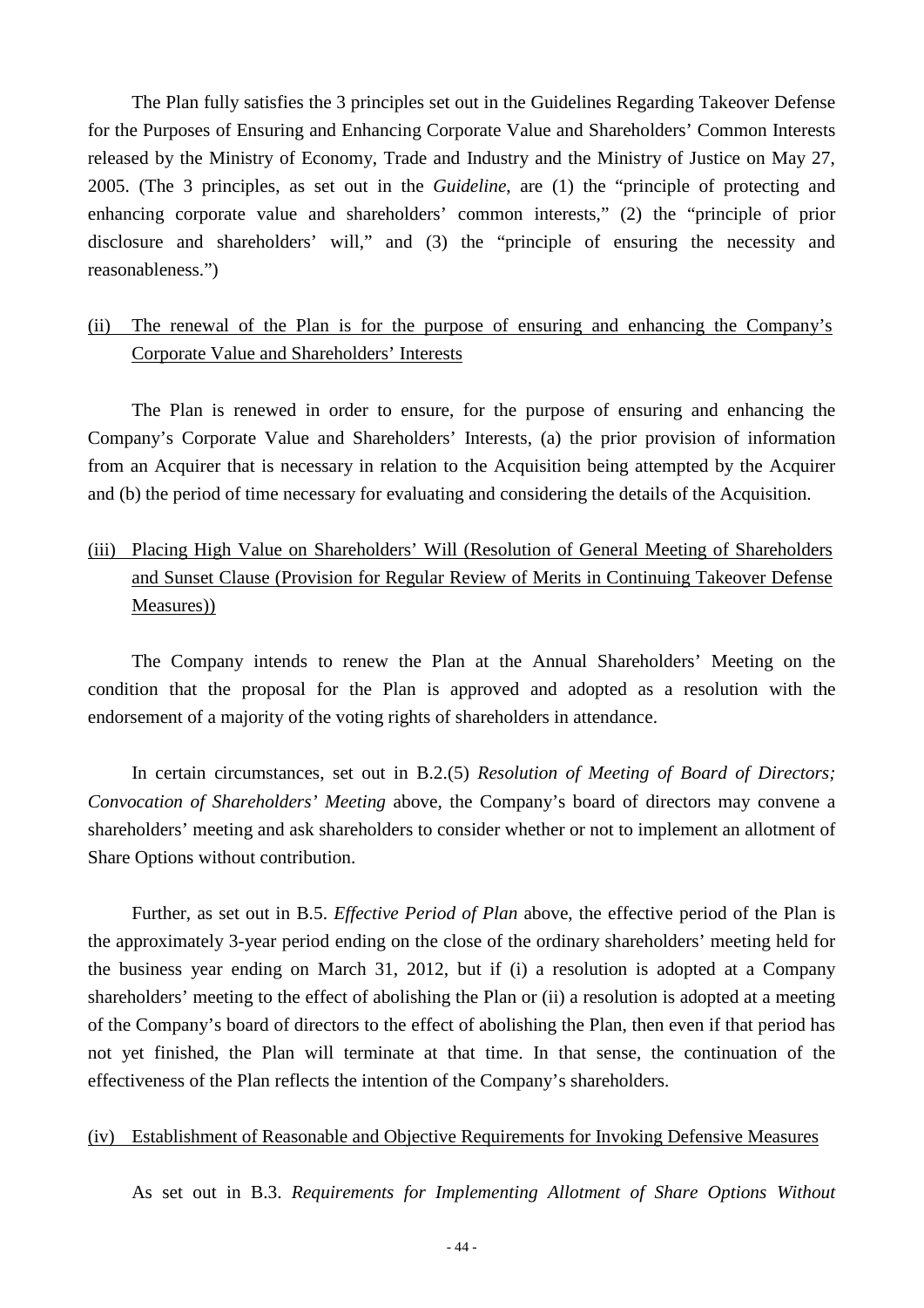The Plan fully satisfies the 3 principles set out in the Guidelines Regarding Takeover Defense for the Purposes of Ensuring and Enhancing Corporate Value and Shareholders' Common Interests released by the Ministry of Economy, Trade and Industry and the Ministry of Justice on May 27, 2005. (The 3 principles, as set out in the *Guideline*, are (1) the "principle of protecting and enhancing corporate value and shareholders' common interests," (2) the "principle of prior disclosure and shareholders' will," and (3) the "principle of ensuring the necessity and reasonableness.")

(ii) <u>The renewal of the Plan is for the purpose of ensuring and enhancing the Company's Corporate Value and Shareholders' Interests</u>

The Plan is renewed in order to ensure, for the purpose of ensuring and enhancing the Company's Corporate Value and Shareholders' Interests, (a) the prior provision of information from an Acquirer that is necessary in relation to the Acquisition being attempted by the Acquirer and (b) the period of time necessary for evaluating and considering the details of the Acquisition.

(iii) <u>Placing High Value on Shareholders' Will (Resolution of General Meeting of Shareholders and Sunset Clause (Provision for Regular Review of Merits in Continuing Takeover Defense Measures))</u>

The Company intends to renew the Plan at the Annual Shareholders' Meeting on the condition that the proposal for the Plan is approved and adopted as a resolution with the endorsement of a majority of the voting rights of shareholders in attendance.

In certain circumstances, set out in B.2.(5) *Resolution of Meeting of Board of Directors; Convocation of Shareholders' Meeting* above, the Company's board of directors may convene a shareholders' meeting and ask shareholders to consider whether or not to implement an allotment of Share Options without contribution.

Further, as set out in B.5. *Effective Period of Plan* above, the effective period of the Plan is the approximately 3-year period ending on the close of the ordinary shareholders' meeting held for the business year ending on March 31, 2012, but if (i) a resolution is adopted at a Company shareholders' meeting to the effect of abolishing the Plan or (ii) a resolution is adopted at a meeting of the Company's board of directors to the effect of abolishing the Plan, then even if that period has not yet finished, the Plan will terminate at that time. In that sense, the continuation of the effectiveness of the Plan reflects the intention of the Company's shareholders.

(iv) <u>Establishment of Reasonable and Objective Requirements for Invoking Defensive Measures</u>

As set out in B.3. *Requirements for Implementing Allotment of Share Options Without*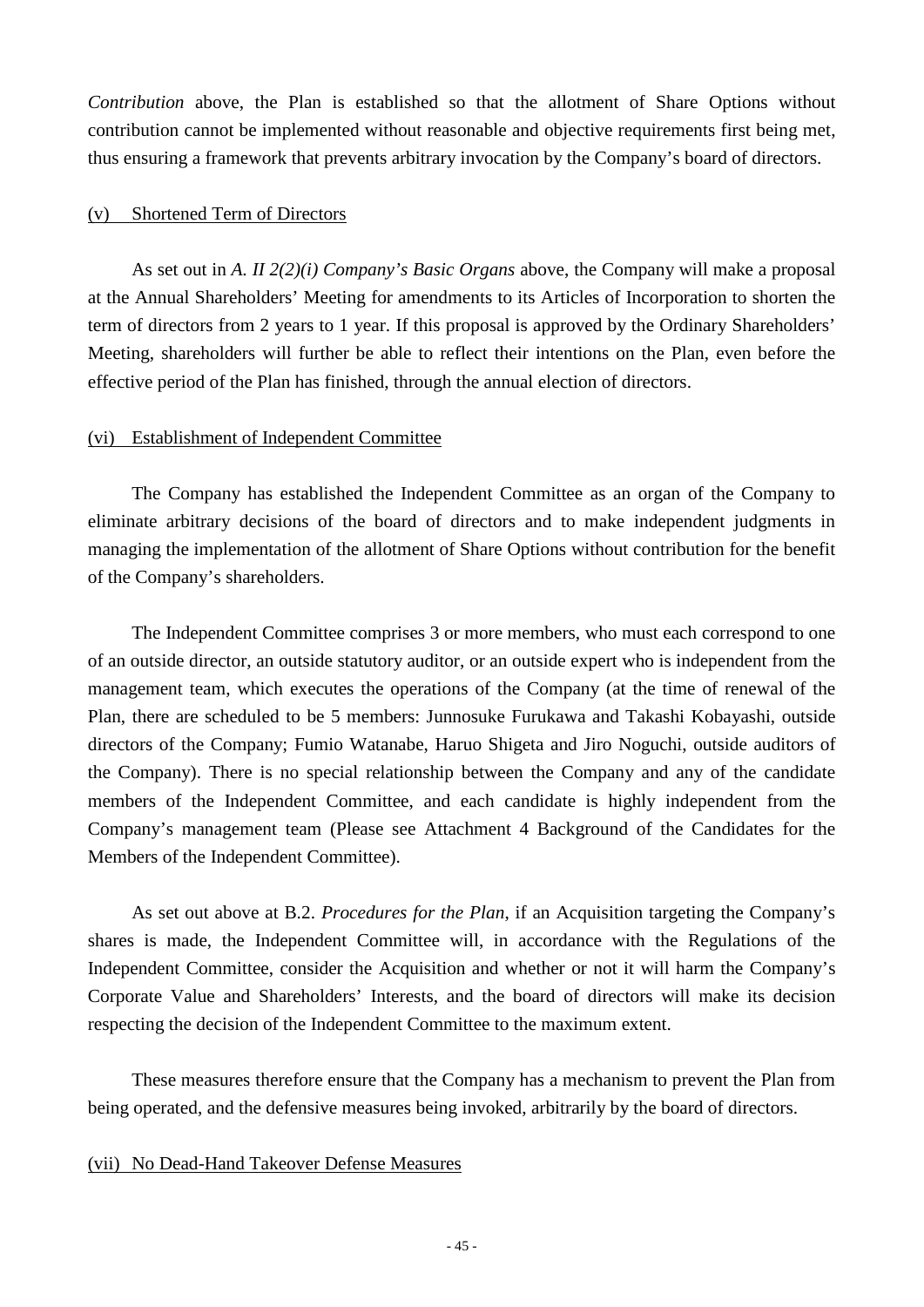*Contribution* above, the Plan is established so that the allotment of Share Options without contribution cannot be implemented without reasonable and objective requirements first being met, thus ensuring a framework that prevents arbitrary invocation by the Company's board of directors.

#### (v) Shortened Term of Directors

As set out in *A. II 2(2)(i) Company's Basic Organs* above, the Company will make a proposal at the Annual Shareholders' Meeting for amendments to its Articles of Incorporation to shorten the term of directors from 2 years to 1 year. If this proposal is approved by the Ordinary Shareholders' Meeting, shareholders will further be able to reflect their intentions on the Plan, even before the effective period of the Plan has finished, through the annual election of directors.

#### (vi) Establishment of Independent Committee

The Company has established the Independent Committee as an organ of the Company to eliminate arbitrary decisions of the board of directors and to make independent judgments in managing the implementation of the allotment of Share Options without contribution for the benefit of the Company's shareholders.

The Independent Committee comprises 3 or more members, who must each correspond to one of an outside director, an outside statutory auditor, or an outside expert who is independent from the management team, which executes the operations of the Company (at the time of renewal of the Plan, there are scheduled to be 5 members: Junnosuke Furukawa and Takashi Kobayashi, outside directors of the Company; Fumio Watanabe, Haruo Shigeta and Jiro Noguchi, outside auditors of the Company). There is no special relationship between the Company and any of the candidate members of the Independent Committee, and each candidate is highly independent from the Company's management team (Please see Attachment 4 Background of the Candidates for the Members of the Independent Committee).

As set out above at B.2. *Procedures for the Plan*, if an Acquisition targeting the Company's shares is made, the Independent Committee will, in accordance with the Regulations of the Independent Committee, consider the Acquisition and whether or not it will harm the Company's Corporate Value and Shareholders' Interests, and the board of directors will make its decision respecting the decision of the Independent Committee to the maximum extent.

These measures therefore ensure that the Company has a mechanism to prevent the Plan from being operated, and the defensive measures being invoked, arbitrarily by the board of directors.

#### (vii) No Dead-Hand Takeover Defense Measures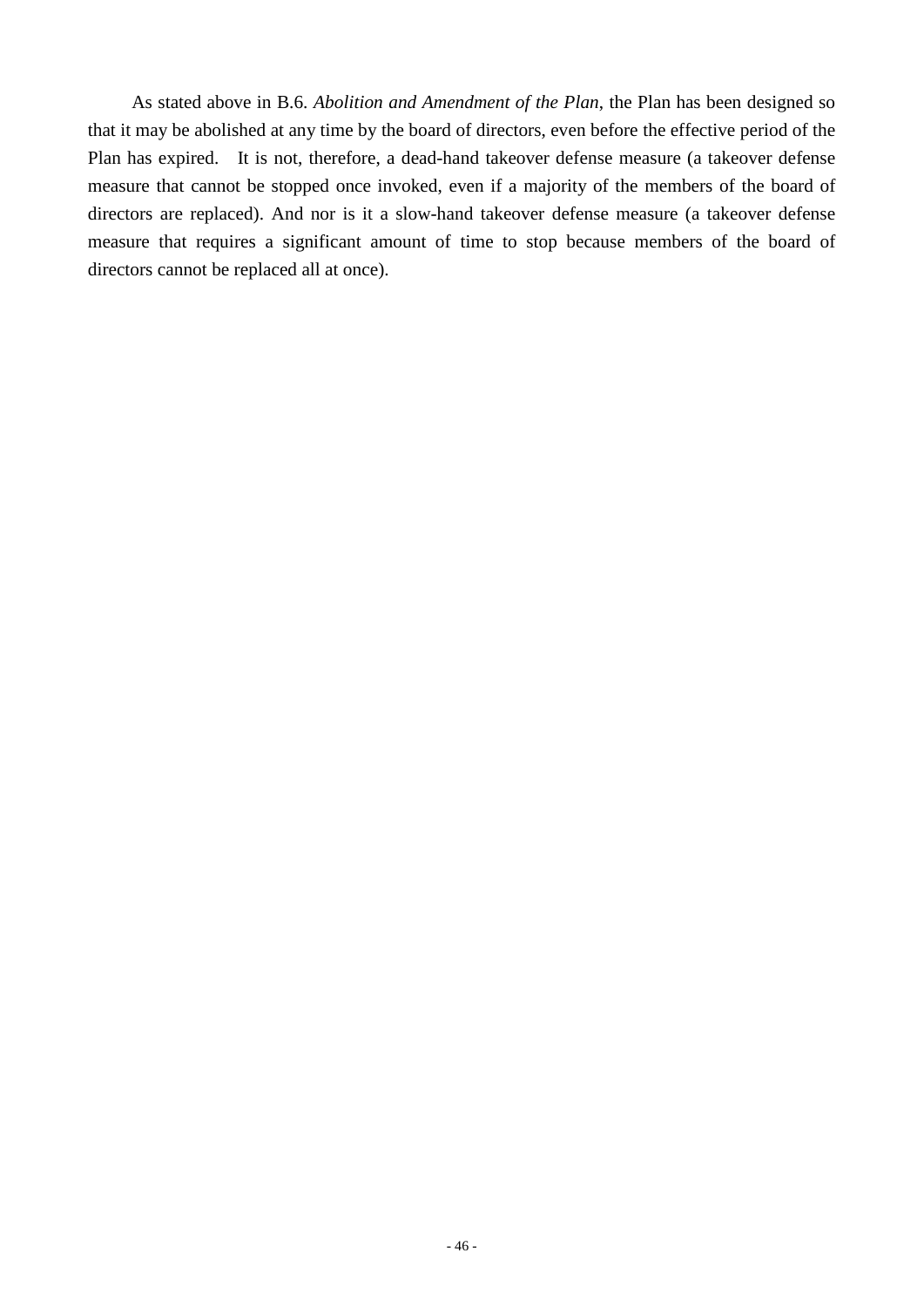As stated above in B.6. *Abolition and Amendment of the Plan*, the Plan has been designed so that it may be abolished at any time by the board of directors, even before the effective period of the Plan has expired. It is not, therefore, a dead-hand takeover defense measure (a takeover defense measure that cannot be stopped once invoked, even if a majority of the members of the board of directors are replaced). And nor is it a slow-hand takeover defense measure (a takeover defense measure that requires a significant amount of time to stop because members of the board of directors cannot be replaced all at once).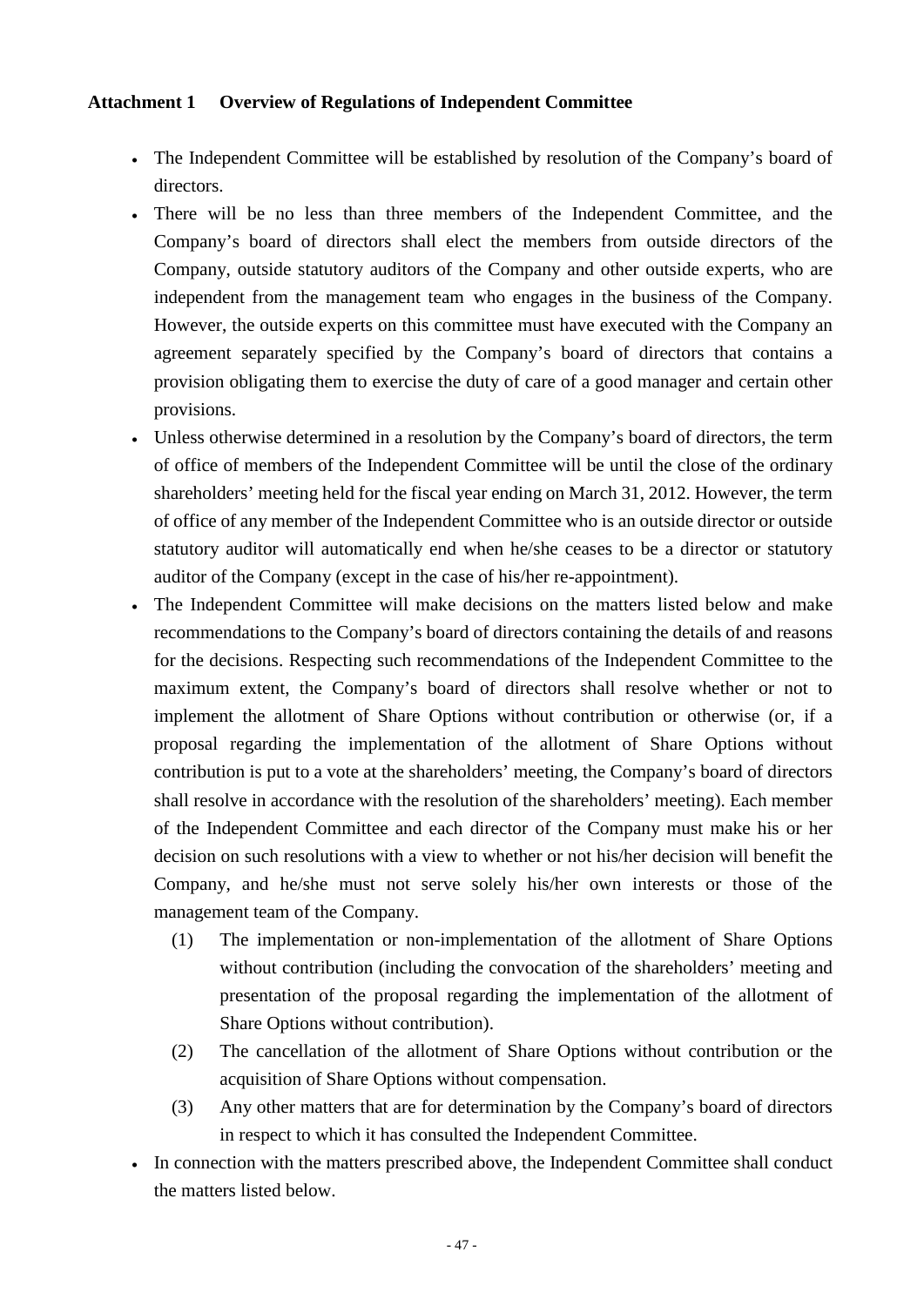**Attachment 1 Overview of Regulations of Independent Committee**

- The Independent Committee will be established by resolution of the Company's board of directors.
- There will be no less than three members of the Independent Committee, and the Company's board of directors shall elect the members from outside directors of the Company, outside statutory auditors of the Company and other outside experts, who are independent from the management team who engages in the business of the Company. However, the outside experts on this committee must have executed with the Company an agreement separately specified by the Company's board of directors that contains a provision obligating them to exercise the duty of care of a good manager and certain other provisions.
- Unless otherwise determined in a resolution by the Company's board of directors, the term of office of members of the Independent Committee will be until the close of the ordinary shareholders' meeting held for the fiscal year ending on March 31, 2012. However, the term of office of any member of the Independent Committee who is an outside director or outside statutory auditor will automatically end when he/she ceases to be a director or statutory auditor of the Company (except in the case of his/her re-appointment).
- The Independent Committee will make decisions on the matters listed below and make recommendations to the Company's board of directors containing the details of and reasons for the decisions. Respecting such recommendations of the Independent Committee to the maximum extent, the Company's board of directors shall resolve whether or not to implement the allotment of Share Options without contribution or otherwise (or, if a proposal regarding the implementation of the allotment of Share Options without contribution is put to a vote at the shareholders' meeting, the Company's board of directors shall resolve in accordance with the resolution of the shareholders' meeting). Each member of the Independent Committee and each director of the Company must make his or her decision on such resolutions with a view to whether or not his/her decision will benefit the Company, and he/she must not serve solely his/her own interests or those of the management team of the Company.
  1. The implementation or non-implementation of the allotment of Share Options without contribution (including the convocation of the shareholders' meeting and presentation of the proposal regarding the implementation of the allotment of Share Options without contribution).
  2. The cancellation of the allotment of Share Options without contribution or the acquisition of Share Options without compensation.
  3. Any other matters that are for determination by the Company's board of directors in respect to which it has consulted the Independent Committee.
- In connection with the matters prescribed above, the Independent Committee shall conduct the matters listed below.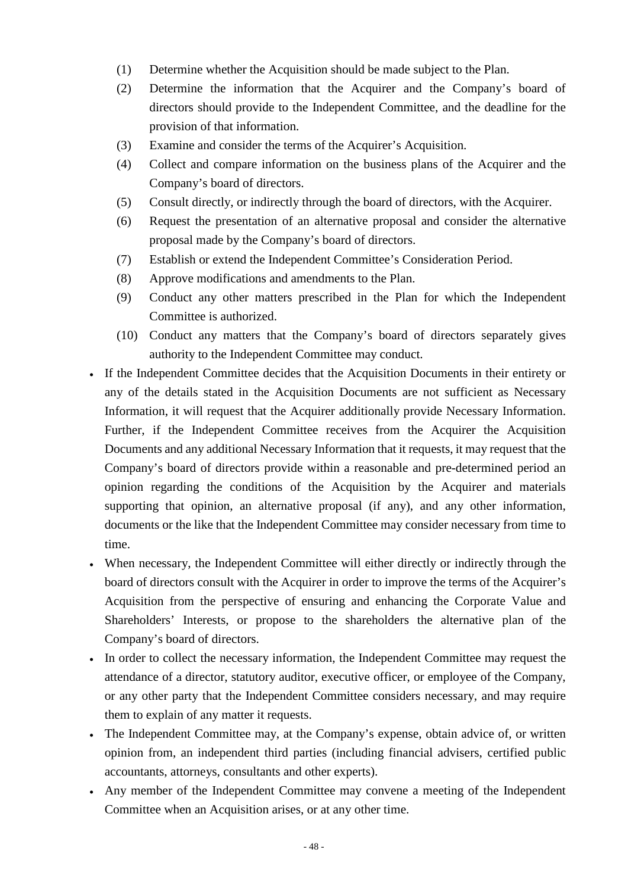(1) Determine whether the Acquisition should be made subject to the Plan.

(2) Determine the information that the Acquirer and the Company's board of directors should provide to the Independent Committee, and the deadline for the provision of that information.

(3) Examine and consider the terms of the Acquirer's Acquisition.

(4) Collect and compare information on the business plans of the Acquirer and the Company's board of directors.

(5) Consult directly, or indirectly through the board of directors, with the Acquirer.

(6) Request the presentation of an alternative proposal and consider the alternative proposal made by the Company's board of directors.

(7) Establish or extend the Independent Committee's Consideration Period.

(8) Approve modifications and amendments to the Plan.

(9) Conduct any other matters prescribed in the Plan for which the Independent Committee is authorized.

(10) Conduct any matters that the Company's board of directors separately gives authority to the Independent Committee may conduct.

- If the Independent Committee decides that the Acquisition Documents in their entirety or any of the details stated in the Acquisition Documents are not sufficient as Necessary Information, it will request that the Acquirer additionally provide Necessary Information. Further, if the Independent Committee receives from the Acquirer the Acquisition Documents and any additional Necessary Information that it requests, it may request that the Company's board of directors provide within a reasonable and pre-determined period an opinion regarding the conditions of the Acquisition by the Acquirer and materials supporting that opinion, an alternative proposal (if any), and any other information, documents or the like that the Independent Committee may consider necessary from time to time.
- When necessary, the Independent Committee will either directly or indirectly through the board of directors consult with the Acquirer in order to improve the terms of the Acquirer's Acquisition from the perspective of ensuring and enhancing the Corporate Value and Shareholders' Interests, or propose to the shareholders the alternative plan of the Company's board of directors.
- In order to collect the necessary information, the Independent Committee may request the attendance of a director, statutory auditor, executive officer, or employee of the Company, or any other party that the Independent Committee considers necessary, and may require them to explain of any matter it requests.
- The Independent Committee may, at the Company's expense, obtain advice of, or written opinion from, an independent third parties (including financial advisers, certified public accountants, attorneys, consultants and other experts).
- Any member of the Independent Committee may convene a meeting of the Independent Committee when an Acquisition arises, or at any other time.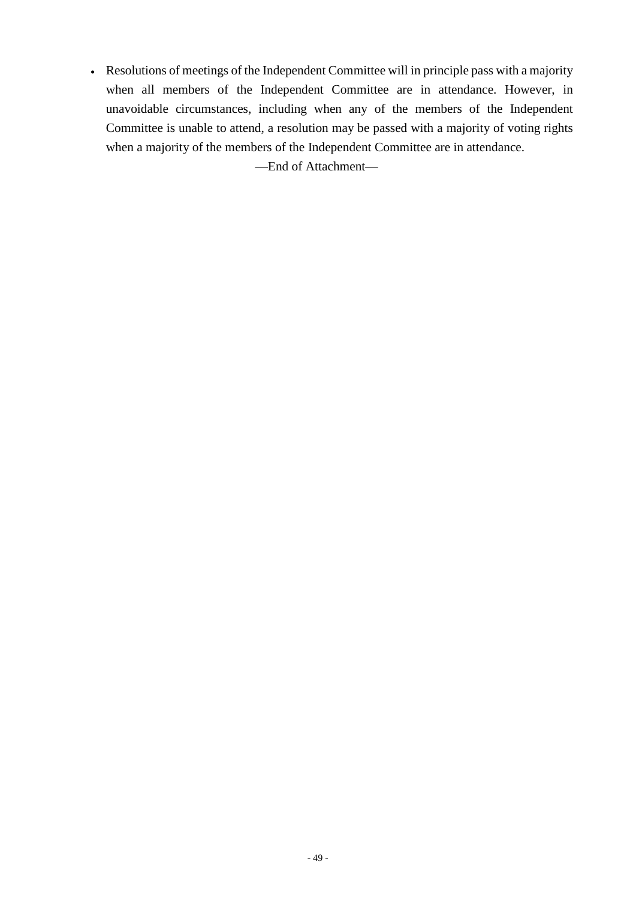- Resolutions of meetings of the Independent Committee will in principle pass with a majority when all members of the Independent Committee are in attendance. However, in unavoidable circumstances, including when any of the members of the Independent Committee is unable to attend, a resolution may be passed with a majority of voting rights when a majority of the members of the Independent Committee are in attendance.

—End of Attachment—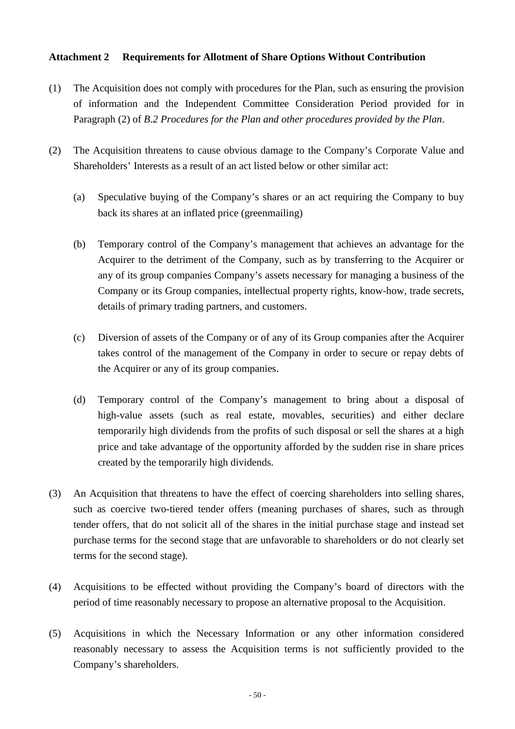**Attachment 2 Requirements for Allotment of Share Options Without Contribution**

(1) The Acquisition does not comply with procedures for the Plan, such as ensuring the provision of information and the Independent Committee Consideration Period provided for in Paragraph (2) of *B.2 Procedures for the Plan and other procedures provided by the Plan*.

(2) The Acquisition threatens to cause obvious damage to the Company's Corporate Value and Shareholders' Interests as a result of an act listed below or other similar act:

(a) Speculative buying of the Company's shares or an act requiring the Company to buy back its shares at an inflated price (greenmailing)

(b) Temporary control of the Company's management that achieves an advantage for the Acquirer to the detriment of the Company, such as by transferring to the Acquirer or any of its group companies Company's assets necessary for managing a business of the Company or its Group companies, intellectual property rights, know-how, trade secrets, details of primary trading partners, and customers.

(c) Diversion of assets of the Company or of any of its Group companies after the Acquirer takes control of the management of the Company in order to secure or repay debts of the Acquirer or any of its group companies.

(d) Temporary control of the Company's management to bring about a disposal of high-value assets (such as real estate, movables, securities) and either declare temporarily high dividends from the profits of such disposal or sell the shares at a high price and take advantage of the opportunity afforded by the sudden rise in share prices created by the temporarily high dividends.

(3) An Acquisition that threatens to have the effect of coercing shareholders into selling shares, such as coercive two-tiered tender offers (meaning purchases of shares, such as through tender offers, that do not solicit all of the shares in the initial purchase stage and instead set purchase terms for the second stage that are unfavorable to shareholders or do not clearly set terms for the second stage).

(4) Acquisitions to be effected without providing the Company's board of directors with the period of time reasonably necessary to propose an alternative proposal to the Acquisition.

(5) Acquisitions in which the Necessary Information or any other information considered reasonably necessary to assess the Acquisition terms is not sufficiently provided to the Company's shareholders.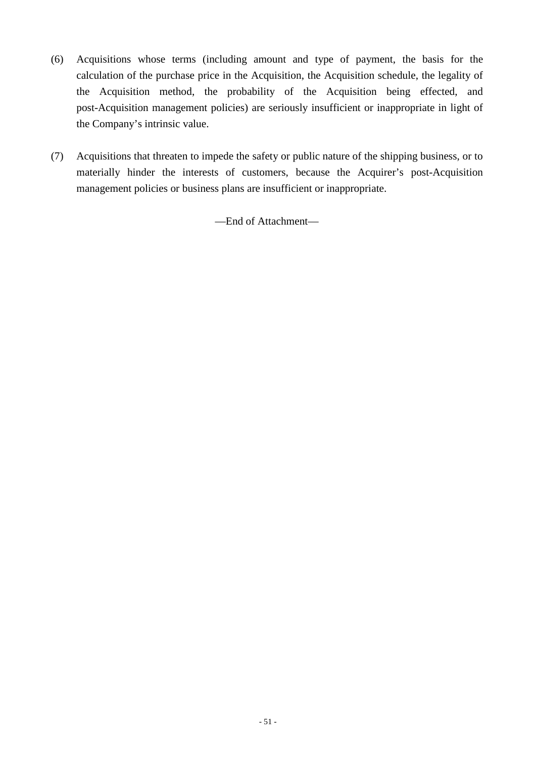(6) Acquisitions whose terms (including amount and type of payment, the basis for the calculation of the purchase price in the Acquisition, the Acquisition schedule, the legality of the Acquisition method, the probability of the Acquisition being effected, and post-Acquisition management policies) are seriously insufficient or inappropriate in light of the Company's intrinsic value.

(7) Acquisitions that threaten to impede the safety or public nature of the shipping business, or to materially hinder the interests of customers, because the Acquirer's post-Acquisition management policies or business plans are insufficient or inappropriate.

—End of Attachment—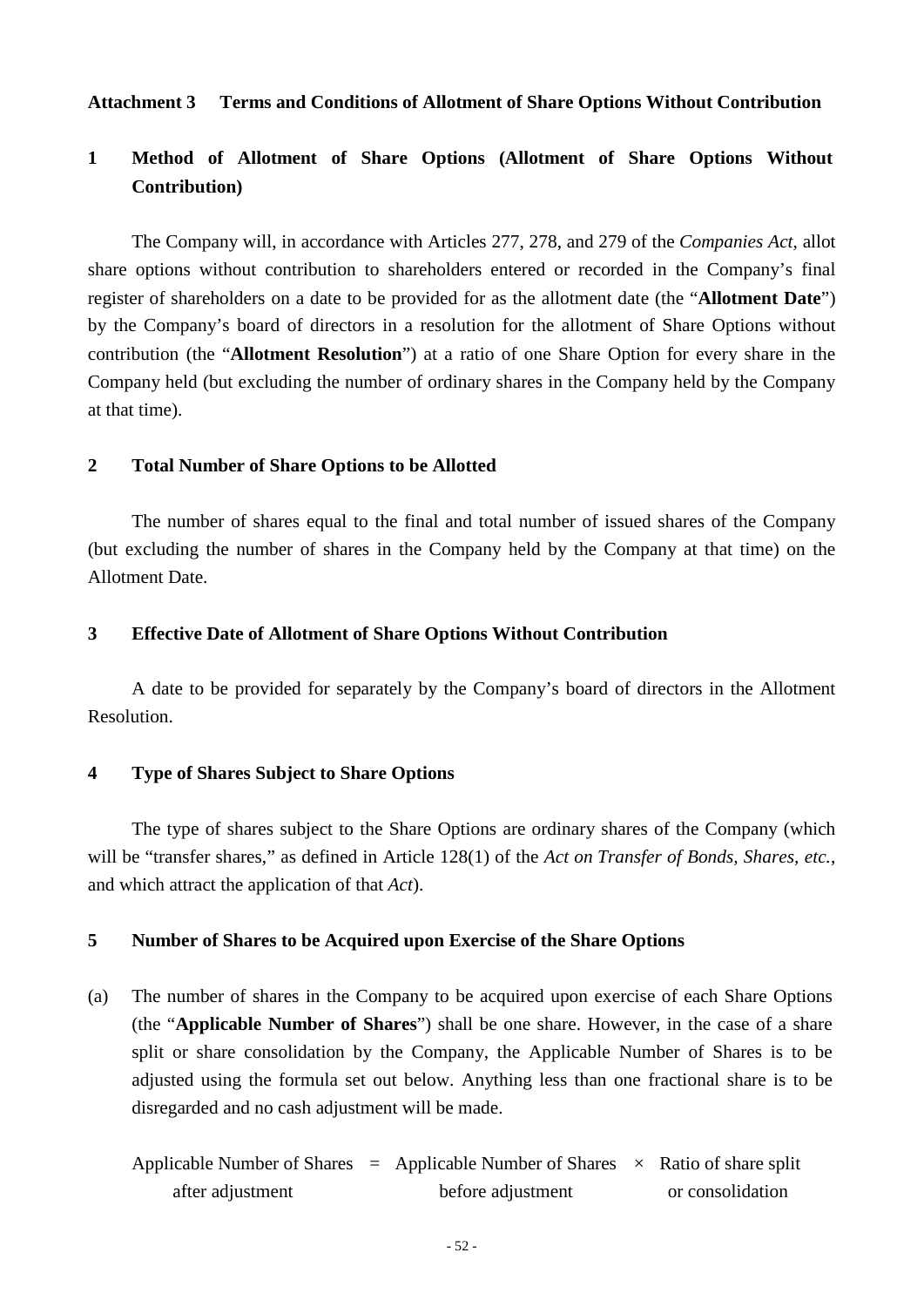**Attachment 3 Terms and Conditions of Allotment of Share Options Without Contribution**

## 1 Method of Allotment of Share Options (Allotment of Share Options Without Contribution)

The Company will, in accordance with Articles 277, 278, and 279 of the *Companies Act*, allot share options without contribution to shareholders entered or recorded in the Company's final register of shareholders on a date to be provided for as the allotment date (the "**Allotment Date**") by the Company's board of directors in a resolution for the allotment of Share Options without contribution (the "**Allotment Resolution**") at a ratio of one Share Option for every share in the Company held (but excluding the number of ordinary shares in the Company held by the Company at that time).

## 2 Total Number of Share Options to be Allotted

The number of shares equal to the final and total number of issued shares of the Company (but excluding the number of shares in the Company held by the Company at that time) on the Allotment Date.

## 3 Effective Date of Allotment of Share Options Without Contribution

A date to be provided for separately by the Company's board of directors in the Allotment Resolution.

## 4 Type of Shares Subject to Share Options

The type of shares subject to the Share Options are ordinary shares of the Company (which will be "transfer shares," as defined in Article 128(1) of the *Act on Transfer of Bonds, Shares, etc.*, and which attract the application of that *Act*).

## 5 Number of Shares to be Acquired upon Exercise of the Share Options

(a) The number of shares in the Company to be acquired upon exercise of each Share Options (the "**Applicable Number of Shares**") shall be one share. However, in the case of a share split or share consolidation by the Company, the Applicable Number of Shares is to be adjusted using the formula set out below. Anything less than one fractional share is to be disregarded and no cash adjustment will be made.

$$\text{Applicable Number of Shares after adjustment} = \text{Applicable Number of Shares before adjustment} \times \text{Ratio of share split or consolidation}$$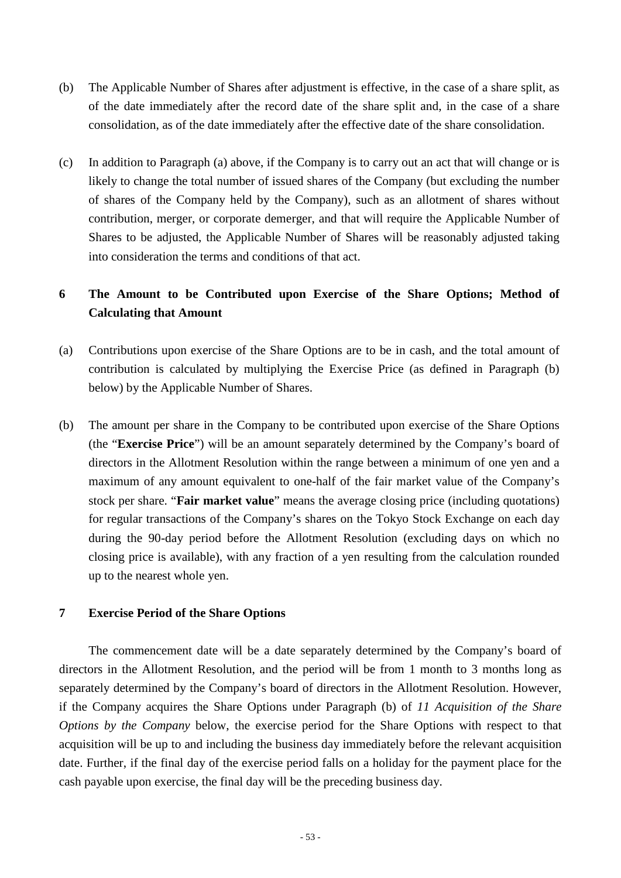(b) The Applicable Number of Shares after adjustment is effective, in the case of a share split, as of the date immediately after the record date of the share split and, in the case of a share consolidation, as of the date immediately after the effective date of the share consolidation.

(c) In addition to Paragraph (a) above, if the Company is to carry out an act that will change or is likely to change the total number of issued shares of the Company (but excluding the number of shares of the Company held by the Company), such as an allotment of shares without contribution, merger, or corporate demerger, and that will require the Applicable Number of Shares to be adjusted, the Applicable Number of Shares will be reasonably adjusted taking into consideration the terms and conditions of that act.

## 6 The Amount to be Contributed upon Exercise of the Share Options; Method of Calculating that Amount

(a) Contributions upon exercise of the Share Options are to be in cash, and the total amount of contribution is calculated by multiplying the Exercise Price (as defined in Paragraph (b) below) by the Applicable Number of Shares.

(b) The amount per share in the Company to be contributed upon exercise of the Share Options (the "**Exercise Price**") will be an amount separately determined by the Company's board of directors in the Allotment Resolution within the range between a minimum of one yen and a maximum of any amount equivalent to one-half of the fair market value of the Company's stock per share. "**Fair market value**" means the average closing price (including quotations) for regular transactions of the Company's shares on the Tokyo Stock Exchange on each day during the 90-day period before the Allotment Resolution (excluding days on which no closing price is available), with any fraction of a yen resulting from the calculation rounded up to the nearest whole yen.

## 7 Exercise Period of the Share Options

The commencement date will be a date separately determined by the Company's board of directors in the Allotment Resolution, and the period will be from 1 month to 3 months long as separately determined by the Company's board of directors in the Allotment Resolution. However, if the Company acquires the Share Options under Paragraph (b) of *11 Acquisition of the Share Options by the Company* below, the exercise period for the Share Options with respect to that acquisition will be up to and including the business day immediately before the relevant acquisition date. Further, if the final day of the exercise period falls on a holiday for the payment place for the cash payable upon exercise, the final day will be the preceding business day.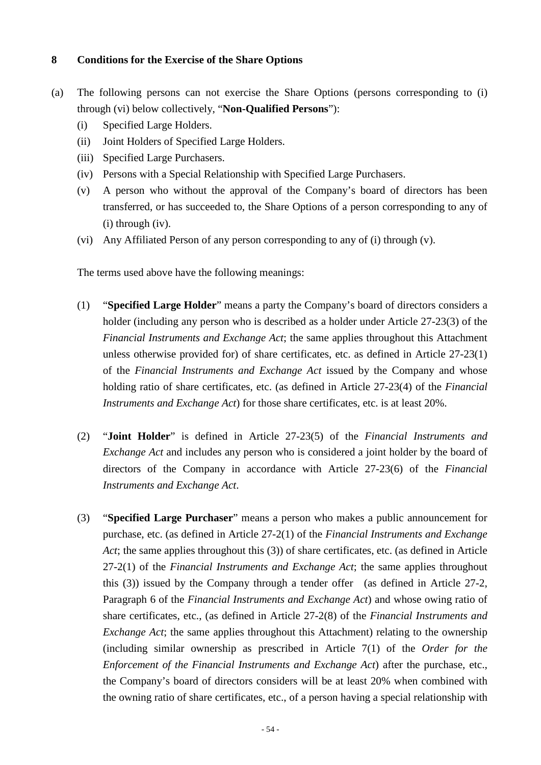## 8 Conditions for the Exercise of the Share Options

(a) The following persons can not exercise the Share Options (persons corresponding to (i) through (vi) below collectively, "**Non-Qualified Persons**"):

(i) Specified Large Holders.

(ii) Joint Holders of Specified Large Holders.

(iii) Specified Large Purchasers.

(iv) Persons with a Special Relationship with Specified Large Purchasers.

(v) A person who without the approval of the Company's board of directors has been transferred, or has succeeded to, the Share Options of a person corresponding to any of (i) through (iv).

(vi) Any Affiliated Person of any person corresponding to any of (i) through (v).

The terms used above have the following meanings:

(1) "**Specified Large Holder**" means a party the Company's board of directors considers a holder (including any person who is described as a holder under Article 27-23(3) of the *Financial Instruments and Exchange Act*; the same applies throughout this Attachment unless otherwise provided for) of share certificates, etc. as defined in Article 27-23(1) of the *Financial Instruments and Exchange Act* issued by the Company and whose holding ratio of share certificates, etc. (as defined in Article 27-23(4) of the *Financial Instruments and Exchange Act*) for those share certificates, etc. is at least 20%.

(2) "**Joint Holder**" is defined in Article 27-23(5) of the *Financial Instruments and Exchange Act* and includes any person who is considered a joint holder by the board of directors of the Company in accordance with Article 27-23(6) of the *Financial Instruments and Exchange Act*.

(3) "**Specified Large Purchaser**" means a person who makes a public announcement for purchase, etc. (as defined in Article 27-2(1) of the *Financial Instruments and Exchange Act*; the same applies throughout this (3)) of share certificates, etc. (as defined in Article 27-2(1) of the *Financial Instruments and Exchange Act*; the same applies throughout this (3)) issued by the Company through a tender offer (as defined in Article 27-2, Paragraph 6 of the *Financial Instruments and Exchange Act*) and whose owing ratio of share certificates, etc., (as defined in Article 27-2(8) of the *Financial Instruments and Exchange Act*; the same applies throughout this Attachment) relating to the ownership (including similar ownership as prescribed in Article 7(1) of the *Order for the Enforcement of the Financial Instruments and Exchange Act*) after the purchase, etc., the Company's board of directors considers will be at least 20% when combined with the owning ratio of share certificates, etc., of a person having a special relationship with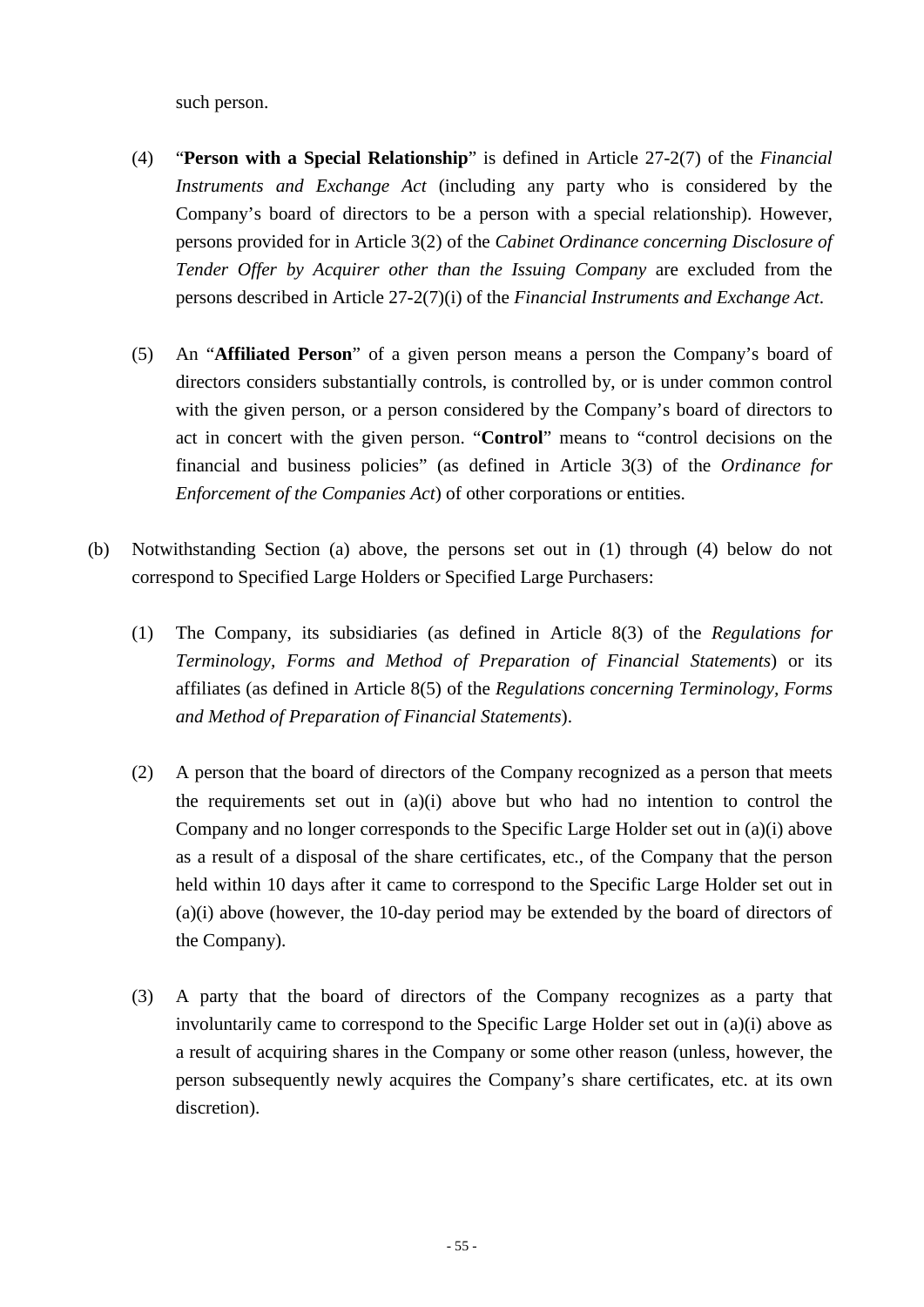such person.

(4) "**Person with a Special Relationship**" is defined in Article 27-2(7) of the *Financial Instruments and Exchange Act* (including any party who is considered by the Company's board of directors to be a person with a special relationship). However, persons provided for in Article 3(2) of the *Cabinet Ordinance concerning Disclosure of Tender Offer by Acquirer other than the Issuing Company* are excluded from the persons described in Article 27-2(7)(i) of the *Financial Instruments and Exchange Act*.

(5) An "**Affiliated Person**" of a given person means a person the Company's board of directors considers substantially controls, is controlled by, or is under common control with the given person, or a person considered by the Company's board of directors to act in concert with the given person. "**Control**" means to "control decisions on the financial and business policies" (as defined in Article 3(3) of the *Ordinance for Enforcement of the Companies Act*) of other corporations or entities.

(b) Notwithstanding Section (a) above, the persons set out in (1) through (4) below do not correspond to Specified Large Holders or Specified Large Purchasers:

(1) The Company, its subsidiaries (as defined in Article 8(3) of the *Regulations for Terminology, Forms and Method of Preparation of Financial Statements*) or its affiliates (as defined in Article 8(5) of the *Regulations concerning Terminology, Forms and Method of Preparation of Financial Statements*).

(2) A person that the board of directors of the Company recognized as a person that meets the requirements set out in (a)(i) above but who had no intention to control the Company and no longer corresponds to the Specific Large Holder set out in (a)(i) above as a result of a disposal of the share certificates, etc., of the Company that the person held within 10 days after it came to correspond to the Specific Large Holder set out in (a)(i) above (however, the 10-day period may be extended by the board of directors of the Company).

(3) A party that the board of directors of the Company recognizes as a party that involuntarily came to correspond to the Specific Large Holder set out in (a)(i) above as a result of acquiring shares in the Company or some other reason (unless, however, the person subsequently newly acquires the Company's share certificates, etc. at its own discretion).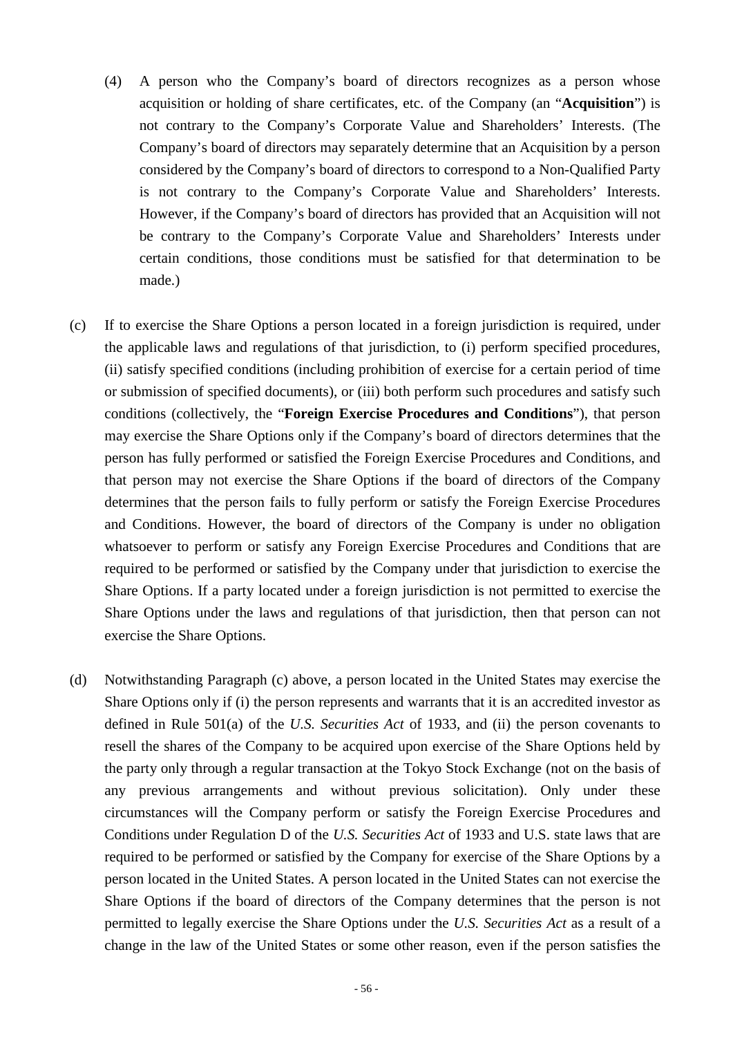(4) A person who the Company's board of directors recognizes as a person whose acquisition or holding of share certificates, etc. of the Company (an "**Acquisition**") is not contrary to the Company's Corporate Value and Shareholders' Interests. (The Company's board of directors may separately determine that an Acquisition by a person considered by the Company's board of directors to correspond to a Non-Qualified Party is not contrary to the Company's Corporate Value and Shareholders' Interests. However, if the Company's board of directors has provided that an Acquisition will not be contrary to the Company's Corporate Value and Shareholders' Interests under certain conditions, those conditions must be satisfied for that determination to be made.)

(c) If to exercise the Share Options a person located in a foreign jurisdiction is required, under the applicable laws and regulations of that jurisdiction, to (i) perform specified procedures, (ii) satisfy specified conditions (including prohibition of exercise for a certain period of time or submission of specified documents), or (iii) both perform such procedures and satisfy such conditions (collectively, the "**Foreign Exercise Procedures and Conditions**"), that person may exercise the Share Options only if the Company's board of directors determines that the person has fully performed or satisfied the Foreign Exercise Procedures and Conditions, and that person may not exercise the Share Options if the board of directors of the Company determines that the person fails to fully perform or satisfy the Foreign Exercise Procedures and Conditions. However, the board of directors of the Company is under no obligation whatsoever to perform or satisfy any Foreign Exercise Procedures and Conditions that are required to be performed or satisfied by the Company under that jurisdiction to exercise the Share Options. If a party located under a foreign jurisdiction is not permitted to exercise the Share Options under the laws and regulations of that jurisdiction, then that person can not exercise the Share Options.

(d) Notwithstanding Paragraph (c) above, a person located in the United States may exercise the Share Options only if (i) the person represents and warrants that it is an accredited investor as defined in Rule 501(a) of the *U.S. Securities Act* of 1933, and (ii) the person covenants to resell the shares of the Company to be acquired upon exercise of the Share Options held by the party only through a regular transaction at the Tokyo Stock Exchange (not on the basis of any previous arrangements and without previous solicitation). Only under these circumstances will the Company perform or satisfy the Foreign Exercise Procedures and Conditions under Regulation D of the *U.S. Securities Act* of 1933 and U.S. state laws that are required to be performed or satisfied by the Company for exercise of the Share Options by a person located in the United States. A person located in the United States can not exercise the Share Options if the board of directors of the Company determines that the person is not permitted to legally exercise the Share Options under the *U.S. Securities Act* as a result of a change in the law of the United States or some other reason, even if the person satisfies the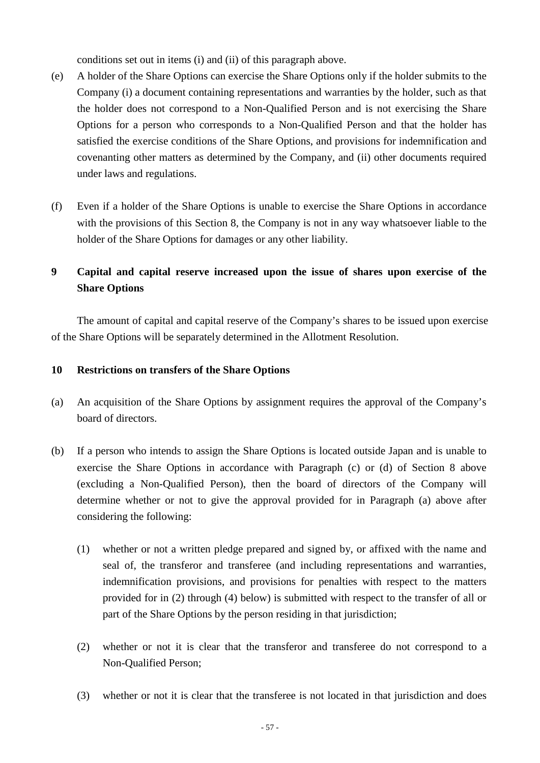conditions set out in items (i) and (ii) of this paragraph above.

(e) A holder of the Share Options can exercise the Share Options only if the holder submits to the Company (i) a document containing representations and warranties by the holder, such as that the holder does not correspond to a Non-Qualified Person and is not exercising the Share Options for a person who corresponds to a Non-Qualified Person and that the holder has satisfied the exercise conditions of the Share Options, and provisions for indemnification and covenanting other matters as determined by the Company, and (ii) other documents required under laws and regulations.

(f) Even if a holder of the Share Options is unable to exercise the Share Options in accordance with the provisions of this Section 8, the Company is not in any way whatsoever liable to the holder of the Share Options for damages or any other liability.

## 9 Capital and capital reserve increased upon the issue of shares upon exercise of the Share Options

The amount of capital and capital reserve of the Company's shares to be issued upon exercise of the Share Options will be separately determined in the Allotment Resolution.

## 10 Restrictions on transfers of the Share Options

(a) An acquisition of the Share Options by assignment requires the approval of the Company's board of directors.

(b) If a person who intends to assign the Share Options is located outside Japan and is unable to exercise the Share Options in accordance with Paragraph (c) or (d) of Section 8 above (excluding a Non-Qualified Person), then the board of directors of the Company will determine whether or not to give the approval provided for in Paragraph (a) above after considering the following:

   (1) whether or not a written pledge prepared and signed by, or affixed with the name and seal of, the transferor and transferee (and including representations and warranties, indemnification provisions, and provisions for penalties with respect to the matters provided for in (2) through (4) below) is submitted with respect to the transfer of all or part of the Share Options by the person residing in that jurisdiction;

   (2) whether or not it is clear that the transferor and transferee do not correspond to a Non-Qualified Person;

   (3) whether or not it is clear that the transferee is not located in that jurisdiction and does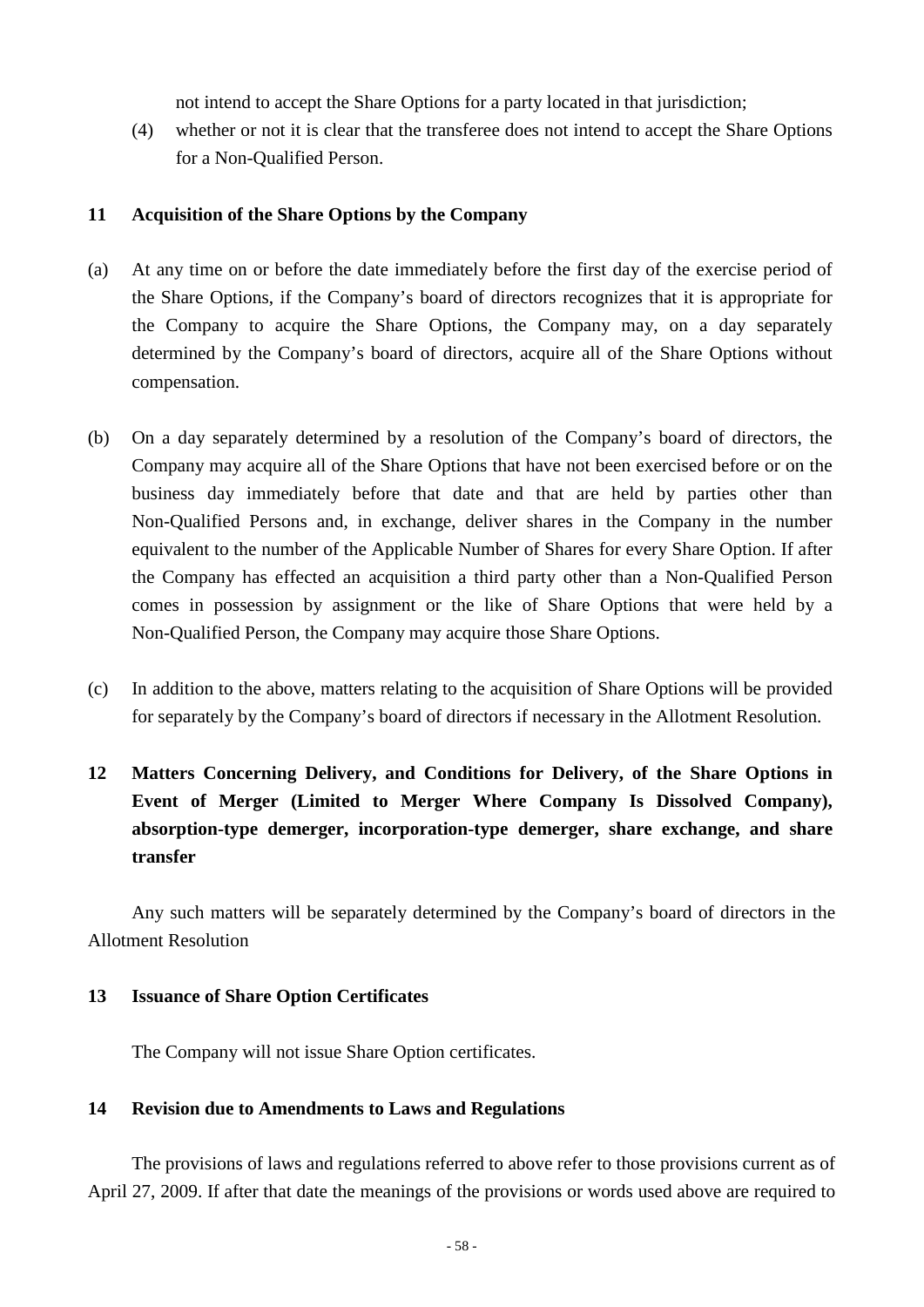not intend to accept the Share Options for a party located in that jurisdiction;

(4) whether or not it is clear that the transferee does not intend to accept the Share Options for a Non-Qualified Person.

**11 Acquisition of the Share Options by the Company**

(a) At any time on or before the date immediately before the first day of the exercise period of the Share Options, if the Company's board of directors recognizes that it is appropriate for the Company to acquire the Share Options, the Company may, on a day separately determined by the Company's board of directors, acquire all of the Share Options without compensation.

(b) On a day separately determined by a resolution of the Company's board of directors, the Company may acquire all of the Share Options that have not been exercised before or on the business day immediately before that date and that are held by parties other than Non-Qualified Persons and, in exchange, deliver shares in the Company in the number equivalent to the number of the Applicable Number of Shares for every Share Option. If after the Company has effected an acquisition a third party other than a Non-Qualified Person comes in possession by assignment or the like of Share Options that were held by a Non-Qualified Person, the Company may acquire those Share Options.

(c) In addition to the above, matters relating to the acquisition of Share Options will be provided for separately by the Company's board of directors if necessary in the Allotment Resolution.

**12 Matters Concerning Delivery, and Conditions for Delivery, of the Share Options in Event of Merger (Limited to Merger Where Company Is Dissolved Company), absorption-type demerger, incorporation-type demerger, share exchange, and share transfer**

Any such matters will be separately determined by the Company's board of directors in the Allotment Resolution

**13 Issuance of Share Option Certificates**

The Company will not issue Share Option certificates.

**14 Revision due to Amendments to Laws and Regulations**

The provisions of laws and regulations referred to above refer to those provisions current as of April 27, 2009. If after that date the meanings of the provisions or words used above are required to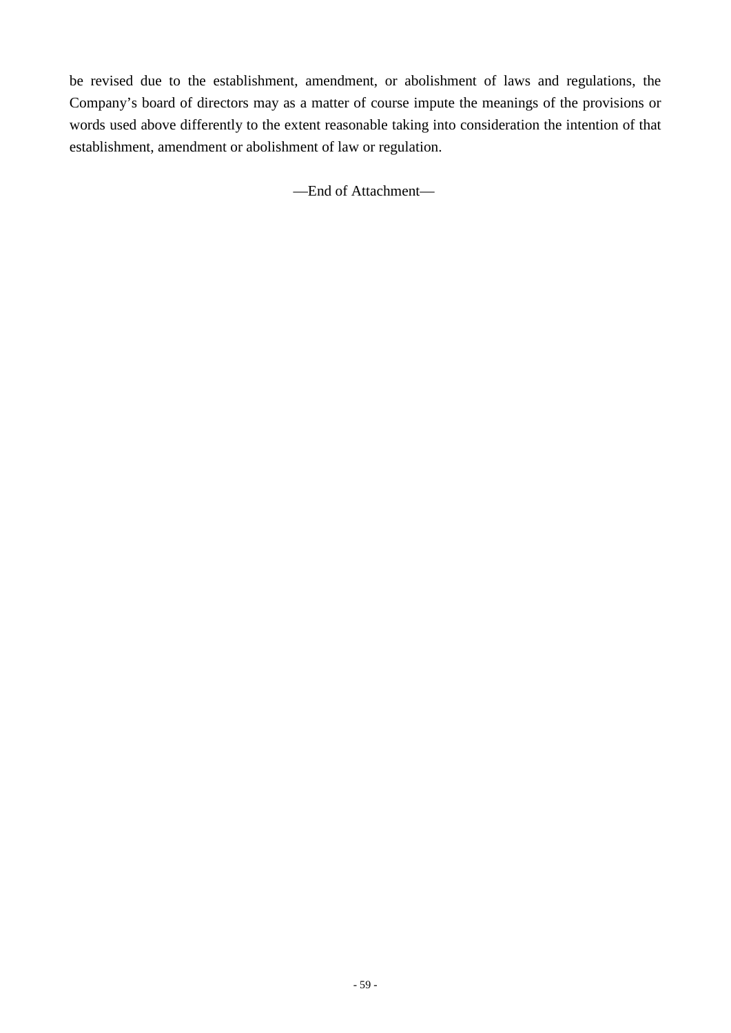be revised due to the establishment, amendment, or abolishment of laws and regulations, the Company's board of directors may as a matter of course impute the meanings of the provisions or words used above differently to the extent reasonable taking into consideration the intention of that establishment, amendment or abolishment of law or regulation.

—End of Attachment—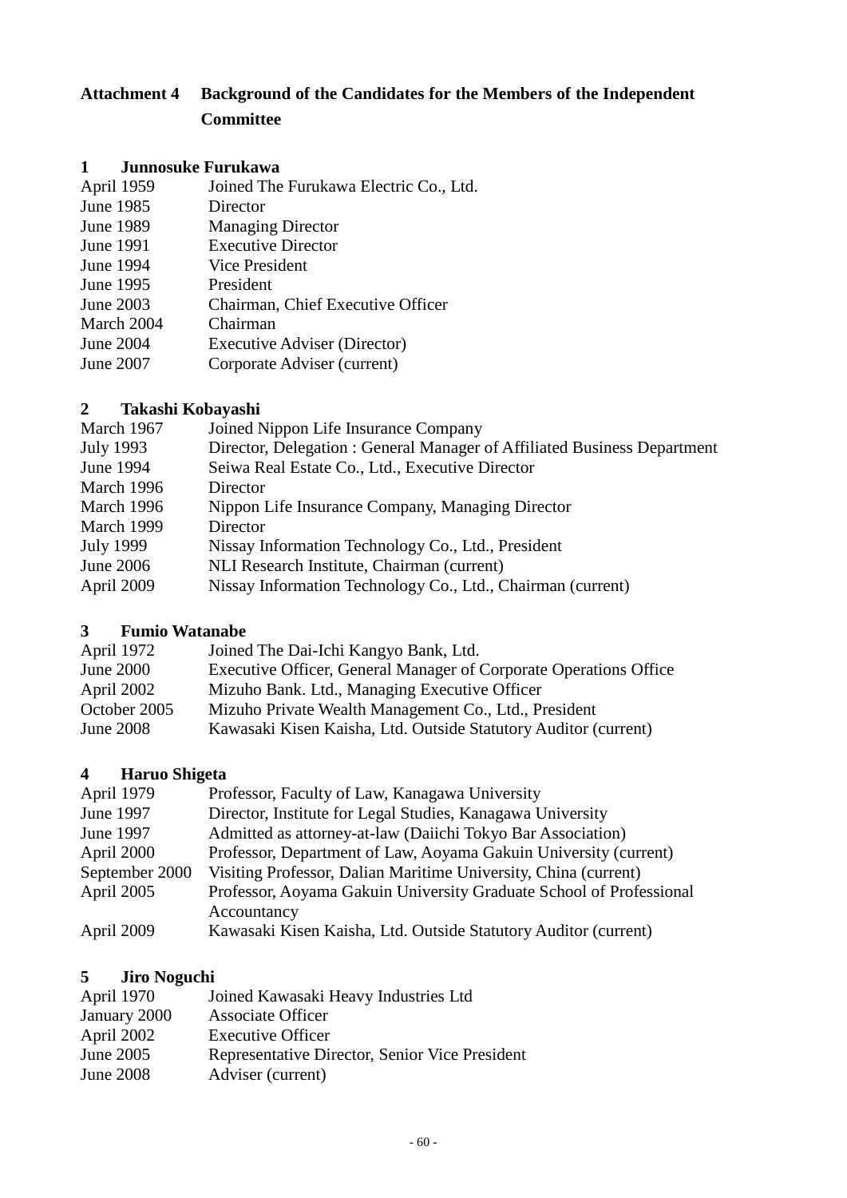## Attachment 4 Background of the Candidates for the Members of the Independent Committee

### 1 Junnosuke Furukawa

| | |
|---|---|
| April 1959 | Joined The Furukawa Electric Co., Ltd. |
| June 1985 | Director |
| June 1989 | Managing Director |
| June 1991 | Executive Director |
| June 1994 | Vice President |
| June 1995 | President |
| June 2003 | Chairman, Chief Executive Officer |
| March 2004 | Chairman |
| June 2004 | Executive Adviser (Director) |
| June 2007 | Corporate Adviser (current) |

### 2 Takashi Kobayashi

| | |
|---|---|
| March 1967 | Joined Nippon Life Insurance Company |
| July 1993 | Director, Delegation : General Manager of Affiliated Business Department |
| June 1994 | Seiwa Real Estate Co., Ltd., Executive Director |
| March 1996 | Director |
| March 1996 | Nippon Life Insurance Company, Managing Director |
| March 1999 | Director |
| July 1999 | Nissay Information Technology Co., Ltd., President |
| June 2006 | NLI Research Institute, Chairman (current) |
| April 2009 | Nissay Information Technology Co., Ltd., Chairman (current) |

### 3 Fumio Watanabe

| | |
|---|---|
| April 1972 | Joined The Dai-Ichi Kangyo Bank, Ltd. |
| June 2000 | Executive Officer, General Manager of Corporate Operations Office |
| April 2002 | Mizuho Bank. Ltd., Managing Executive Officer |
| October 2005 | Mizuho Private Wealth Management Co., Ltd., President |
| June 2008 | Kawasaki Kisen Kaisha, Ltd. Outside Statutory Auditor (current) |

### 4 Haruo Shigeta

| | |
|---|---|
| April 1979 | Professor, Faculty of Law, Kanagawa University |
| June 1997 | Director, Institute for Legal Studies, Kanagawa University |
| June 1997 | Admitted as attorney-at-law (Daiichi Tokyo Bar Association) |
| April 2000 | Professor, Department of Law, Aoyama Gakuin University (current) |
| September 2000 | Visiting Professor, Dalian Maritime University, China (current) |
| April 2005 | Professor, Aoyama Gakuin University Graduate School of Professional Accountancy |
| April 2009 | Kawasaki Kisen Kaisha, Ltd. Outside Statutory Auditor (current) |

### 5 Jiro Noguchi

| | |
|---|---|
| April 1970 | Joined Kawasaki Heavy Industries Ltd |
| January 2000 | Associate Officer |
| April 2002 | Executive Officer |
| June 2005 | Representative Director, Senior Vice President |
| June 2008 | Adviser (current) |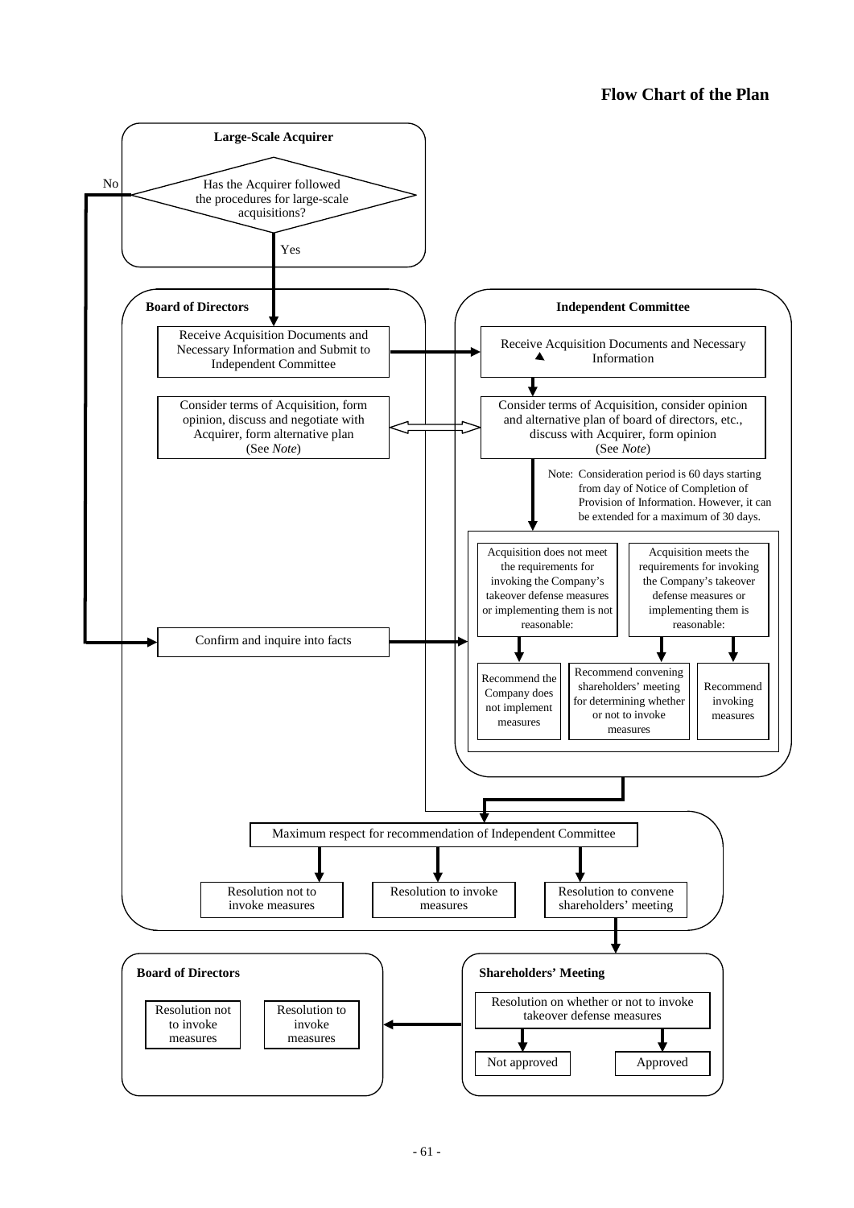## Flow Chart of the Plan

**Large-Scale Acquirer**

Has the Acquirer followed the procedures for large-scale acquisitions?

- Yes → Board of Directors: Receive Acquisition Documents and Necessary Information and Submit to Independent Committee
- No → Board of Directors: Confirm and inquire into facts

**Board of Directors**

- Receive Acquisition Documents and Necessary Information and Submit to Independent Committee
- Consider terms of Acquisition, form opinion, discuss and negotiate with Acquirer, form alternative plan (See *Note*)
- Confirm and inquire into facts

**Independent Committee**

- Receive Acquisition Documents and Necessary Information
- Consider terms of Acquisition, consider opinion and alternative plan of board of directors, etc., discuss with Acquirer, form opinion (See *Note*)

Note: Consideration period is 60 days starting from day of Notice of Completion of Provision of Information. However, it can be extended for a maximum of 30 days.

- Acquisition does not meet the requirements for invoking the Company's takeover defense measures or implementing them is not reasonable:
  - Recommend the Company does not implement measures
- Acquisition meets the requirements for invoking the Company's takeover defense measures or implementing them is reasonable:
  - Recommend convening shareholders' meeting for determining whether or not to invoke measures
  - Recommend invoking measures

**Board of Directors**

Maximum respect for recommendation of Independent Committee

- Resolution not to invoke measures
- Resolution to invoke measures
- Resolution to convene shareholders' meeting

**Shareholders' Meeting**

Resolution on whether or not to invoke takeover defense measures

- Not approved
- Approved

**Board of Directors**

- Resolution not to invoke measures
- Resolution to invoke measures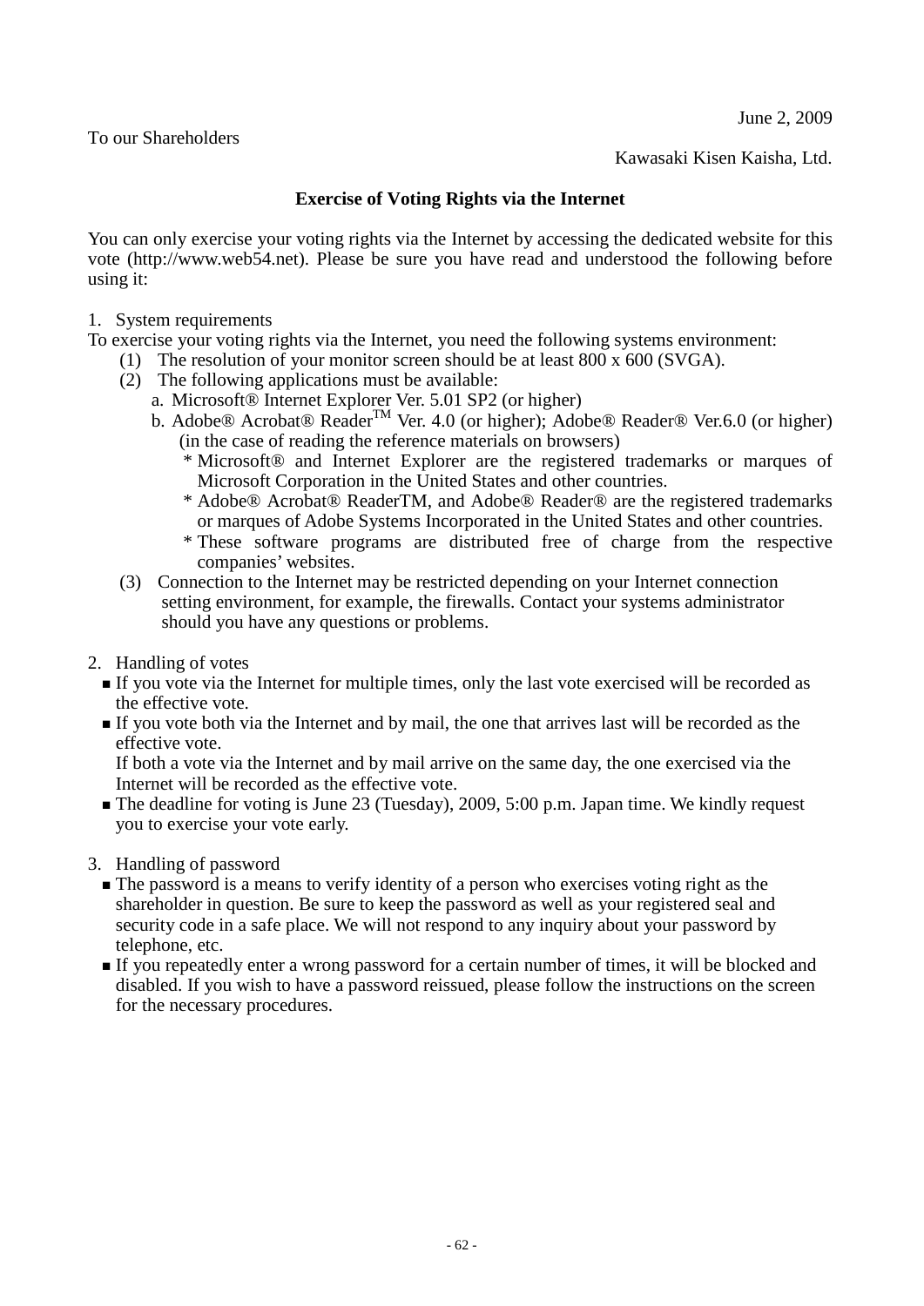June 2, 2009

To our Shareholders

Kawasaki Kisen Kaisha, Ltd.

**Exercise of Voting Rights via the Internet**

You can only exercise your voting rights via the Internet by accessing the dedicated website for this vote (http://www.web54.net). Please be sure you have read and understood the following before using it:

1. System requirements

To exercise your voting rights via the Internet, you need the following systems environment:

(1) The resolution of your monitor screen should be at least 800 x 600 (SVGA).

(2) The following applications must be available:

a. Microsoft® Internet Explorer Ver. 5.01 SP2 (or higher)

b. Adobe® Acrobat® Reader™ Ver. 4.0 (or higher); Adobe® Reader® Ver.6.0 (or higher) (in the case of reading the reference materials on browsers)

* Microsoft® and Internet Explorer are the registered trademarks or marques of Microsoft Corporation in the United States and other countries.
* Adobe® Acrobat® ReaderTM, and Adobe® Reader® are the registered trademarks or marques of Adobe Systems Incorporated in the United States and other countries.
* These software programs are distributed free of charge from the respective companies' websites.

(3) Connection to the Internet may be restricted depending on your Internet connection setting environment, for example, the firewalls. Contact your systems administrator should you have any questions or problems.

2. Handling of votes

- If you vote via the Internet for multiple times, only the last vote exercised will be recorded as the effective vote.
- If you vote both via the Internet and by mail, the one that arrives last will be recorded as the effective vote.
  If both a vote via the Internet and by mail arrive on the same day, the one exercised via the Internet will be recorded as the effective vote.
- The deadline for voting is June 23 (Tuesday), 2009, 5:00 p.m. Japan time. We kindly request you to exercise your vote early.

3. Handling of password

- The password is a means to verify identity of a person who exercises voting right as the shareholder in question. Be sure to keep the password as well as your registered seal and security code in a safe place. We will not respond to any inquiry about your password by telephone, etc.
- If you repeatedly enter a wrong password for a certain number of times, it will be blocked and disabled. If you wish to have a password reissued, please follow the instructions on the screen for the necessary procedures.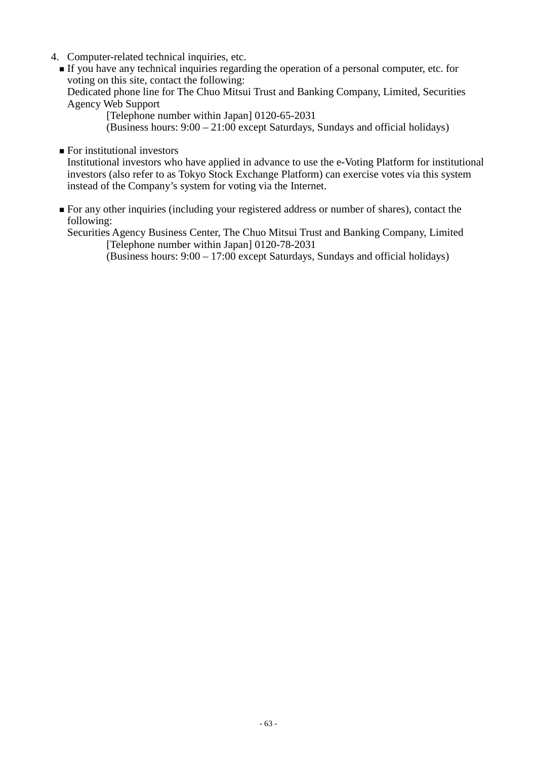4. Computer-related technical inquiries, etc.
   - If you have any technical inquiries regarding the operation of a personal computer, etc. for voting on this site, contact the following:
     Dedicated phone line for The Chuo Mitsui Trust and Banking Company, Limited, Securities Agency Web Support
     [Telephone number within Japan] 0120-65-2031
     (Business hours: 9:00 – 21:00 except Saturdays, Sundays and official holidays)

   - For institutional investors
     Institutional investors who have applied in advance to use the e-Voting Platform for institutional investors (also refer to as Tokyo Stock Exchange Platform) can exercise votes via this system instead of the Company's system for voting via the Internet.

   - For any other inquiries (including your registered address or number of shares), contact the following:
     Securities Agency Business Center, The Chuo Mitsui Trust and Banking Company, Limited
     [Telephone number within Japan] 0120-78-2031
     (Business hours: 9:00 – 17:00 except Saturdays, Sundays and official holidays)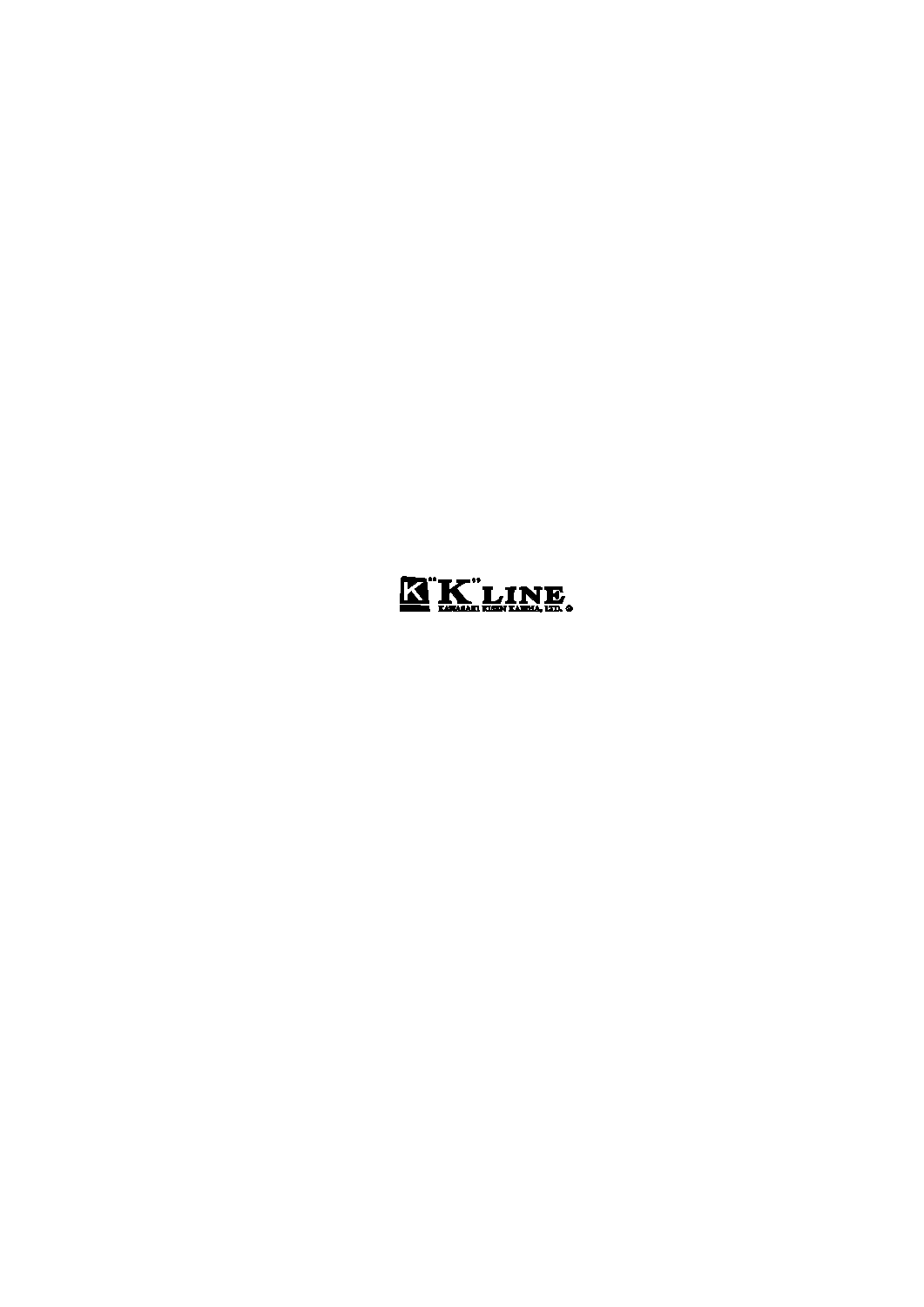"K" LINE

KAWASAKI KISEN KAISHA, LTD. ®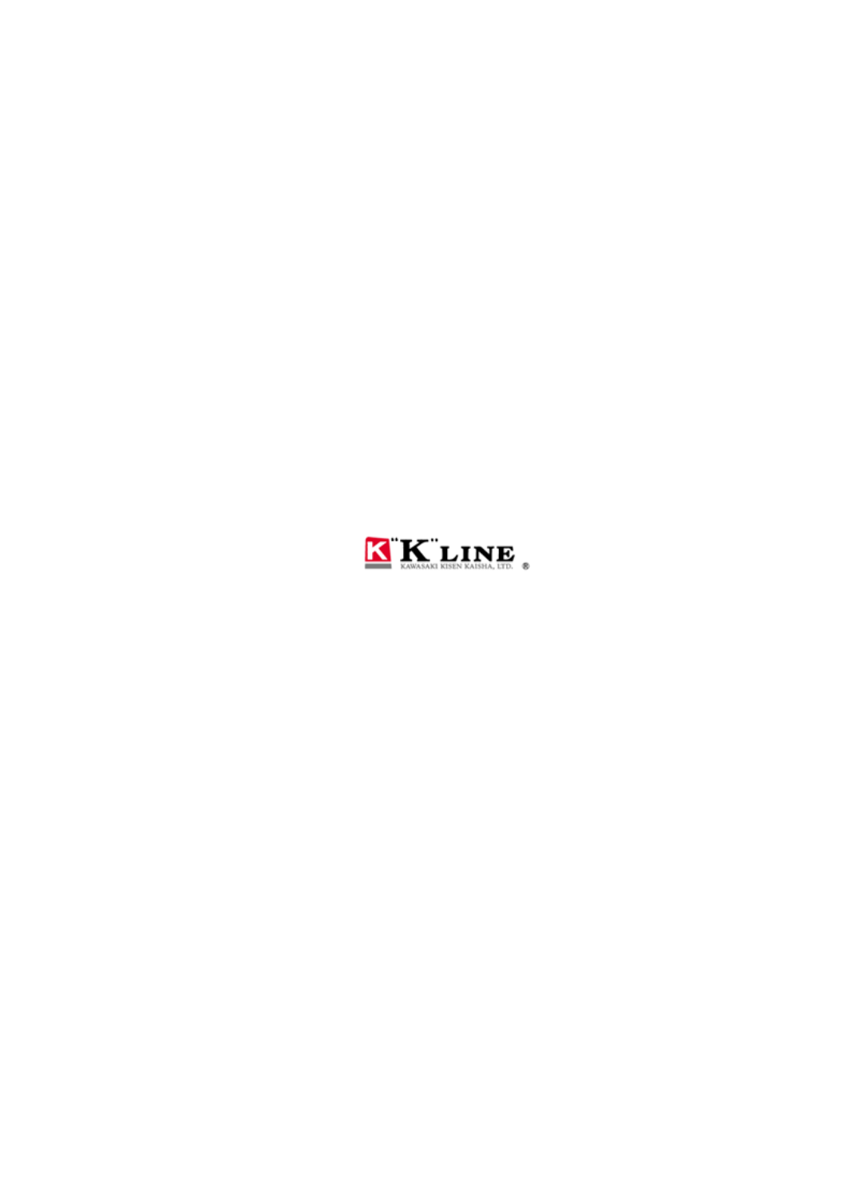"K" LINE

KAWASAKI KISEN KAISHA, LTD. ®